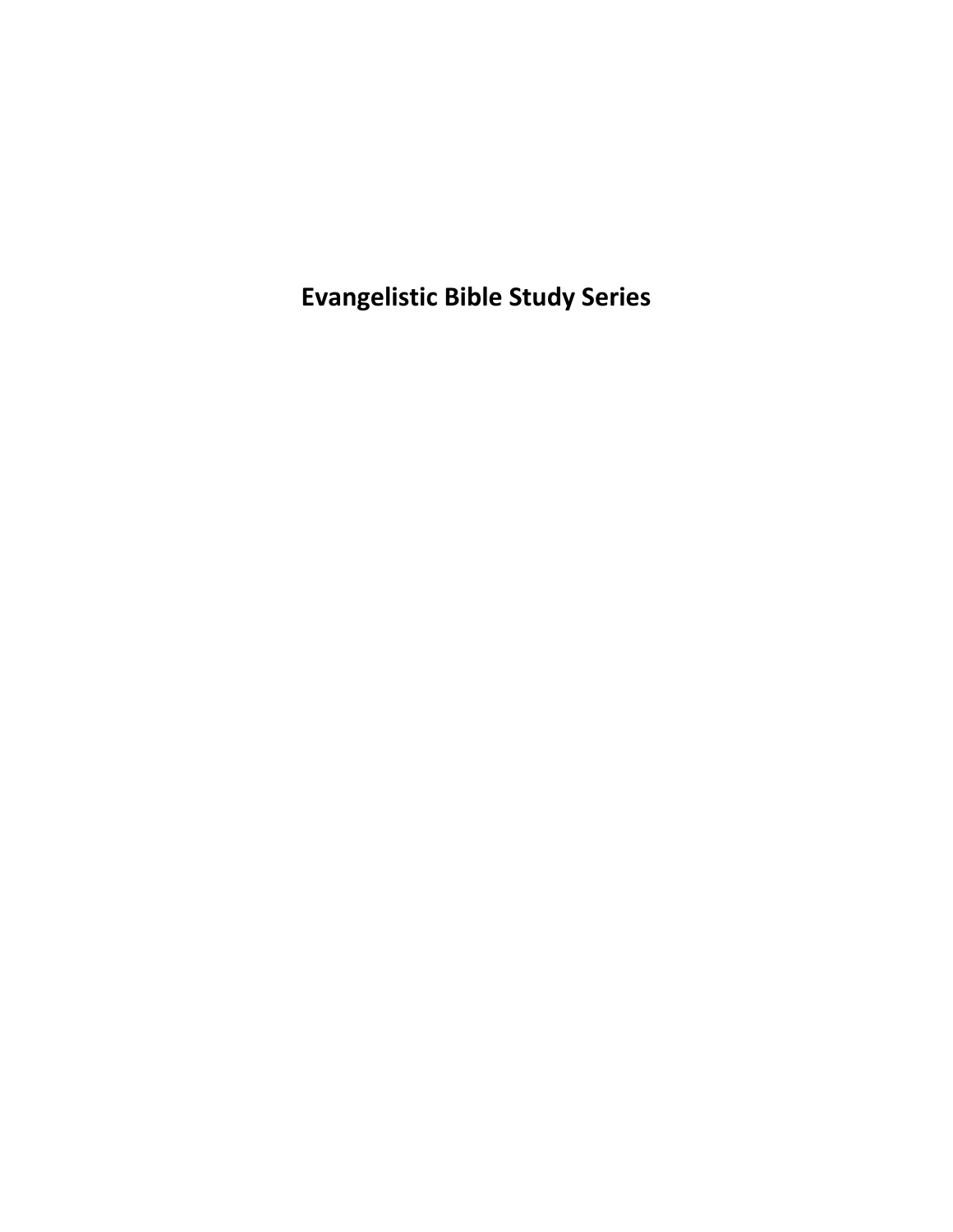# Evangelistic Bible Study Series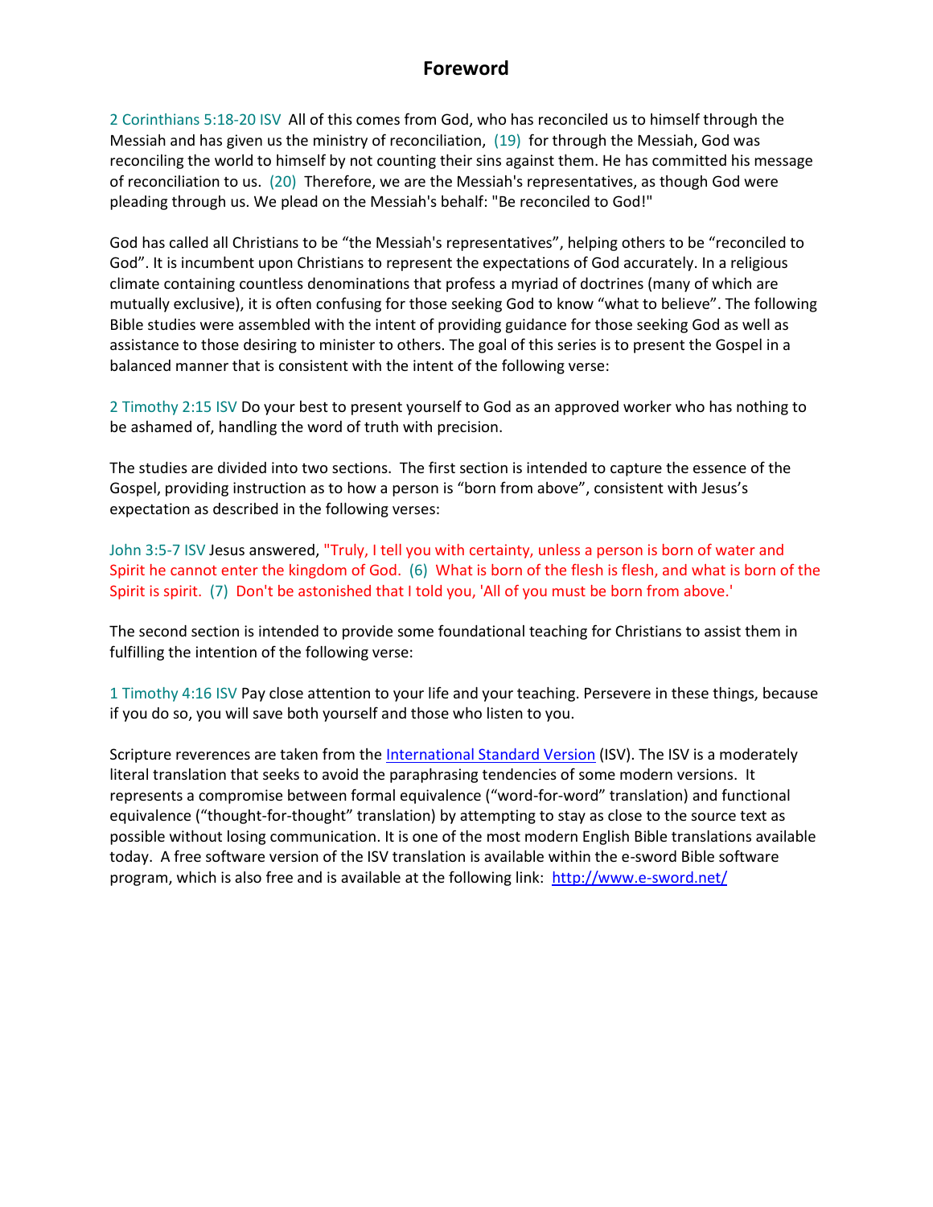# Foreword

2 Corinthians 5:18-20 ISV All of this comes from God, who has reconciled us to himself through the Messiah and has given us the ministry of reconciliation, (19) for through the Messiah, God was reconciling the world to himself by not counting their sins against them. He has committed his message of reconciliation to us. (20) Therefore, we are the Messiah's representatives, as though God were pleading through us. We plead on the Messiah's behalf: "Be reconciled to God!"

God has called all Christians to be "the Messiah's representatives", helping others to be "reconciled to God". It is incumbent upon Christians to represent the expectations of God accurately. In a religious climate containing countless denominations that profess a myriad of doctrines (many of which are mutually exclusive), it is often confusing for those seeking God to know "what to believe". The following Bible studies were assembled with the intent of providing guidance for those seeking God as well as assistance to those desiring to minister to others. The goal of this series is to present the Gospel in a balanced manner that is consistent with the intent of the following verse:

2 Timothy 2:15 ISV Do your best to present yourself to God as an approved worker who has nothing to be ashamed of, handling the word of truth with precision.

The studies are divided into two sections. The first section is intended to capture the essence of the Gospel, providing instruction as to how a person is "born from above", consistent with Jesus's expectation as described in the following verses:

John 3:5-7 ISV Jesus answered, "Truly, I tell you with certainty, unless a person is born of water and Spirit he cannot enter the kingdom of God. (6) What is born of the flesh is flesh, and what is born of the Spirit is spirit. (7) Don't be astonished that I told you, 'All of you must be born from above.'

The second section is intended to provide some foundational teaching for Christians to assist them in fulfilling the intention of the following verse:

1 Timothy 4:16 ISV Pay close attention to your life and your teaching. Persevere in these things, because if you do so, you will save both yourself and those who listen to you.

Scripture reverences are taken from the [International Standard Version](International Standard Version) (ISV). The ISV is a moderately literal translation that seeks to avoid the paraphrasing tendencies of some modern versions. It represents a compromise between formal equivalence ("word-for-word" translation) and functional equivalence ("thought-for-thought" translation) by attempting to stay as close to the source text as possible without losing communication. It is one of the most modern English Bible translations available today. A free software version of the ISV translation is available within the e-sword Bible software program, which is also free and is available at the following link: [http://www.e-sword.net/](http://www.e-sword.net/)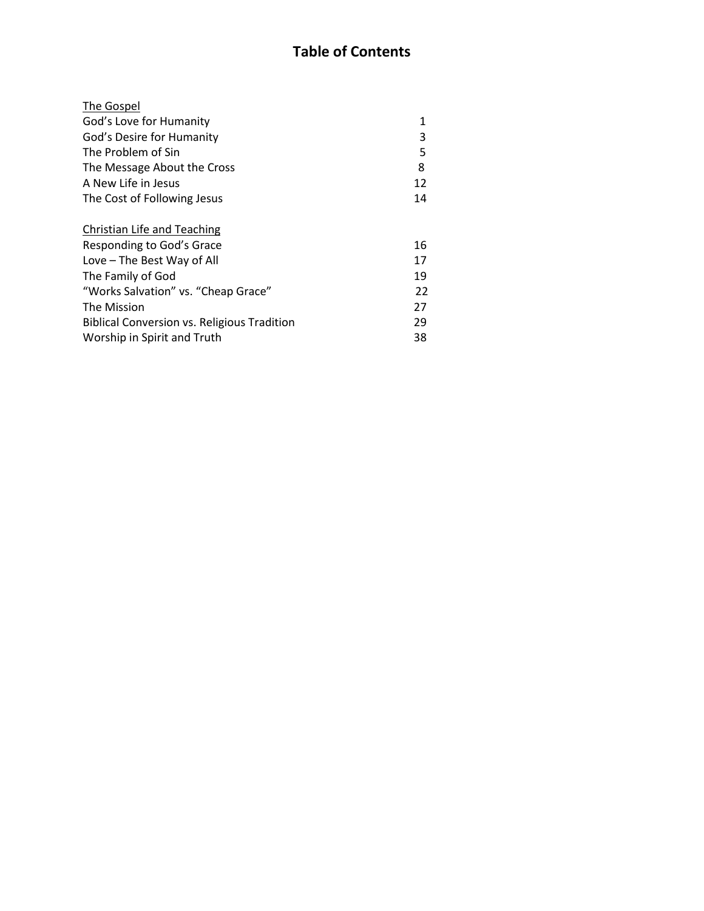# Table of Contents

<u>The Gospel</u>

| | |
|---|---|
| God's Love for Humanity | 1 |
| God's Desire for Humanity | 3 |
| The Problem of Sin | 5 |
| The Message About the Cross | 8 |
| A New Life in Jesus | 12 |
| The Cost of Following Jesus | 14 |

<u>Christian Life and Teaching</u>

| | |
|---|---|
| Responding to God's Grace | 16 |
| Love – The Best Way of All | 17 |
| The Family of God | 19 |
| "Works Salvation" vs. "Cheap Grace" | 22 |
| The Mission | 27 |
| Biblical Conversion vs. Religious Tradition | 29 |
| Worship in Spirit and Truth | 38 |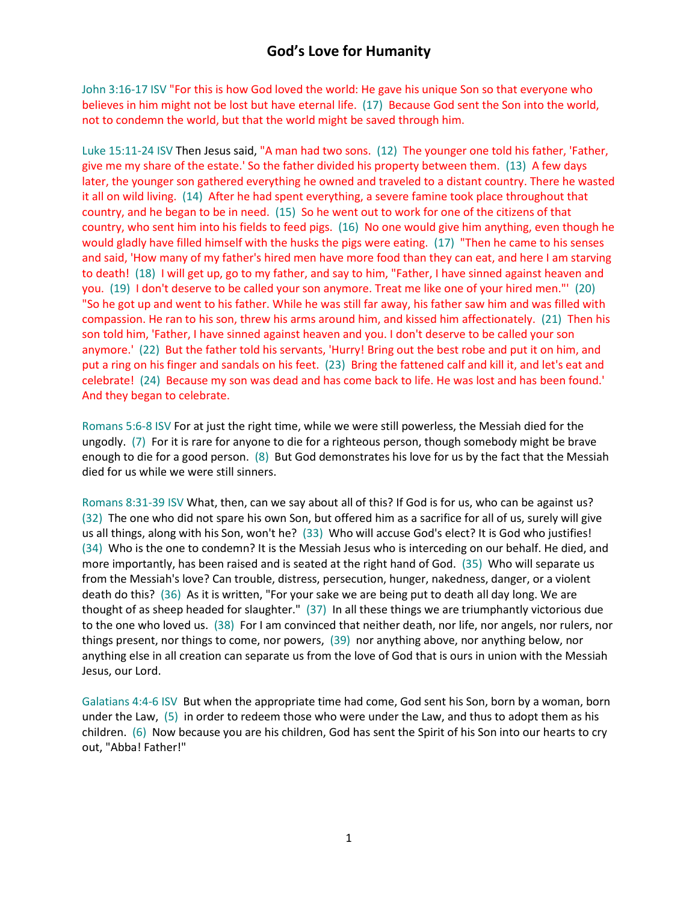# God's Love for Humanity

John 3:16-17 ISV "For this is how God loved the world: He gave his unique Son so that everyone who believes in him might not be lost but have eternal life. (17) Because God sent the Son into the world, not to condemn the world, but that the world might be saved through him.

Luke 15:11-24 ISV Then Jesus said, "A man had two sons. (12) The younger one told his father, 'Father, give me my share of the estate.' So the father divided his property between them. (13) A few days later, the younger son gathered everything he owned and traveled to a distant country. There he wasted it all on wild living. (14) After he had spent everything, a severe famine took place throughout that country, and he began to be in need. (15) So he went out to work for one of the citizens of that country, who sent him into his fields to feed pigs. (16) No one would give him anything, even though he would gladly have filled himself with the husks the pigs were eating. (17) "Then he came to his senses and said, 'How many of my father's hired men have more food than they can eat, and here I am starving to death! (18) I will get up, go to my father, and say to him, "Father, I have sinned against heaven and you. (19) I don't deserve to be called your son anymore. Treat me like one of your hired men."' (20) "So he got up and went to his father. While he was still far away, his father saw him and was filled with compassion. He ran to his son, threw his arms around him, and kissed him affectionately. (21) Then his son told him, 'Father, I have sinned against heaven and you. I don't deserve to be called your son anymore.' (22) But the father told his servants, 'Hurry! Bring out the best robe and put it on him, and put a ring on his finger and sandals on his feet. (23) Bring the fattened calf and kill it, and let's eat and celebrate! (24) Because my son was dead and has come back to life. He was lost and has been found.' And they began to celebrate.

Romans 5:6-8 ISV For at just the right time, while we were still powerless, the Messiah died for the ungodly. (7) For it is rare for anyone to die for a righteous person, though somebody might be brave enough to die for a good person. (8) But God demonstrates his love for us by the fact that the Messiah died for us while we were still sinners.

Romans 8:31-39 ISV What, then, can we say about all of this? If God is for us, who can be against us? (32) The one who did not spare his own Son, but offered him as a sacrifice for all of us, surely will give us all things, along with his Son, won't he? (33) Who will accuse God's elect? It is God who justifies! (34) Who is the one to condemn? It is the Messiah Jesus who is interceding on our behalf. He died, and more importantly, has been raised and is seated at the right hand of God. (35) Who will separate us from the Messiah's love? Can trouble, distress, persecution, hunger, nakedness, danger, or a violent death do this? (36) As it is written, "For your sake we are being put to death all day long. We are thought of as sheep headed for slaughter." (37) In all these things we are triumphantly victorious due to the one who loved us. (38) For I am convinced that neither death, nor life, nor angels, nor rulers, nor things present, nor things to come, nor powers, (39) nor anything above, nor anything below, nor anything else in all creation can separate us from the love of God that is ours in union with the Messiah Jesus, our Lord.

Galatians 4:4-6 ISV But when the appropriate time had come, God sent his Son, born by a woman, born under the Law, (5) in order to redeem those who were under the Law, and thus to adopt them as his children. (6) Now because you are his children, God has sent the Spirit of his Son into our hearts to cry out, "Abba! Father!"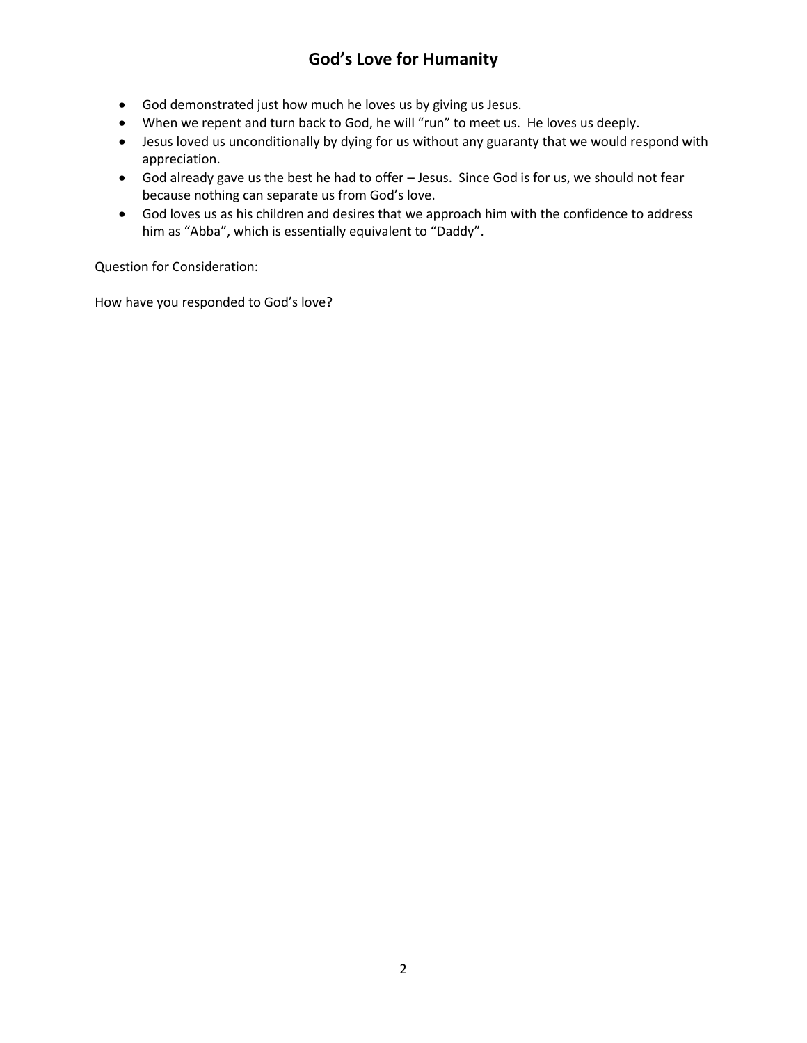# God's Love for Humanity

- God demonstrated just how much he loves us by giving us Jesus.
- When we repent and turn back to God, he will "run" to meet us. He loves us deeply.
- Jesus loved us unconditionally by dying for us without any guaranty that we would respond with appreciation.
- God already gave us the best he had to offer – Jesus. Since God is for us, we should not fear because nothing can separate us from God's love.
- God loves us as his children and desires that we approach him with the confidence to address him as "Abba", which is essentially equivalent to "Daddy".

Question for Consideration:

How have you responded to God's love?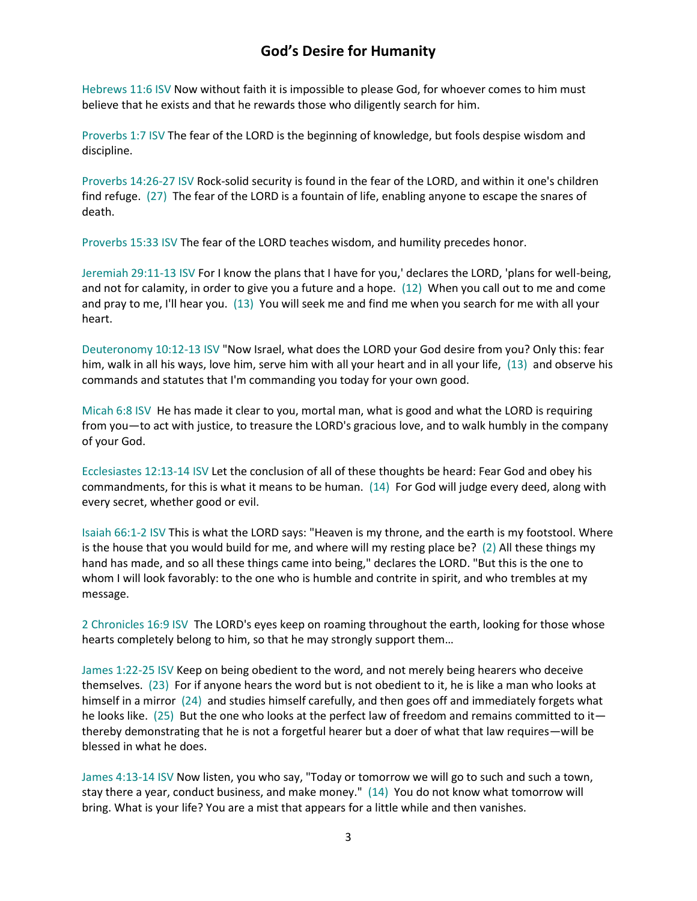# God’s Desire for Humanity

Hebrews 11:6 ISV Now without faith it is impossible to please God, for whoever comes to him must believe that he exists and that he rewards those who diligently search for him.

Proverbs 1:7 ISV The fear of the LORD is the beginning of knowledge, but fools despise wisdom and discipline.

Proverbs 14:26-27 ISV Rock-solid security is found in the fear of the LORD, and within it one's children find refuge. (27) The fear of the LORD is a fountain of life, enabling anyone to escape the snares of death.

Proverbs 15:33 ISV The fear of the LORD teaches wisdom, and humility precedes honor.

Jeremiah 29:11-13 ISV For I know the plans that I have for you,' declares the LORD, 'plans for well-being, and not for calamity, in order to give you a future and a hope. (12) When you call out to me and come and pray to me, I'll hear you. (13) You will seek me and find me when you search for me with all your heart.

Deuteronomy 10:12-13 ISV "Now Israel, what does the LORD your God desire from you? Only this: fear him, walk in all his ways, love him, serve him with all your heart and in all your life, (13) and observe his commands and statutes that I'm commanding you today for your own good.

Micah 6:8 ISV He has made it clear to you, mortal man, what is good and what the LORD is requiring from you—to act with justice, to treasure the LORD's gracious love, and to walk humbly in the company of your God.

Ecclesiastes 12:13-14 ISV Let the conclusion of all of these thoughts be heard: Fear God and obey his commandments, for this is what it means to be human. (14) For God will judge every deed, along with every secret, whether good or evil.

Isaiah 66:1-2 ISV This is what the LORD says: "Heaven is my throne, and the earth is my footstool. Where is the house that you would build for me, and where will my resting place be? (2) All these things my hand has made, and so all these things came into being," declares the LORD. "But this is the one to whom I will look favorably: to the one who is humble and contrite in spirit, and who trembles at my message.

2 Chronicles 16:9 ISV The LORD's eyes keep on roaming throughout the earth, looking for those whose hearts completely belong to him, so that he may strongly support them…

James 1:22-25 ISV Keep on being obedient to the word, and not merely being hearers who deceive themselves. (23) For if anyone hears the word but is not obedient to it, he is like a man who looks at himself in a mirror (24) and studies himself carefully, and then goes off and immediately forgets what he looks like. (25) But the one who looks at the perfect law of freedom and remains committed to it—thereby demonstrating that he is not a forgetful hearer but a doer of what that law requires—will be blessed in what he does.

James 4:13-14 ISV Now listen, you who say, "Today or tomorrow we will go to such and such a town, stay there a year, conduct business, and make money." (14) You do not know what tomorrow will bring. What is your life? You are a mist that appears for a little while and then vanishes.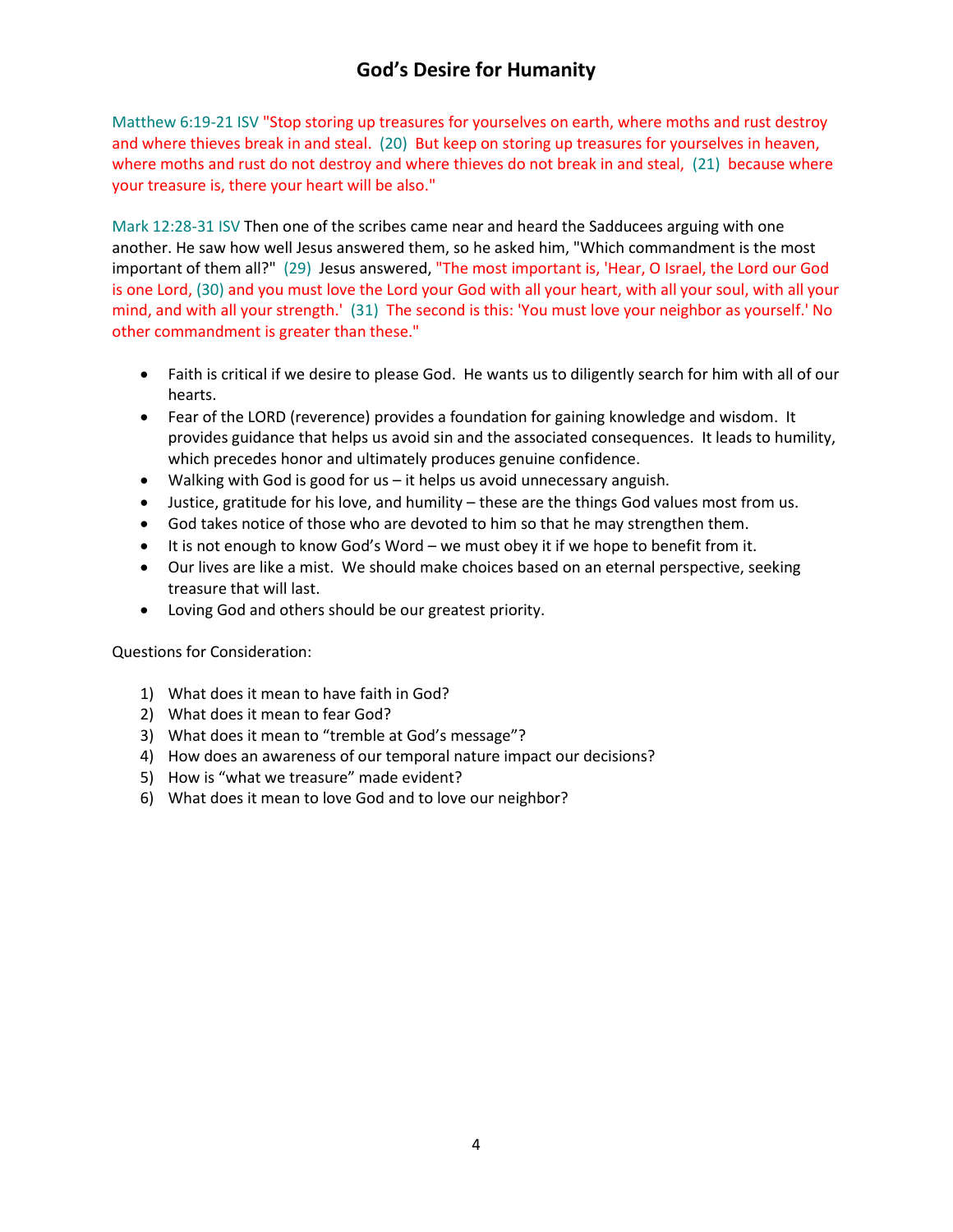# God's Desire for Humanity

Matthew 6:19-21 ISV "Stop storing up treasures for yourselves on earth, where moths and rust destroy and where thieves break in and steal. (20) But keep on storing up treasures for yourselves in heaven, where moths and rust do not destroy and where thieves do not break in and steal, (21) because where your treasure is, there your heart will be also."

Mark 12:28-31 ISV Then one of the scribes came near and heard the Sadducees arguing with one another. He saw how well Jesus answered them, so he asked him, "Which commandment is the most important of them all?" (29) Jesus answered, "The most important is, 'Hear, O Israel, the Lord our God is one Lord, (30) and you must love the Lord your God with all your heart, with all your soul, with all your mind, and with all your strength.' (31) The second is this: 'You must love your neighbor as yourself.' No other commandment is greater than these."

- Faith is critical if we desire to please God. He wants us to diligently search for him with all of our hearts.
- Fear of the LORD (reverence) provides a foundation for gaining knowledge and wisdom. It provides guidance that helps us avoid sin and the associated consequences. It leads to humility, which precedes honor and ultimately produces genuine confidence.
- Walking with God is good for us – it helps us avoid unnecessary anguish.
- Justice, gratitude for his love, and humility – these are the things God values most from us.
- God takes notice of those who are devoted to him so that he may strengthen them.
- It is not enough to know God's Word – we must obey it if we hope to benefit from it.
- Our lives are like a mist. We should make choices based on an eternal perspective, seeking treasure that will last.
- Loving God and others should be our greatest priority.

Questions for Consideration:

1) What does it mean to have faith in God?
2) What does it mean to fear God?
3) What does it mean to "tremble at God's message"?
4) How does an awareness of our temporal nature impact our decisions?
5) How is "what we treasure" made evident?
6) What does it mean to love God and to love our neighbor?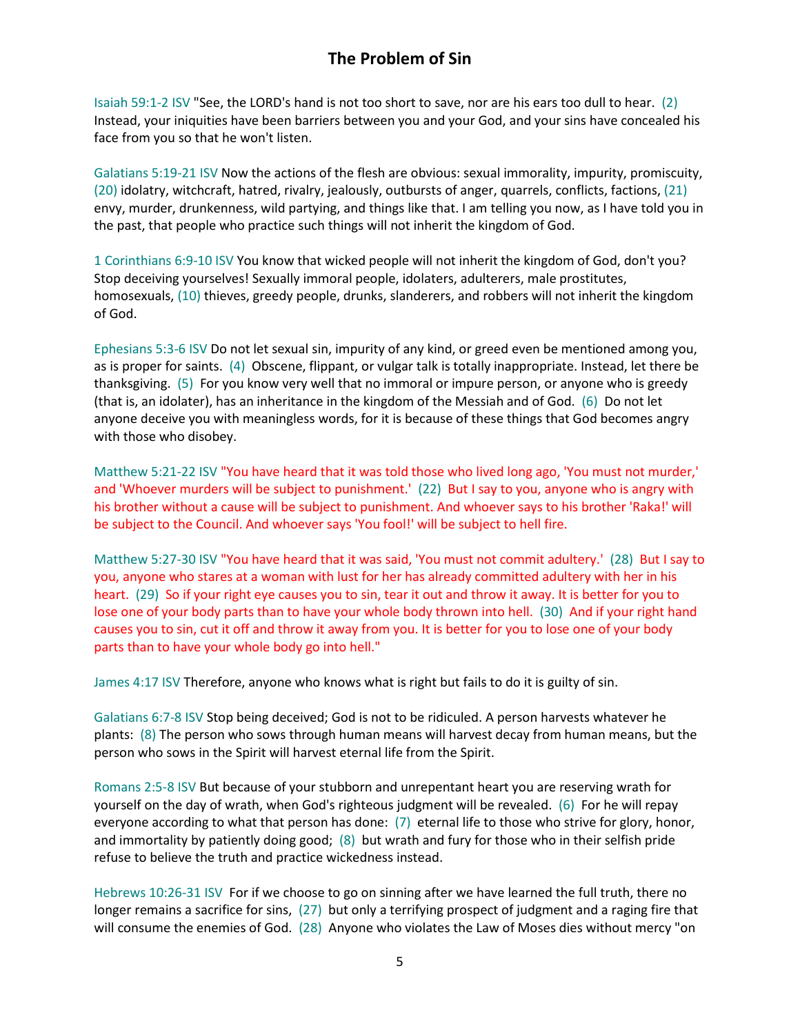# The Problem of Sin

Isaiah 59:1-2 ISV "See, the LORD's hand is not too short to save, nor are his ears too dull to hear. (2) Instead, your iniquities have been barriers between you and your God, and your sins have concealed his face from you so that he won't listen.

Galatians 5:19-21 ISV Now the actions of the flesh are obvious: sexual immorality, impurity, promiscuity, (20) idolatry, witchcraft, hatred, rivalry, jealously, outbursts of anger, quarrels, conflicts, factions, (21) envy, murder, drunkenness, wild partying, and things like that. I am telling you now, as I have told you in the past, that people who practice such things will not inherit the kingdom of God.

1 Corinthians 6:9-10 ISV You know that wicked people will not inherit the kingdom of God, don't you? Stop deceiving yourselves! Sexually immoral people, idolaters, adulterers, male prostitutes, homosexuals, (10) thieves, greedy people, drunks, slanderers, and robbers will not inherit the kingdom of God.

Ephesians 5:3-6 ISV Do not let sexual sin, impurity of any kind, or greed even be mentioned among you, as is proper for saints. (4) Obscene, flippant, or vulgar talk is totally inappropriate. Instead, let there be thanksgiving. (5) For you know very well that no immoral or impure person, or anyone who is greedy (that is, an idolater), has an inheritance in the kingdom of the Messiah and of God. (6) Do not let anyone deceive you with meaningless words, for it is because of these things that God becomes angry with those who disobey.

Matthew 5:21-22 ISV "You have heard that it was told those who lived long ago, 'You must not murder,' and 'Whoever murders will be subject to punishment.' (22) But I say to you, anyone who is angry with his brother without a cause will be subject to punishment. And whoever says to his brother 'Raka!' will be subject to the Council. And whoever says 'You fool!' will be subject to hell fire.

Matthew 5:27-30 ISV "You have heard that it was said, 'You must not commit adultery.' (28) But I say to you, anyone who stares at a woman with lust for her has already committed adultery with her in his heart. (29) So if your right eye causes you to sin, tear it out and throw it away. It is better for you to lose one of your body parts than to have your whole body thrown into hell. (30) And if your right hand causes you to sin, cut it off and throw it away from you. It is better for you to lose one of your body parts than to have your whole body go into hell."

James 4:17 ISV Therefore, anyone who knows what is right but fails to do it is guilty of sin.

Galatians 6:7-8 ISV Stop being deceived; God is not to be ridiculed. A person harvests whatever he plants: (8) The person who sows through human means will harvest decay from human means, but the person who sows in the Spirit will harvest eternal life from the Spirit.

Romans 2:5-8 ISV But because of your stubborn and unrepentant heart you are reserving wrath for yourself on the day of wrath, when God's righteous judgment will be revealed. (6) For he will repay everyone according to what that person has done: (7) eternal life to those who strive for glory, honor, and immortality by patiently doing good; (8) but wrath and fury for those who in their selfish pride refuse to believe the truth and practice wickedness instead.

Hebrews 10:26-31 ISV For if we choose to go on sinning after we have learned the full truth, there no longer remains a sacrifice for sins, (27) but only a terrifying prospect of judgment and a raging fire that will consume the enemies of God. (28) Anyone who violates the Law of Moses dies without mercy "on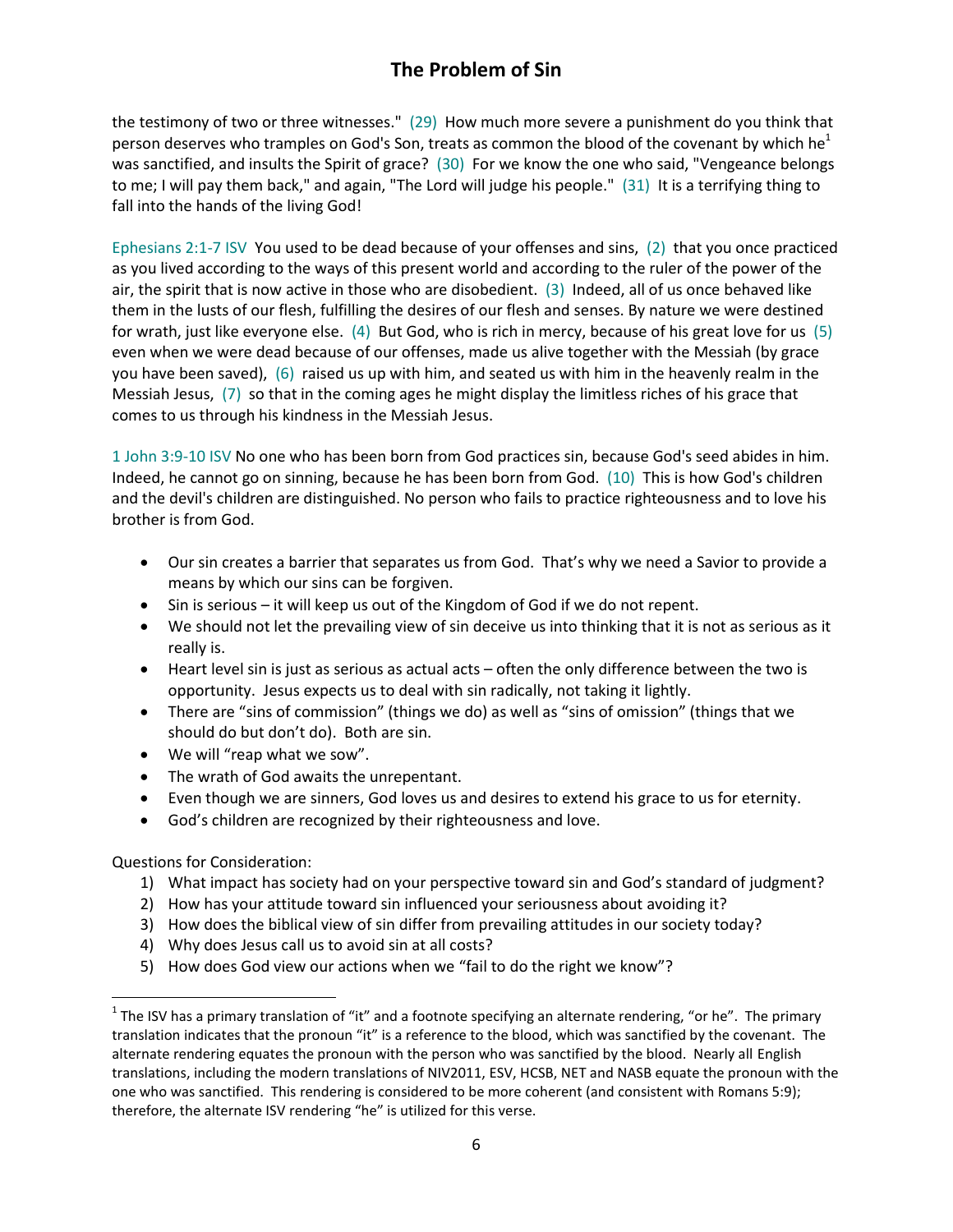the testimony of two or three witnesses." (29) How much more severe a punishment do you think that person deserves who tramples on God's Son, treats as common the blood of the covenant by which he[1] was sanctified, and insults the Spirit of grace? (30) For we know the one who said, "Vengeance belongs to me; I will pay them back," and again, "The Lord will judge his people." (31) It is a terrifying thing to fall into the hands of the living God!

Ephesians 2:1-7 ISV You used to be dead because of your offenses and sins, (2) that you once practiced as you lived according to the ways of this present world and according to the ruler of the power of the air, the spirit that is now active in those who are disobedient. (3) Indeed, all of us once behaved like them in the lusts of our flesh, fulfilling the desires of our flesh and senses. By nature we were destined for wrath, just like everyone else. (4) But God, who is rich in mercy, because of his great love for us (5) even when we were dead because of our offenses, made us alive together with the Messiah (by grace you have been saved), (6) raised us up with him, and seated us with him in the heavenly realm in the Messiah Jesus, (7) so that in the coming ages he might display the limitless riches of his grace that comes to us through his kindness in the Messiah Jesus.

1 John 3:9-10 ISV No one who has been born from God practices sin, because God's seed abides in him. Indeed, he cannot go on sinning, because he has been born from God. (10) This is how God's children and the devil's children are distinguished. No person who fails to practice righteousness and to love his brother is from God.

- Our sin creates a barrier that separates us from God. That's why we need a Savior to provide a means by which our sins can be forgiven.
- Sin is serious – it will keep us out of the Kingdom of God if we do not repent.
- We should not let the prevailing view of sin deceive us into thinking that it is not as serious as it really is.
- Heart level sin is just as serious as actual acts – often the only difference between the two is opportunity. Jesus expects us to deal with sin radically, not taking it lightly.
- There are "sins of commission" (things we do) as well as "sins of omission" (things that we should do but don't do). Both are sin.
- We will "reap what we sow".
- The wrath of God awaits the unrepentant.
- Even though we are sinners, God loves us and desires to extend his grace to us for eternity.
- God's children are recognized by their righteousness and love.

Questions for Consideration:

1) What impact has society had on your perspective toward sin and God's standard of judgment?
2) How has your attitude toward sin influenced your seriousness about avoiding it?
3) How does the biblical view of sin differ from prevailing attitudes in our society today?
4) Why does Jesus call us to avoid sin at all costs?
5) How does God view our actions when we "fail to do the right we know"?

[1] The ISV has a primary translation of "it" and a footnote specifying an alternate rendering, "or he". The primary translation indicates that the pronoun "it" is a reference to the blood, which was sanctified by the covenant. The alternate rendering equates the pronoun with the person who was sanctified by the blood. Nearly all English translations, including the modern translations of NIV2011, ESV, HCSB, NET and NASB equate the pronoun with the one who was sanctified. This rendering is considered to be more coherent (and consistent with Romans 5:9); therefore, the alternate ISV rendering "he" is utilized for this verse.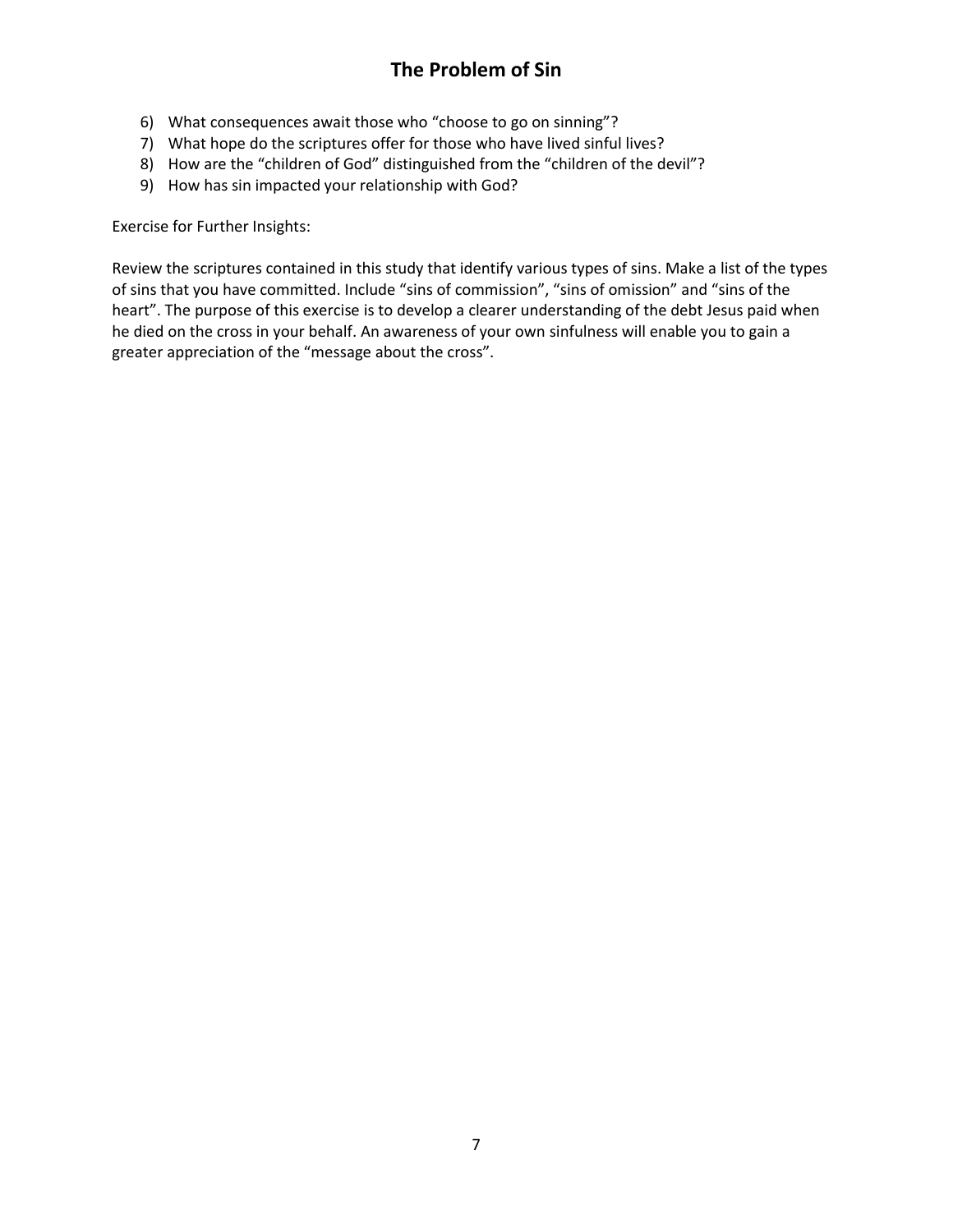6) What consequences await those who "choose to go on sinning"?
7) What hope do the scriptures offer for those who have lived sinful lives?
8) How are the "children of God" distinguished from the "children of the devil"?
9) How has sin impacted your relationship with God?

Exercise for Further Insights:

Review the scriptures contained in this study that identify various types of sins. Make a list of the types of sins that you have committed. Include "sins of commission", "sins of omission" and "sins of the heart". The purpose of this exercise is to develop a clearer understanding of the debt Jesus paid when he died on the cross in your behalf. An awareness of your own sinfulness will enable you to gain a greater appreciation of the "message about the cross".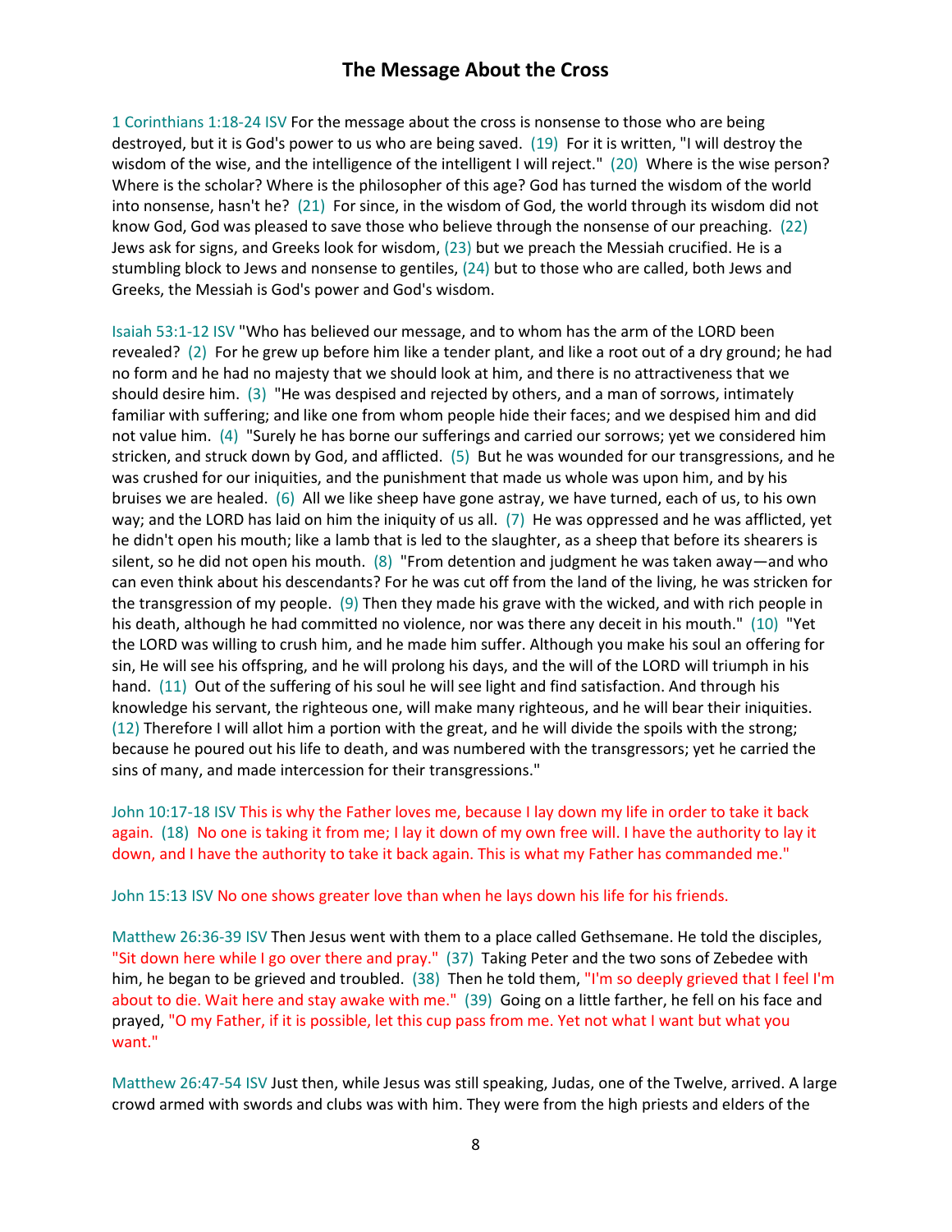# The Message About the Cross

1 Corinthians 1:18-24 ISV For the message about the cross is nonsense to those who are being destroyed, but it is God's power to us who are being saved. (19) For it is written, "I will destroy the wisdom of the wise, and the intelligence of the intelligent I will reject." (20) Where is the wise person? Where is the scholar? Where is the philosopher of this age? God has turned the wisdom of the world into nonsense, hasn't he? (21) For since, in the wisdom of God, the world through its wisdom did not know God, God was pleased to save those who believe through the nonsense of our preaching. (22) Jews ask for signs, and Greeks look for wisdom, (23) but we preach the Messiah crucified. He is a stumbling block to Jews and nonsense to gentiles, (24) but to those who are called, both Jews and Greeks, the Messiah is God's power and God's wisdom.

Isaiah 53:1-12 ISV "Who has believed our message, and to whom has the arm of the LORD been revealed? (2) For he grew up before him like a tender plant, and like a root out of a dry ground; he had no form and he had no majesty that we should look at him, and there is no attractiveness that we should desire him. (3) "He was despised and rejected by others, and a man of sorrows, intimately familiar with suffering; and like one from whom people hide their faces; and we despised him and did not value him. (4) "Surely he has borne our sufferings and carried our sorrows; yet we considered him stricken, and struck down by God, and afflicted. (5) But he was wounded for our transgressions, and he was crushed for our iniquities, and the punishment that made us whole was upon him, and by his bruises we are healed. (6) All we like sheep have gone astray, we have turned, each of us, to his own way; and the LORD has laid on him the iniquity of us all. (7) He was oppressed and he was afflicted, yet he didn't open his mouth; like a lamb that is led to the slaughter, as a sheep that before its shearers is silent, so he did not open his mouth. (8) "From detention and judgment he was taken away—and who can even think about his descendants? For he was cut off from the land of the living, he was stricken for the transgression of my people. (9) Then they made his grave with the wicked, and with rich people in his death, although he had committed no violence, nor was there any deceit in his mouth." (10) "Yet the LORD was willing to crush him, and he made him suffer. Although you make his soul an offering for sin, He will see his offspring, and he will prolong his days, and the will of the LORD will triumph in his hand. (11) Out of the suffering of his soul he will see light and find satisfaction. And through his knowledge his servant, the righteous one, will make many righteous, and he will bear their iniquities. (12) Therefore I will allot him a portion with the great, and he will divide the spoils with the strong; because he poured out his life to death, and was numbered with the transgressors; yet he carried the sins of many, and made intercession for their transgressions."

John 10:17-18 ISV This is why the Father loves me, because I lay down my life in order to take it back again. (18) No one is taking it from me; I lay it down of my own free will. I have the authority to lay it down, and I have the authority to take it back again. This is what my Father has commanded me."

John 15:13 ISV No one shows greater love than when he lays down his life for his friends.

Matthew 26:36-39 ISV Then Jesus went with them to a place called Gethsemane. He told the disciples, "Sit down here while I go over there and pray." (37) Taking Peter and the two sons of Zebedee with him, he began to be grieved and troubled. (38) Then he told them, "I'm so deeply grieved that I feel I'm about to die. Wait here and stay awake with me." (39) Going on a little farther, he fell on his face and prayed, "O my Father, if it is possible, let this cup pass from me. Yet not what I want but what you want."

Matthew 26:47-54 ISV Just then, while Jesus was still speaking, Judas, one of the Twelve, arrived. A large crowd armed with swords and clubs was with him. They were from the high priests and elders of the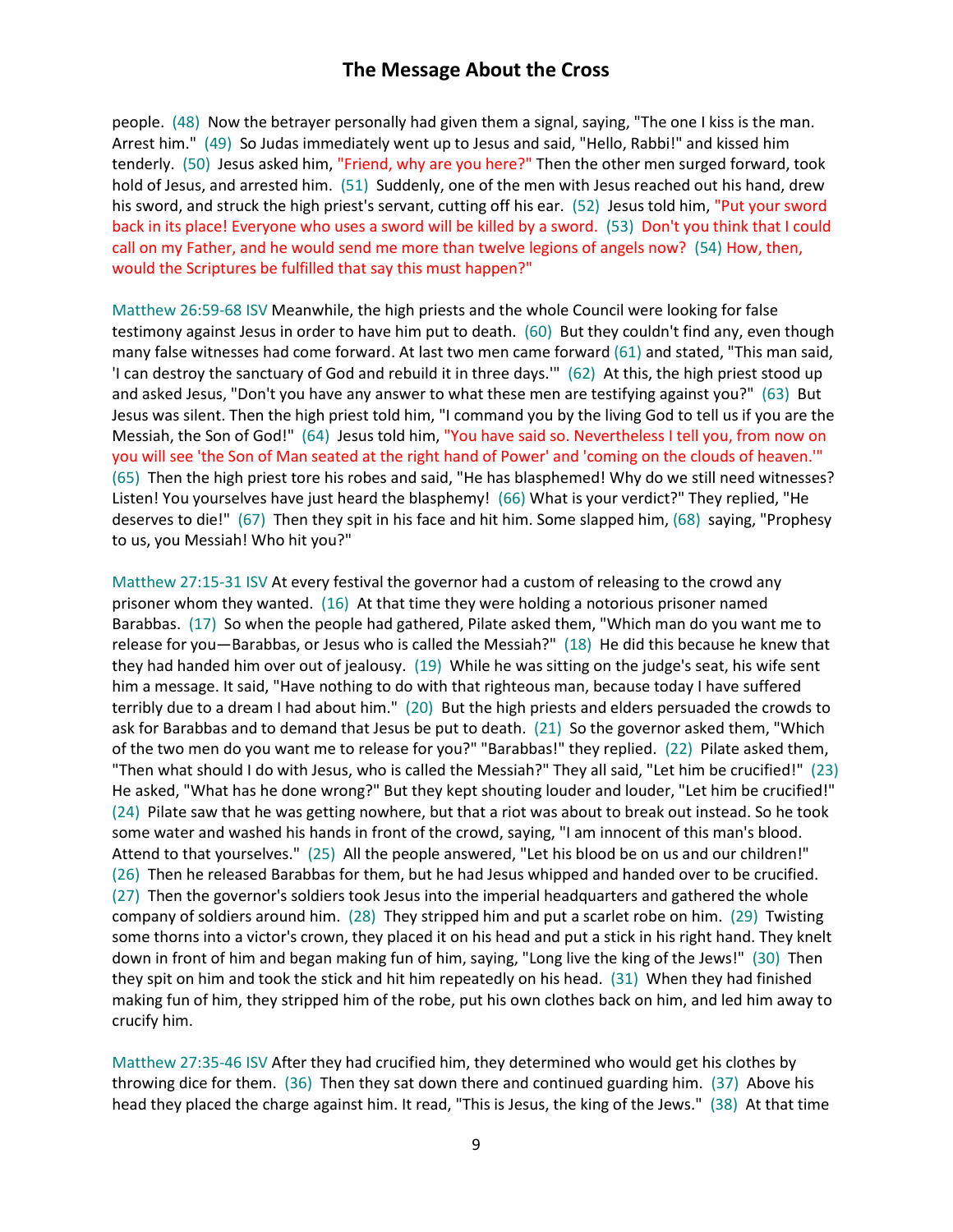people. (48) Now the betrayer personally had given them a signal, saying, "The one I kiss is the man. Arrest him." (49) So Judas immediately went up to Jesus and said, "Hello, Rabbi!" and kissed him tenderly. (50) Jesus asked him, "Friend, why are you here?" Then the other men surged forward, took hold of Jesus, and arrested him. (51) Suddenly, one of the men with Jesus reached out his hand, drew his sword, and struck the high priest's servant, cutting off his ear. (52) Jesus told him, "Put your sword back in its place! Everyone who uses a sword will be killed by a sword. (53) Don't you think that I could call on my Father, and he would send me more than twelve legions of angels now? (54) How, then, would the Scriptures be fulfilled that say this must happen?"

Matthew 26:59-68 ISV Meanwhile, the high priests and the whole Council were looking for false testimony against Jesus in order to have him put to death. (60) But they couldn't find any, even though many false witnesses had come forward. At last two men came forward (61) and stated, "This man said, 'I can destroy the sanctuary of God and rebuild it in three days.'" (62) At this, the high priest stood up and asked Jesus, "Don't you have any answer to what these men are testifying against you?" (63) But Jesus was silent. Then the high priest told him, "I command you by the living God to tell us if you are the Messiah, the Son of God!" (64) Jesus told him, "You have said so. Nevertheless I tell you, from now on you will see 'the Son of Man seated at the right hand of Power' and 'coming on the clouds of heaven.'" (65) Then the high priest tore his robes and said, "He has blasphemed! Why do we still need witnesses? Listen! You yourselves have just heard the blasphemy! (66) What is your verdict?" They replied, "He deserves to die!" (67) Then they spit in his face and hit him. Some slapped him, (68) saying, "Prophesy to us, you Messiah! Who hit you?"

Matthew 27:15-31 ISV At every festival the governor had a custom of releasing to the crowd any prisoner whom they wanted. (16) At that time they were holding a notorious prisoner named Barabbas. (17) So when the people had gathered, Pilate asked them, "Which man do you want me to release for you—Barabbas, or Jesus who is called the Messiah?" (18) He did this because he knew that they had handed him over out of jealousy. (19) While he was sitting on the judge's seat, his wife sent him a message. It said, "Have nothing to do with that righteous man, because today I have suffered terribly due to a dream I had about him." (20) But the high priests and elders persuaded the crowds to ask for Barabbas and to demand that Jesus be put to death. (21) So the governor asked them, "Which of the two men do you want me to release for you?" "Barabbas!" they replied. (22) Pilate asked them, "Then what should I do with Jesus, who is called the Messiah?" They all said, "Let him be crucified!" (23) He asked, "What has he done wrong?" But they kept shouting louder and louder, "Let him be crucified!" (24) Pilate saw that he was getting nowhere, but that a riot was about to break out instead. So he took some water and washed his hands in front of the crowd, saying, "I am innocent of this man's blood. Attend to that yourselves." (25) All the people answered, "Let his blood be on us and our children!" (26) Then he released Barabbas for them, but he had Jesus whipped and handed over to be crucified. (27) Then the governor's soldiers took Jesus into the imperial headquarters and gathered the whole company of soldiers around him. (28) They stripped him and put a scarlet robe on him. (29) Twisting some thorns into a victor's crown, they placed it on his head and put a stick in his right hand. They knelt down in front of him and began making fun of him, saying, "Long live the king of the Jews!" (30) Then they spit on him and took the stick and hit him repeatedly on his head. (31) When they had finished making fun of him, they stripped him of the robe, put his own clothes back on him, and led him away to crucify him.

Matthew 27:35-46 ISV After they had crucified him, they determined who would get his clothes by throwing dice for them. (36) Then they sat down there and continued guarding him. (37) Above his head they placed the charge against him. It read, "This is Jesus, the king of the Jews." (38) At that time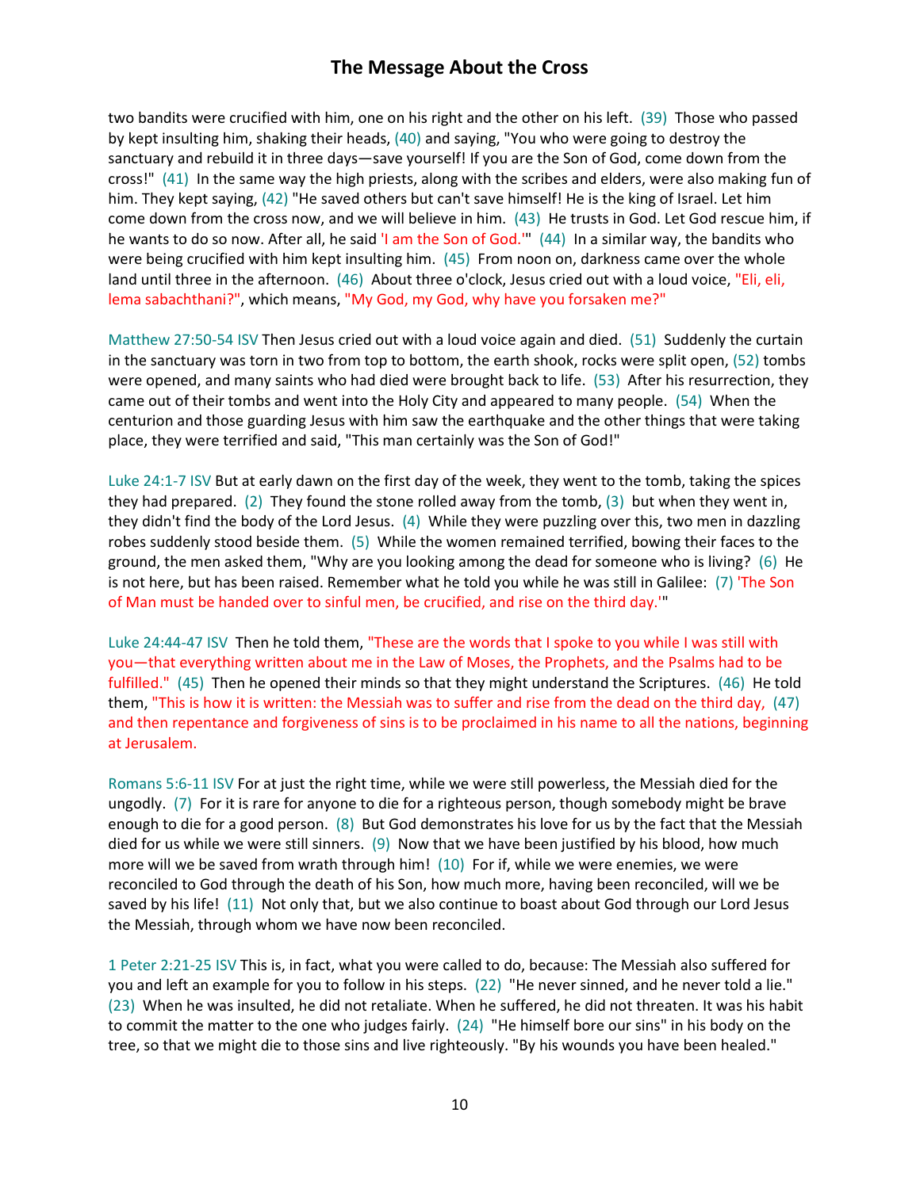two bandits were crucified with him, one on his right and the other on his left. (39) Those who passed by kept insulting him, shaking their heads, (40) and saying, "You who were going to destroy the sanctuary and rebuild it in three days—save yourself! If you are the Son of God, come down from the cross!" (41) In the same way the high priests, along with the scribes and elders, were also making fun of him. They kept saying, (42) "He saved others but can't save himself! He is the king of Israel. Let him come down from the cross now, and we will believe in him. (43) He trusts in God. Let God rescue him, if he wants to do so now. After all, he said 'I am the Son of God.'" (44) In a similar way, the bandits who were being crucified with him kept insulting him. (45) From noon on, darkness came over the whole land until three in the afternoon. (46) About three o'clock, Jesus cried out with a loud voice, "Eli, eli, lema sabachthani?", which means, "My God, my God, why have you forsaken me?"

Matthew 27:50-54 ISV Then Jesus cried out with a loud voice again and died. (51) Suddenly the curtain in the sanctuary was torn in two from top to bottom, the earth shook, rocks were split open, (52) tombs were opened, and many saints who had died were brought back to life. (53) After his resurrection, they came out of their tombs and went into the Holy City and appeared to many people. (54) When the centurion and those guarding Jesus with him saw the earthquake and the other things that were taking place, they were terrified and said, "This man certainly was the Son of God!"

Luke 24:1-7 ISV But at early dawn on the first day of the week, they went to the tomb, taking the spices they had prepared. (2) They found the stone rolled away from the tomb, (3) but when they went in, they didn't find the body of the Lord Jesus. (4) While they were puzzling over this, two men in dazzling robes suddenly stood beside them. (5) While the women remained terrified, bowing their faces to the ground, the men asked them, "Why are you looking among the dead for someone who is living? (6) He is not here, but has been raised. Remember what he told you while he was still in Galilee: (7) 'The Son of Man must be handed over to sinful men, be crucified, and rise on the third day.'"

Luke 24:44-47 ISV Then he told them, "These are the words that I spoke to you while I was still with you—that everything written about me in the Law of Moses, the Prophets, and the Psalms had to be fulfilled." (45) Then he opened their minds so that they might understand the Scriptures. (46) He told them, "This is how it is written: the Messiah was to suffer and rise from the dead on the third day, (47) and then repentance and forgiveness of sins is to be proclaimed in his name to all the nations, beginning at Jerusalem.

Romans 5:6-11 ISV For at just the right time, while we were still powerless, the Messiah died for the ungodly. (7) For it is rare for anyone to die for a righteous person, though somebody might be brave enough to die for a good person. (8) But God demonstrates his love for us by the fact that the Messiah died for us while we were still sinners. (9) Now that we have been justified by his blood, how much more will we be saved from wrath through him! (10) For if, while we were enemies, we were reconciled to God through the death of his Son, how much more, having been reconciled, will we be saved by his life! (11) Not only that, but we also continue to boast about God through our Lord Jesus the Messiah, through whom we have now been reconciled.

1 Peter 2:21-25 ISV This is, in fact, what you were called to do, because: The Messiah also suffered for you and left an example for you to follow in his steps. (22) "He never sinned, and he never told a lie." (23) When he was insulted, he did not retaliate. When he suffered, he did not threaten. It was his habit to commit the matter to the one who judges fairly. (24) "He himself bore our sins" in his body on the tree, so that we might die to those sins and live righteously. "By his wounds you have been healed."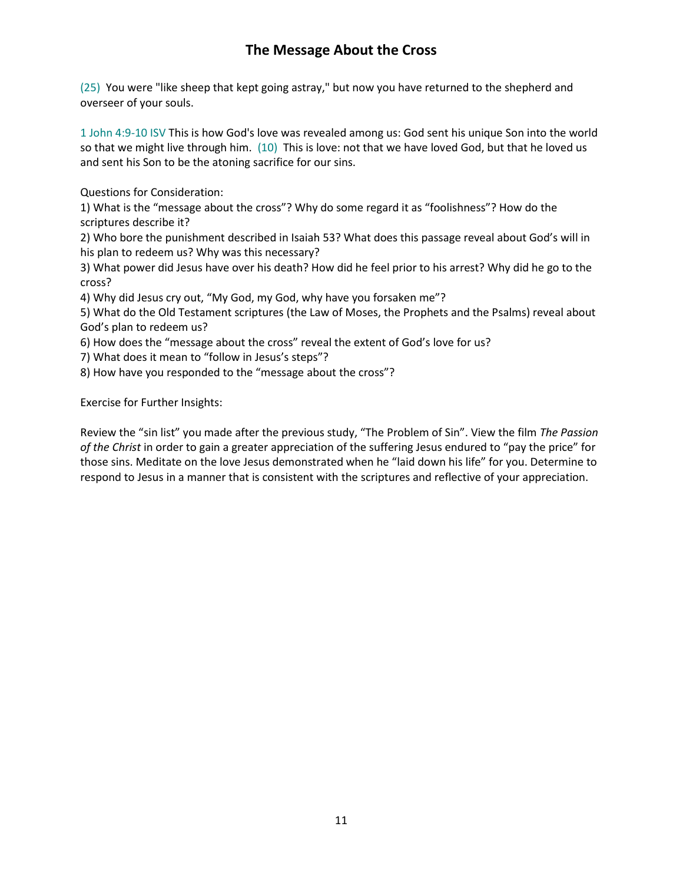(25) You were "like sheep that kept going astray," but now you have returned to the shepherd and overseer of your souls.

1 John 4:9-10 ISV This is how God's love was revealed among us: God sent his unique Son into the world so that we might live through him. (10) This is love: not that we have loved God, but that he loved us and sent his Son to be the atoning sacrifice for our sins.

Questions for Consideration:

1) What is the “message about the cross”? Why do some regard it as “foolishness”? How do the scriptures describe it?
2) Who bore the punishment described in Isaiah 53? What does this passage reveal about God’s will in his plan to redeem us? Why was this necessary?
3) What power did Jesus have over his death? How did he feel prior to his arrest? Why did he go to the cross?
4) Why did Jesus cry out, “My God, my God, why have you forsaken me”?
5) What do the Old Testament scriptures (the Law of Moses, the Prophets and the Psalms) reveal about God’s plan to redeem us?
6) How does the “message about the cross” reveal the extent of God’s love for us?
7) What does it mean to “follow in Jesus’s steps”?
8) How have you responded to the “message about the cross”?

Exercise for Further Insights:

Review the “sin list” you made after the previous study, “The Problem of Sin”. View the film *The Passion of the Christ* in order to gain a greater appreciation of the suffering Jesus endured to “pay the price” for those sins. Meditate on the love Jesus demonstrated when he “laid down his life” for you. Determine to respond to Jesus in a manner that is consistent with the scriptures and reflective of your appreciation.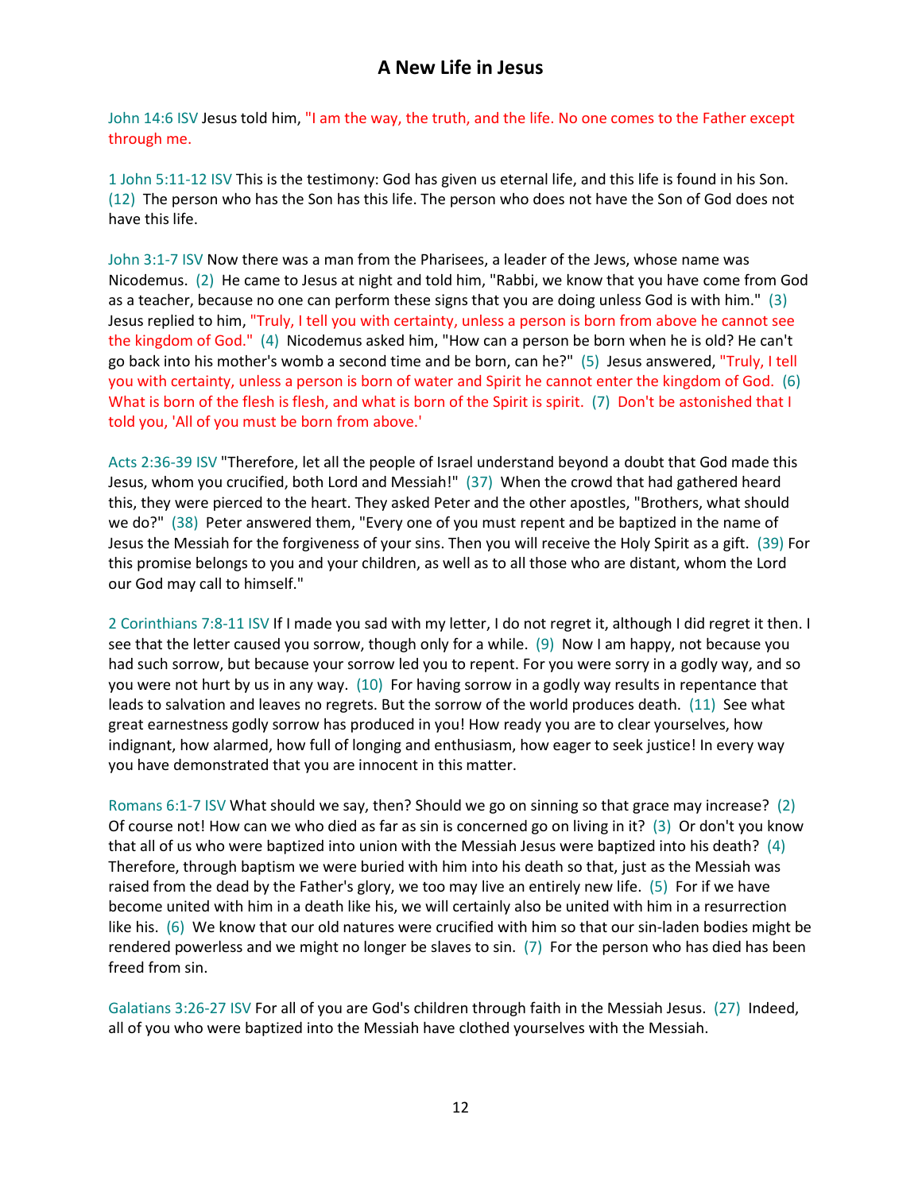# A New Life in Jesus

John 14:6 ISV Jesus told him, "I am the way, the truth, and the life. No one comes to the Father except through me.

1 John 5:11-12 ISV This is the testimony: God has given us eternal life, and this life is found in his Son. (12) The person who has the Son has this life. The person who does not have the Son of God does not have this life.

John 3:1-7 ISV Now there was a man from the Pharisees, a leader of the Jews, whose name was Nicodemus. (2) He came to Jesus at night and told him, "Rabbi, we know that you have come from God as a teacher, because no one can perform these signs that you are doing unless God is with him." (3) Jesus replied to him, "Truly, I tell you with certainty, unless a person is born from above he cannot see the kingdom of God." (4) Nicodemus asked him, "How can a person be born when he is old? He can't go back into his mother's womb a second time and be born, can he?" (5) Jesus answered, "Truly, I tell you with certainty, unless a person is born of water and Spirit he cannot enter the kingdom of God. (6) What is born of the flesh is flesh, and what is born of the Spirit is spirit. (7) Don't be astonished that I told you, 'All of you must be born from above.'

Acts 2:36-39 ISV "Therefore, let all the people of Israel understand beyond a doubt that God made this Jesus, whom you crucified, both Lord and Messiah!" (37) When the crowd that had gathered heard this, they were pierced to the heart. They asked Peter and the other apostles, "Brothers, what should we do?" (38) Peter answered them, "Every one of you must repent and be baptized in the name of Jesus the Messiah for the forgiveness of your sins. Then you will receive the Holy Spirit as a gift. (39) For this promise belongs to you and your children, as well as to all those who are distant, whom the Lord our God may call to himself."

2 Corinthians 7:8-11 ISV If I made you sad with my letter, I do not regret it, although I did regret it then. I see that the letter caused you sorrow, though only for a while. (9) Now I am happy, not because you had such sorrow, but because your sorrow led you to repent. For you were sorry in a godly way, and so you were not hurt by us in any way. (10) For having sorrow in a godly way results in repentance that leads to salvation and leaves no regrets. But the sorrow of the world produces death. (11) See what great earnestness godly sorrow has produced in you! How ready you are to clear yourselves, how indignant, how alarmed, how full of longing and enthusiasm, how eager to seek justice! In every way you have demonstrated that you are innocent in this matter.

Romans 6:1-7 ISV What should we say, then? Should we go on sinning so that grace may increase? (2) Of course not! How can we who died as far as sin is concerned go on living in it? (3) Or don't you know that all of us who were baptized into union with the Messiah Jesus were baptized into his death? (4) Therefore, through baptism we were buried with him into his death so that, just as the Messiah was raised from the dead by the Father's glory, we too may live an entirely new life. (5) For if we have become united with him in a death like his, we will certainly also be united with him in a resurrection like his. (6) We know that our old natures were crucified with him so that our sin-laden bodies might be rendered powerless and we might no longer be slaves to sin. (7) For the person who has died has been freed from sin.

Galatians 3:26-27 ISV For all of you are God's children through faith in the Messiah Jesus. (27) Indeed, all of you who were baptized into the Messiah have clothed yourselves with the Messiah.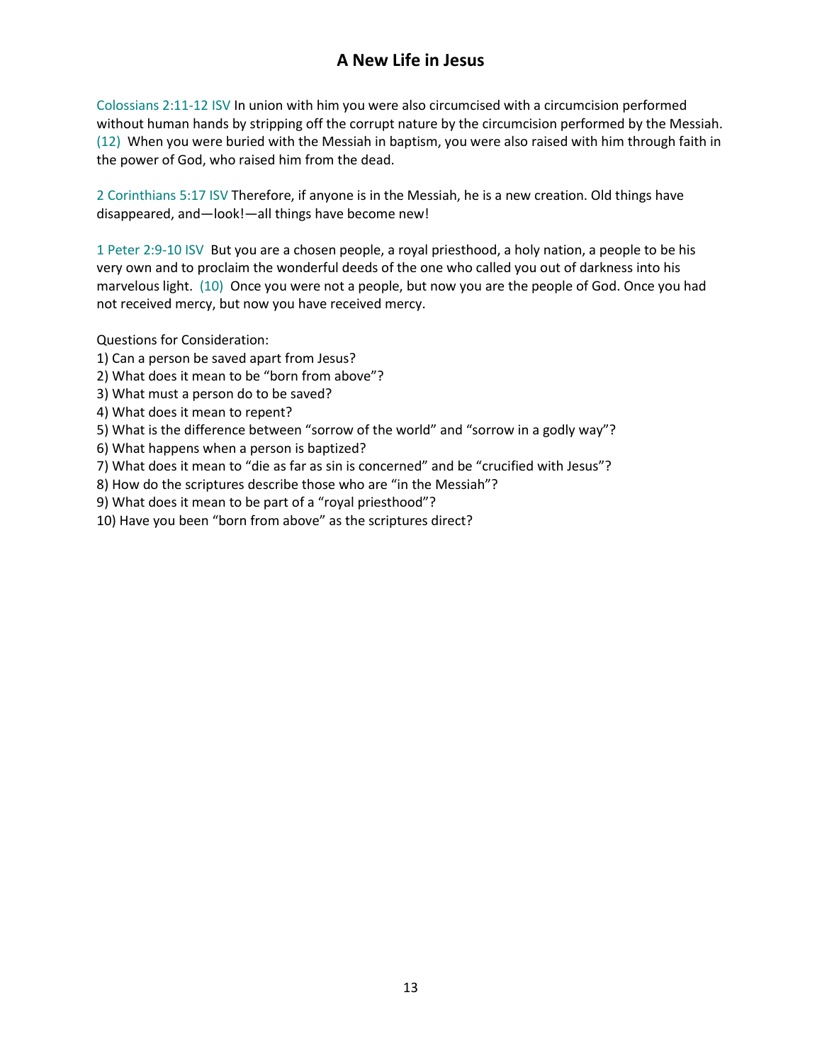# A New Life in Jesus

Colossians 2:11-12 ISV In union with him you were also circumcised with a circumcision performed without human hands by stripping off the corrupt nature by the circumcision performed by the Messiah. (12) When you were buried with the Messiah in baptism, you were also raised with him through faith in the power of God, who raised him from the dead.

2 Corinthians 5:17 ISV Therefore, if anyone is in the Messiah, he is a new creation. Old things have disappeared, and—look!—all things have become new!

1 Peter 2:9-10 ISV But you are a chosen people, a royal priesthood, a holy nation, a people to be his very own and to proclaim the wonderful deeds of the one who called you out of darkness into his marvelous light. (10) Once you were not a people, but now you are the people of God. Once you had not received mercy, but now you have received mercy.

Questions for Consideration:

1) Can a person be saved apart from Jesus?
2) What does it mean to be "born from above"?
3) What must a person do to be saved?
4) What does it mean to repent?
5) What is the difference between "sorrow of the world" and "sorrow in a godly way"?
6) What happens when a person is baptized?
7) What does it mean to "die as far as sin is concerned" and be "crucified with Jesus"?
8) How do the scriptures describe those who are "in the Messiah"?
9) What does it mean to be part of a "royal priesthood"?
10) Have you been "born from above" as the scriptures direct?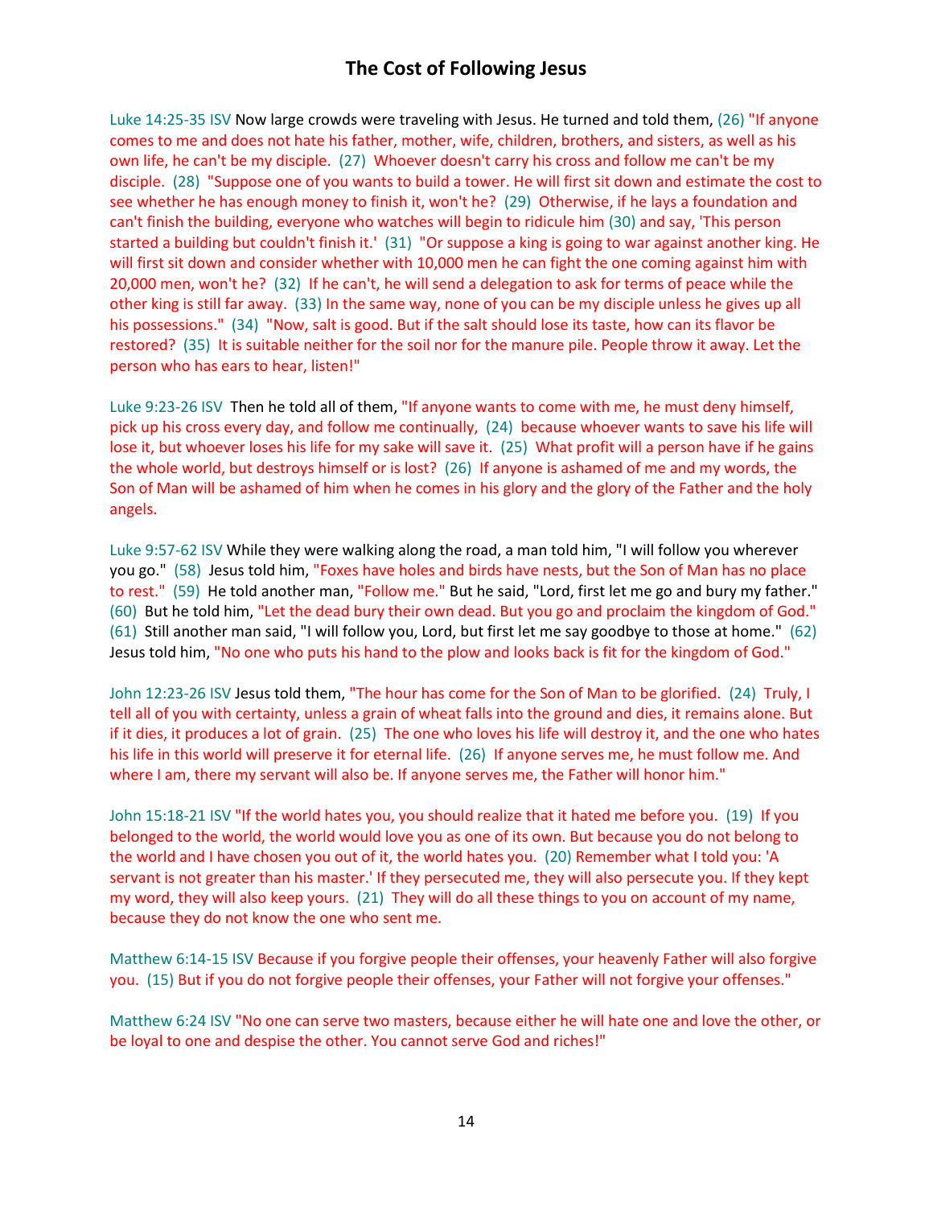# The Cost of Following Jesus

Luke 14:25-35 ISV Now large crowds were traveling with Jesus. He turned and told them, (26) "If anyone comes to me and does not hate his father, mother, wife, children, brothers, and sisters, as well as his own life, he can't be my disciple. (27) Whoever doesn't carry his cross and follow me can't be my disciple. (28) "Suppose one of you wants to build a tower. He will first sit down and estimate the cost to see whether he has enough money to finish it, won't he? (29) Otherwise, if he lays a foundation and can't finish the building, everyone who watches will begin to ridicule him (30) and say, 'This person started a building but couldn't finish it.' (31) "Or suppose a king is going to war against another king. He will first sit down and consider whether with 10,000 men he can fight the one coming against him with 20,000 men, won't he? (32) If he can't, he will send a delegation to ask for terms of peace while the other king is still far away. (33) In the same way, none of you can be my disciple unless he gives up all his possessions." (34) "Now, salt is good. But if the salt should lose its taste, how can its flavor be restored? (35) It is suitable neither for the soil nor for the manure pile. People throw it away. Let the person who has ears to hear, listen!"

Luke 9:23-26 ISV Then he told all of them, "If anyone wants to come with me, he must deny himself, pick up his cross every day, and follow me continually, (24) because whoever wants to save his life will lose it, but whoever loses his life for my sake will save it. (25) What profit will a person have if he gains the whole world, but destroys himself or is lost? (26) If anyone is ashamed of me and my words, the Son of Man will be ashamed of him when he comes in his glory and the glory of the Father and the holy angels.

Luke 9:57-62 ISV While they were walking along the road, a man told him, "I will follow you wherever you go." (58) Jesus told him, "Foxes have holes and birds have nests, but the Son of Man has no place to rest." (59) He told another man, "Follow me." But he said, "Lord, first let me go and bury my father." (60) But he told him, "Let the dead bury their own dead. But you go and proclaim the kingdom of God." (61) Still another man said, "I will follow you, Lord, but first let me say goodbye to those at home." (62) Jesus told him, "No one who puts his hand to the plow and looks back is fit for the kingdom of God."

John 12:23-26 ISV Jesus told them, "The hour has come for the Son of Man to be glorified. (24) Truly, I tell all of you with certainty, unless a grain of wheat falls into the ground and dies, it remains alone. But if it dies, it produces a lot of grain. (25) The one who loves his life will destroy it, and the one who hates his life in this world will preserve it for eternal life. (26) If anyone serves me, he must follow me. And where I am, there my servant will also be. If anyone serves me, the Father will honor him."

John 15:18-21 ISV "If the world hates you, you should realize that it hated me before you. (19) If you belonged to the world, the world would love you as one of its own. But because you do not belong to the world and I have chosen you out of it, the world hates you. (20) Remember what I told you: 'A servant is not greater than his master.' If they persecuted me, they will also persecute you. If they kept my word, they will also keep yours. (21) They will do all these things to you on account of my name, because they do not know the one who sent me.

Matthew 6:14-15 ISV Because if you forgive people their offenses, your heavenly Father will also forgive you. (15) But if you do not forgive people their offenses, your Father will not forgive your offenses."

Matthew 6:24 ISV "No one can serve two masters, because either he will hate one and love the other, or be loyal to one and despise the other. You cannot serve God and riches!"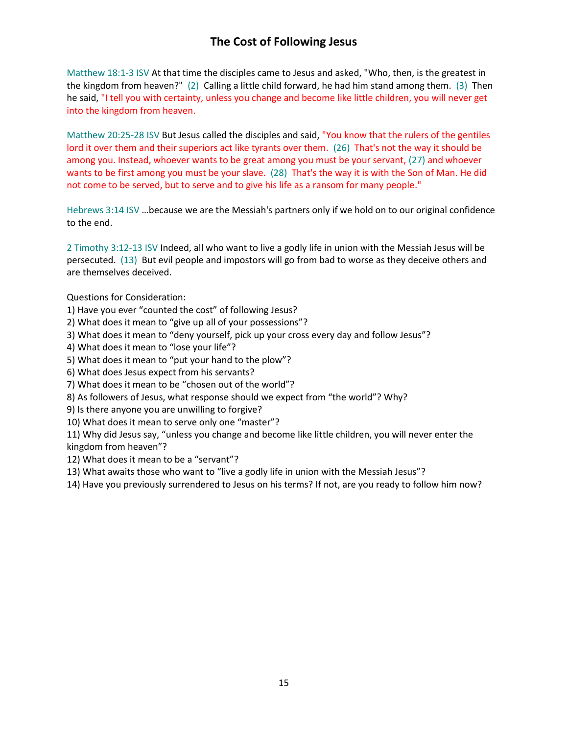# The Cost of Following Jesus

Matthew 18:1-3 ISV At that time the disciples came to Jesus and asked, "Who, then, is the greatest in the kingdom from heaven?" (2) Calling a little child forward, he had him stand among them. (3) Then he said, "I tell you with certainty, unless you change and become like little children, you will never get into the kingdom from heaven.

Matthew 20:25-28 ISV But Jesus called the disciples and said, "You know that the rulers of the gentiles lord it over them and their superiors act like tyrants over them. (26) That's not the way it should be among you. Instead, whoever wants to be great among you must be your servant, (27) and whoever wants to be first among you must be your slave. (28) That's the way it is with the Son of Man. He did not come to be served, but to serve and to give his life as a ransom for many people."

Hebrews 3:14 ISV …because we are the Messiah's partners only if we hold on to our original confidence to the end.

2 Timothy 3:12-13 ISV Indeed, all who want to live a godly life in union with the Messiah Jesus will be persecuted. (13) But evil people and impostors will go from bad to worse as they deceive others and are themselves deceived.

Questions for Consideration:

1) Have you ever "counted the cost" of following Jesus?
2) What does it mean to "give up all of your possessions"?
3) What does it mean to "deny yourself, pick up your cross every day and follow Jesus"?
4) What does it mean to "lose your life"?
5) What does it mean to "put your hand to the plow"?
6) What does Jesus expect from his servants?
7) What does it mean to be "chosen out of the world"?
8) As followers of Jesus, what response should we expect from "the world"? Why?
9) Is there anyone you are unwilling to forgive?
10) What does it mean to serve only one "master"?
11) Why did Jesus say, "unless you change and become like little children, you will never enter the kingdom from heaven"?
12) What does it mean to be a "servant"?
13) What awaits those who want to "live a godly life in union with the Messiah Jesus"?
14) Have you previously surrendered to Jesus on his terms? If not, are you ready to follow him now?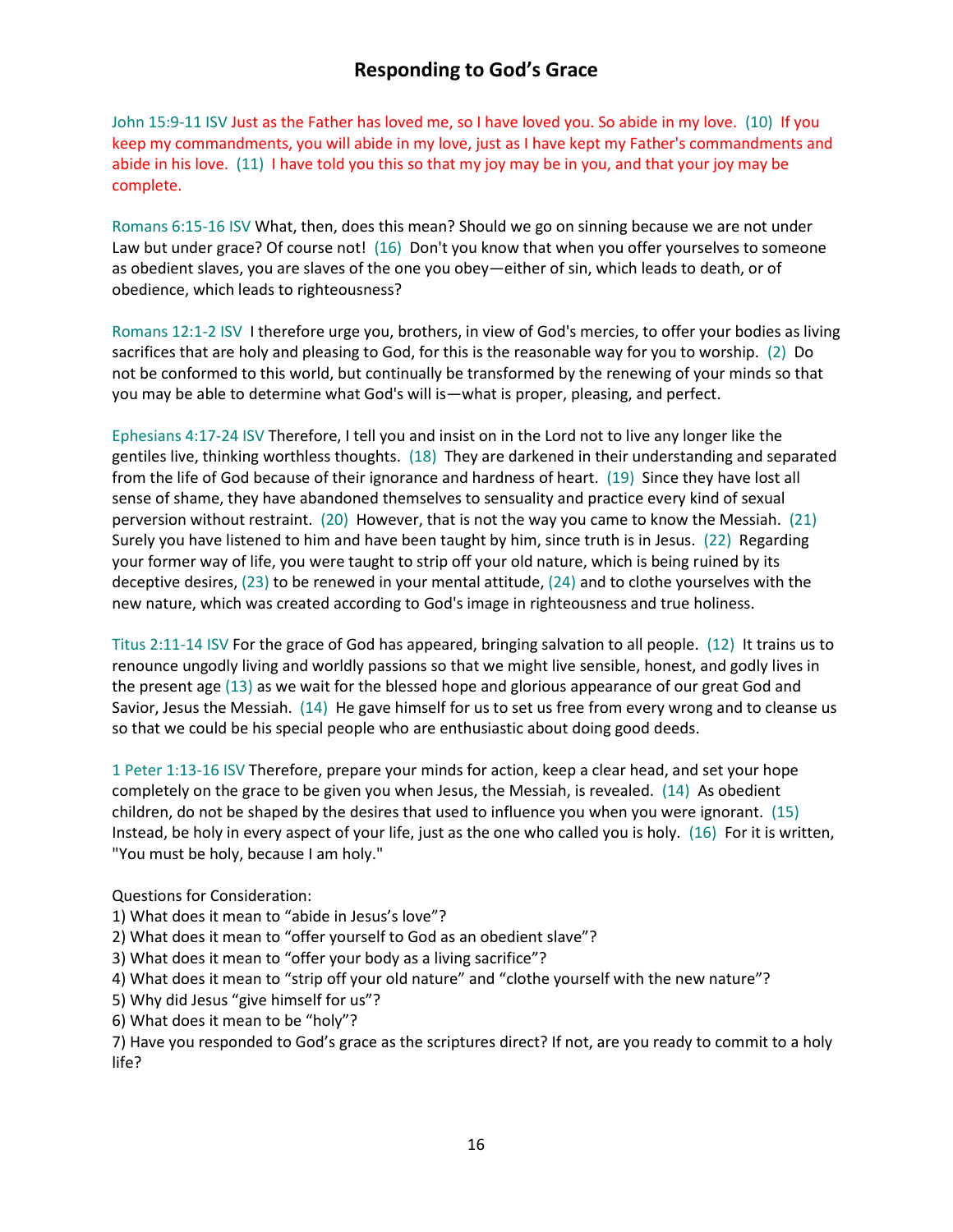# Responding to God's Grace

John 15:9-11 ISV Just as the Father has loved me, so I have loved you. So abide in my love. (10) If you keep my commandments, you will abide in my love, just as I have kept my Father's commandments and abide in his love. (11) I have told you this so that my joy may be in you, and that your joy may be complete.

Romans 6:15-16 ISV What, then, does this mean? Should we go on sinning because we are not under Law but under grace? Of course not! (16) Don't you know that when you offer yourselves to someone as obedient slaves, you are slaves of the one you obey—either of sin, which leads to death, or of obedience, which leads to righteousness?

Romans 12:1-2 ISV I therefore urge you, brothers, in view of God's mercies, to offer your bodies as living sacrifices that are holy and pleasing to God, for this is the reasonable way for you to worship. (2) Do not be conformed to this world, but continually be transformed by the renewing of your minds so that you may be able to determine what God's will is—what is proper, pleasing, and perfect.

Ephesians 4:17-24 ISV Therefore, I tell you and insist on in the Lord not to live any longer like the gentiles live, thinking worthless thoughts. (18) They are darkened in their understanding and separated from the life of God because of their ignorance and hardness of heart. (19) Since they have lost all sense of shame, they have abandoned themselves to sensuality and practice every kind of sexual perversion without restraint. (20) However, that is not the way you came to know the Messiah. (21) Surely you have listened to him and have been taught by him, since truth is in Jesus. (22) Regarding your former way of life, you were taught to strip off your old nature, which is being ruined by its deceptive desires, (23) to be renewed in your mental attitude, (24) and to clothe yourselves with the new nature, which was created according to God's image in righteousness and true holiness.

Titus 2:11-14 ISV For the grace of God has appeared, bringing salvation to all people. (12) It trains us to renounce ungodly living and worldly passions so that we might live sensible, honest, and godly lives in the present age (13) as we wait for the blessed hope and glorious appearance of our great God and Savior, Jesus the Messiah. (14) He gave himself for us to set us free from every wrong and to cleanse us so that we could be his special people who are enthusiastic about doing good deeds.

1 Peter 1:13-16 ISV Therefore, prepare your minds for action, keep a clear head, and set your hope completely on the grace to be given you when Jesus, the Messiah, is revealed. (14) As obedient children, do not be shaped by the desires that used to influence you when you were ignorant. (15) Instead, be holy in every aspect of your life, just as the one who called you is holy. (16) For it is written, "You must be holy, because I am holy."

Questions for Consideration:
1) What does it mean to "abide in Jesus's love"?
2) What does it mean to "offer yourself to God as an obedient slave"?
3) What does it mean to "offer your body as a living sacrifice"?
4) What does it mean to "strip off your old nature" and "clothe yourself with the new nature"?
5) Why did Jesus "give himself for us"?
6) What does it mean to be "holy"?
7) Have you responded to God's grace as the scriptures direct? If not, are you ready to commit to a holy life?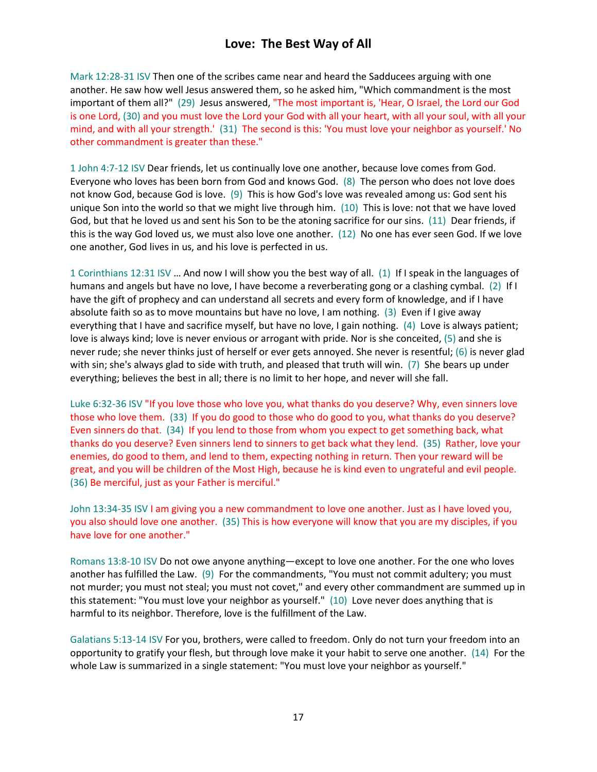# Love: The Best Way of All

Mark 12:28-31 ISV Then one of the scribes came near and heard the Sadducees arguing with one another. He saw how well Jesus answered them, so he asked him, "Which commandment is the most important of them all?" (29) Jesus answered, "The most important is, 'Hear, O Israel, the Lord our God is one Lord, (30) and you must love the Lord your God with all your heart, with all your soul, with all your mind, and with all your strength.' (31) The second is this: 'You must love your neighbor as yourself.' No other commandment is greater than these."

1 John 4:7-12 ISV Dear friends, let us continually love one another, because love comes from God. Everyone who loves has been born from God and knows God. (8) The person who does not love does not know God, because God is love. (9) This is how God's love was revealed among us: God sent his unique Son into the world so that we might live through him. (10) This is love: not that we have loved God, but that he loved us and sent his Son to be the atoning sacrifice for our sins. (11) Dear friends, if this is the way God loved us, we must also love one another. (12) No one has ever seen God. If we love one another, God lives in us, and his love is perfected in us.

1 Corinthians 12:31 ISV … And now I will show you the best way of all. (1) If I speak in the languages of humans and angels but have no love, I have become a reverberating gong or a clashing cymbal. (2) If I have the gift of prophecy and can understand all secrets and every form of knowledge, and if I have absolute faith so as to move mountains but have no love, I am nothing. (3) Even if I give away everything that I have and sacrifice myself, but have no love, I gain nothing. (4) Love is always patient; love is always kind; love is never envious or arrogant with pride. Nor is she conceited, (5) and she is never rude; she never thinks just of herself or ever gets annoyed. She never is resentful; (6) is never glad with sin; she's always glad to side with truth, and pleased that truth will win. (7) She bears up under everything; believes the best in all; there is no limit to her hope, and never will she fall.

Luke 6:32-36 ISV "If you love those who love you, what thanks do you deserve? Why, even sinners love those who love them. (33) If you do good to those who do good to you, what thanks do you deserve? Even sinners do that. (34) If you lend to those from whom you expect to get something back, what thanks do you deserve? Even sinners lend to sinners to get back what they lend. (35) Rather, love your enemies, do good to them, and lend to them, expecting nothing in return. Then your reward will be great, and you will be children of the Most High, because he is kind even to ungrateful and evil people. (36) Be merciful, just as your Father is merciful."

John 13:34-35 ISV I am giving you a new commandment to love one another. Just as I have loved you, you also should love one another. (35) This is how everyone will know that you are my disciples, if you have love for one another."

Romans 13:8-10 ISV Do not owe anyone anything—except to love one another. For the one who loves another has fulfilled the Law. (9) For the commandments, "You must not commit adultery; you must not murder; you must not steal; you must not covet," and every other commandment are summed up in this statement: "You must love your neighbor as yourself." (10) Love never does anything that is harmful to its neighbor. Therefore, love is the fulfillment of the Law.

Galatians 5:13-14 ISV For you, brothers, were called to freedom. Only do not turn your freedom into an opportunity to gratify your flesh, but through love make it your habit to serve one another. (14) For the whole Law is summarized in a single statement: "You must love your neighbor as yourself."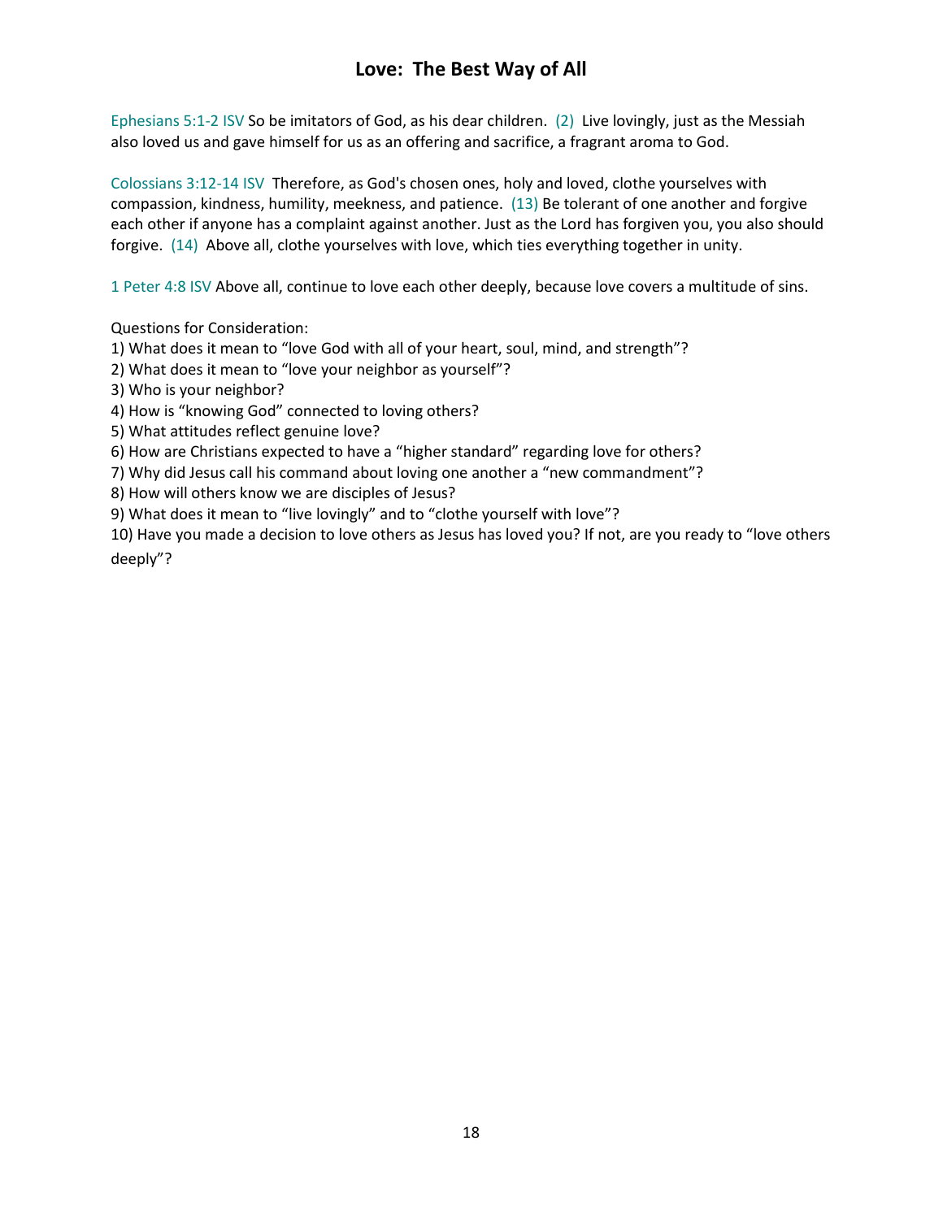# Love: The Best Way of All

Ephesians 5:1-2 ISV So be imitators of God, as his dear children. (2) Live lovingly, just as the Messiah also loved us and gave himself for us as an offering and sacrifice, a fragrant aroma to God.

Colossians 3:12-14 ISV Therefore, as God's chosen ones, holy and loved, clothe yourselves with compassion, kindness, humility, meekness, and patience. (13) Be tolerant of one another and forgive each other if anyone has a complaint against another. Just as the Lord has forgiven you, you also should forgive. (14) Above all, clothe yourselves with love, which ties everything together in unity.

1 Peter 4:8 ISV Above all, continue to love each other deeply, because love covers a multitude of sins.

Questions for Consideration:

1) What does it mean to “love God with all of your heart, soul, mind, and strength”?
2) What does it mean to “love your neighbor as yourself”?
3) Who is your neighbor?
4) How is “knowing God” connected to loving others?
5) What attitudes reflect genuine love?
6) How are Christians expected to have a “higher standard” regarding love for others?
7) Why did Jesus call his command about loving one another a “new commandment”?
8) How will others know we are disciples of Jesus?
9) What does it mean to “live lovingly” and to “clothe yourself with love”?
10) Have you made a decision to love others as Jesus has loved you? If not, are you ready to “love others deeply”?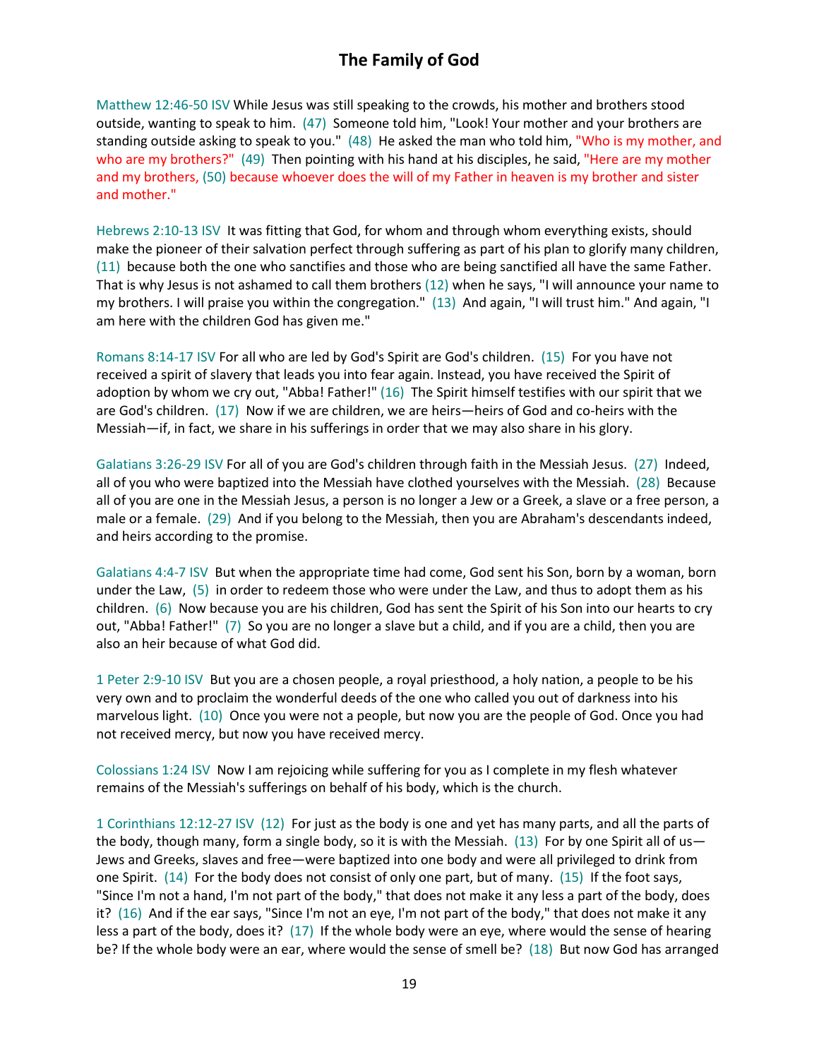# The Family of God

Matthew 12:46-50 ISV While Jesus was still speaking to the crowds, his mother and brothers stood outside, wanting to speak to him. (47) Someone told him, "Look! Your mother and your brothers are standing outside asking to speak to you." (48) He asked the man who told him, "Who is my mother, and who are my brothers?" (49) Then pointing with his hand at his disciples, he said, "Here are my mother and my brothers, (50) because whoever does the will of my Father in heaven is my brother and sister and mother."

Hebrews 2:10-13 ISV It was fitting that God, for whom and through whom everything exists, should make the pioneer of their salvation perfect through suffering as part of his plan to glorify many children, (11) because both the one who sanctifies and those who are being sanctified all have the same Father. That is why Jesus is not ashamed to call them brothers (12) when he says, "I will announce your name to my brothers. I will praise you within the congregation." (13) And again, "I will trust him." And again, "I am here with the children God has given me."

Romans 8:14-17 ISV For all who are led by God's Spirit are God's children. (15) For you have not received a spirit of slavery that leads you into fear again. Instead, you have received the Spirit of adoption by whom we cry out, "Abba! Father!" (16) The Spirit himself testifies with our spirit that we are God's children. (17) Now if we are children, we are heirs—heirs of God and co-heirs with the Messiah—if, in fact, we share in his sufferings in order that we may also share in his glory.

Galatians 3:26-29 ISV For all of you are God's children through faith in the Messiah Jesus. (27) Indeed, all of you who were baptized into the Messiah have clothed yourselves with the Messiah. (28) Because all of you are one in the Messiah Jesus, a person is no longer a Jew or a Greek, a slave or a free person, a male or a female. (29) And if you belong to the Messiah, then you are Abraham's descendants indeed, and heirs according to the promise.

Galatians 4:4-7 ISV But when the appropriate time had come, God sent his Son, born by a woman, born under the Law, (5) in order to redeem those who were under the Law, and thus to adopt them as his children. (6) Now because you are his children, God has sent the Spirit of his Son into our hearts to cry out, "Abba! Father!" (7) So you are no longer a slave but a child, and if you are a child, then you are also an heir because of what God did.

1 Peter 2:9-10 ISV But you are a chosen people, a royal priesthood, a holy nation, a people to be his very own and to proclaim the wonderful deeds of the one who called you out of darkness into his marvelous light. (10) Once you were not a people, but now you are the people of God. Once you had not received mercy, but now you have received mercy.

Colossians 1:24 ISV Now I am rejoicing while suffering for you as I complete in my flesh whatever remains of the Messiah's sufferings on behalf of his body, which is the church.

1 Corinthians 12:12-27 ISV (12) For just as the body is one and yet has many parts, and all the parts of the body, though many, form a single body, so it is with the Messiah. (13) For by one Spirit all of us—Jews and Greeks, slaves and free—were baptized into one body and were all privileged to drink from one Spirit. (14) For the body does not consist of only one part, but of many. (15) If the foot says, "Since I'm not a hand, I'm not part of the body," that does not make it any less a part of the body, does it? (16) And if the ear says, "Since I'm not an eye, I'm not part of the body," that does not make it any less a part of the body, does it? (17) If the whole body were an eye, where would the sense of hearing be? If the whole body were an ear, where would the sense of smell be? (18) But now God has arranged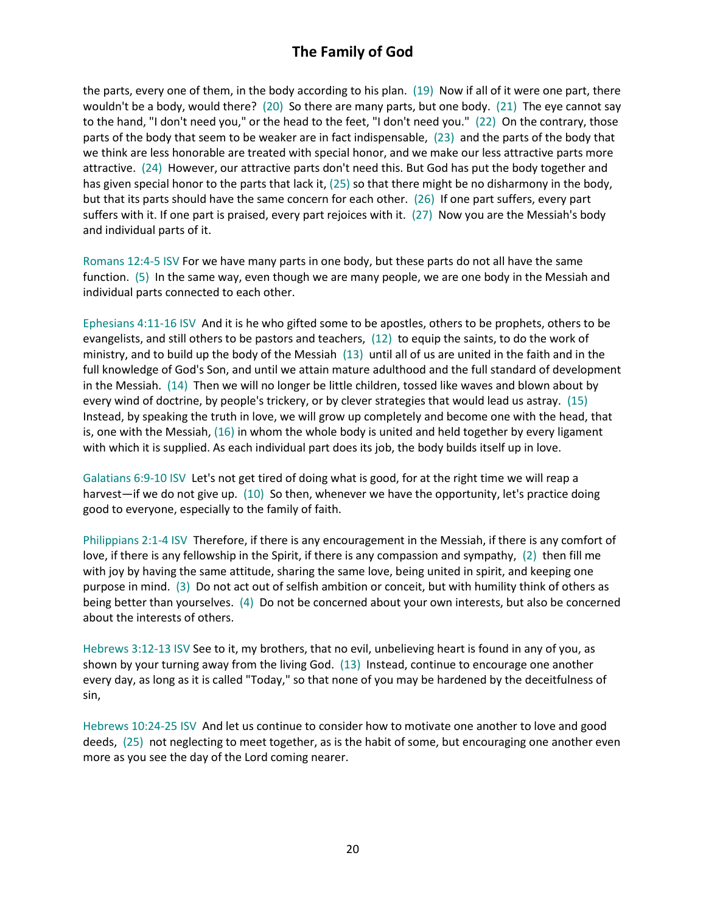the parts, every one of them, in the body according to his plan. (19) Now if all of it were one part, there wouldn't be a body, would there? (20) So there are many parts, but one body. (21) The eye cannot say to the hand, "I don't need you," or the head to the feet, "I don't need you." (22) On the contrary, those parts of the body that seem to be weaker are in fact indispensable, (23) and the parts of the body that we think are less honorable are treated with special honor, and we make our less attractive parts more attractive. (24) However, our attractive parts don't need this. But God has put the body together and has given special honor to the parts that lack it, (25) so that there might be no disharmony in the body, but that its parts should have the same concern for each other. (26) If one part suffers, every part suffers with it. If one part is praised, every part rejoices with it. (27) Now you are the Messiah's body and individual parts of it.

Romans 12:4-5 ISV For we have many parts in one body, but these parts do not all have the same function. (5) In the same way, even though we are many people, we are one body in the Messiah and individual parts connected to each other.

Ephesians 4:11-16 ISV And it is he who gifted some to be apostles, others to be prophets, others to be evangelists, and still others to be pastors and teachers, (12) to equip the saints, to do the work of ministry, and to build up the body of the Messiah (13) until all of us are united in the faith and in the full knowledge of God's Son, and until we attain mature adulthood and the full standard of development in the Messiah. (14) Then we will no longer be little children, tossed like waves and blown about by every wind of doctrine, by people's trickery, or by clever strategies that would lead us astray. (15) Instead, by speaking the truth in love, we will grow up completely and become one with the head, that is, one with the Messiah, (16) in whom the whole body is united and held together by every ligament with which it is supplied. As each individual part does its job, the body builds itself up in love.

Galatians 6:9-10 ISV Let's not get tired of doing what is good, for at the right time we will reap a harvest—if we do not give up. (10) So then, whenever we have the opportunity, let's practice doing good to everyone, especially to the family of faith.

Philippians 2:1-4 ISV Therefore, if there is any encouragement in the Messiah, if there is any comfort of love, if there is any fellowship in the Spirit, if there is any compassion and sympathy, (2) then fill me with joy by having the same attitude, sharing the same love, being united in spirit, and keeping one purpose in mind. (3) Do not act out of selfish ambition or conceit, but with humility think of others as being better than yourselves. (4) Do not be concerned about your own interests, but also be concerned about the interests of others.

Hebrews 3:12-13 ISV See to it, my brothers, that no evil, unbelieving heart is found in any of you, as shown by your turning away from the living God. (13) Instead, continue to encourage one another every day, as long as it is called "Today," so that none of you may be hardened by the deceitfulness of sin,

Hebrews 10:24-25 ISV And let us continue to consider how to motivate one another to love and good deeds, (25) not neglecting to meet together, as is the habit of some, but encouraging one another even more as you see the day of the Lord coming nearer.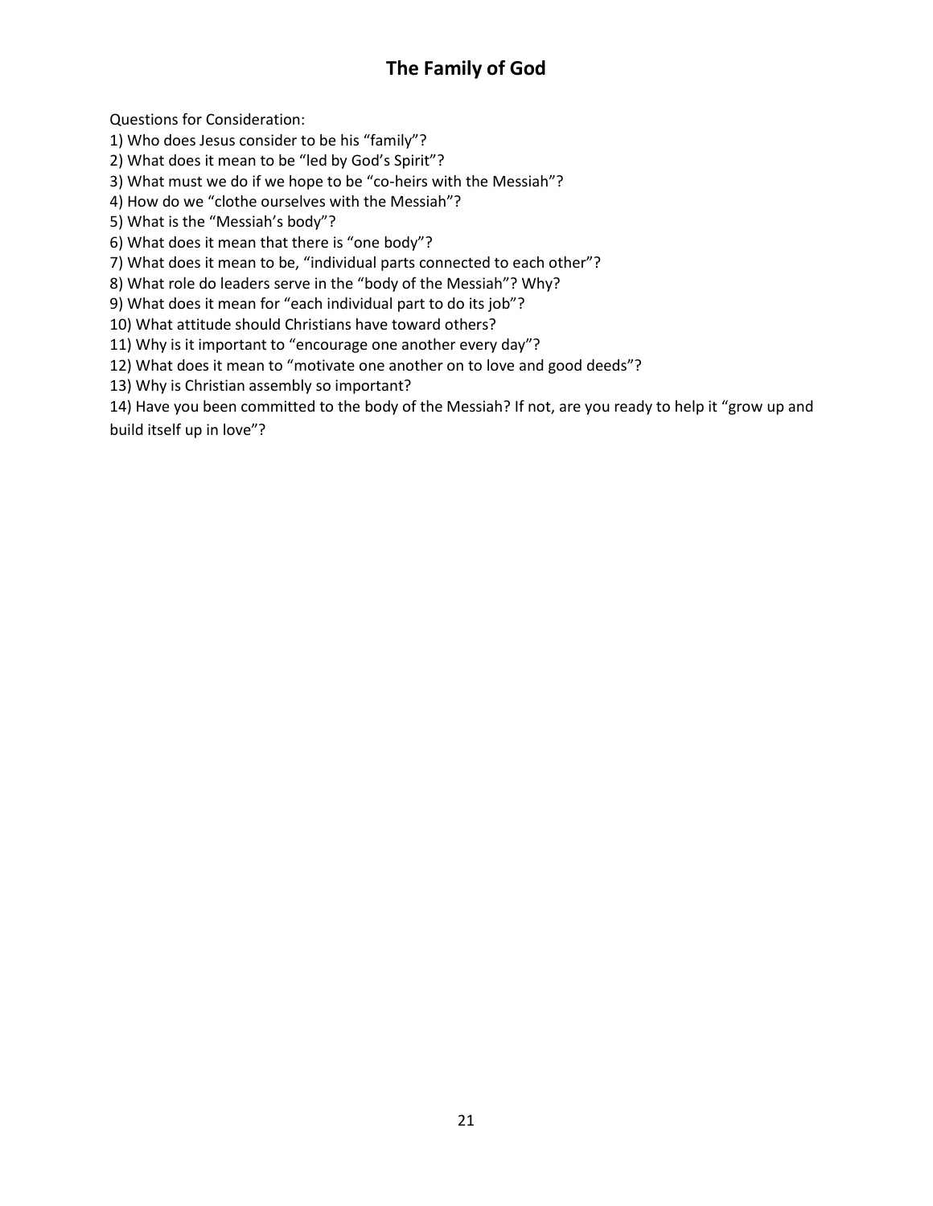# The Family of God

Questions for Consideration:

1) Who does Jesus consider to be his “family”?
2) What does it mean to be “led by God’s Spirit”?
3) What must we do if we hope to be “co-heirs with the Messiah”?
4) How do we “clothe ourselves with the Messiah”?
5) What is the “Messiah’s body”?
6) What does it mean that there is “one body”?
7) What does it mean to be, “individual parts connected to each other”?
8) What role do leaders serve in the “body of the Messiah”? Why?
9) What does it mean for “each individual part to do its job”?
10) What attitude should Christians have toward others?
11) Why is it important to “encourage one another every day”?
12) What does it mean to “motivate one another on to love and good deeds”?
13) Why is Christian assembly so important?
14) Have you been committed to the body of the Messiah? If not, are you ready to help it “grow up and build itself up in love”?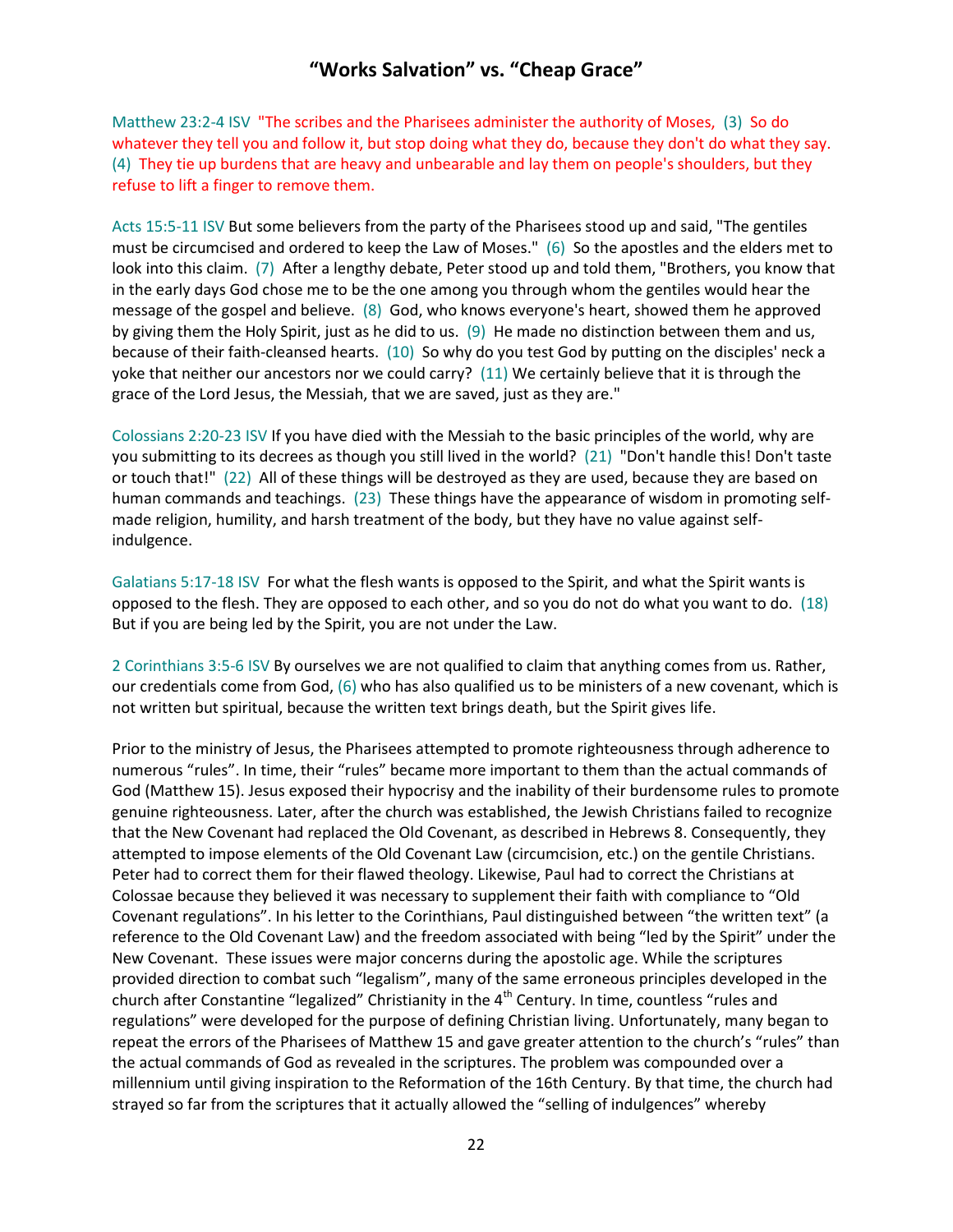# "Works Salvation" vs. "Cheap Grace"

Matthew 23:2-4 ISV "The scribes and the Pharisees administer the authority of Moses, (3) So do whatever they tell you and follow it, but stop doing what they do, because they don't do what they say. (4) They tie up burdens that are heavy and unbearable and lay them on people's shoulders, but they refuse to lift a finger to remove them.

Acts 15:5-11 ISV But some believers from the party of the Pharisees stood up and said, "The gentiles must be circumcised and ordered to keep the Law of Moses." (6) So the apostles and the elders met to look into this claim. (7) After a lengthy debate, Peter stood up and told them, "Brothers, you know that in the early days God chose me to be the one among you through whom the gentiles would hear the message of the gospel and believe. (8) God, who knows everyone's heart, showed them he approved by giving them the Holy Spirit, just as he did to us. (9) He made no distinction between them and us, because of their faith-cleansed hearts. (10) So why do you test God by putting on the disciples' neck a yoke that neither our ancestors nor we could carry? (11) We certainly believe that it is through the grace of the Lord Jesus, the Messiah, that we are saved, just as they are."

Colossians 2:20-23 ISV If you have died with the Messiah to the basic principles of the world, why are you submitting to its decrees as though you still lived in the world? (21) "Don't handle this! Don't taste or touch that!" (22) All of these things will be destroyed as they are used, because they are based on human commands and teachings. (23) These things have the appearance of wisdom in promoting self-made religion, humility, and harsh treatment of the body, but they have no value against self-indulgence.

Galatians 5:17-18 ISV For what the flesh wants is opposed to the Spirit, and what the Spirit wants is opposed to the flesh. They are opposed to each other, and so you do not do what you want to do. (18) But if you are being led by the Spirit, you are not under the Law.

2 Corinthians 3:5-6 ISV By ourselves we are not qualified to claim that anything comes from us. Rather, our credentials come from God, (6) who has also qualified us to be ministers of a new covenant, which is not written but spiritual, because the written text brings death, but the Spirit gives life.

Prior to the ministry of Jesus, the Pharisees attempted to promote righteousness through adherence to numerous "rules". In time, their "rules" became more important to them than the actual commands of God (Matthew 15). Jesus exposed their hypocrisy and the inability of their burdensome rules to promote genuine righteousness. Later, after the church was established, the Jewish Christians failed to recognize that the New Covenant had replaced the Old Covenant, as described in Hebrews 8. Consequently, they attempted to impose elements of the Old Covenant Law (circumcision, etc.) on the gentile Christians. Peter had to correct them for their flawed theology. Likewise, Paul had to correct the Christians at Colossae because they believed it was necessary to supplement their faith with compliance to "Old Covenant regulations". In his letter to the Corinthians, Paul distinguished between "the written text" (a reference to the Old Covenant Law) and the freedom associated with being "led by the Spirit" under the New Covenant. These issues were major concerns during the apostolic age. While the scriptures provided direction to combat such "legalism", many of the same erroneous principles developed in the church after Constantine "legalized" Christianity in the 4th Century. In time, countless "rules and regulations" were developed for the purpose of defining Christian living. Unfortunately, many began to repeat the errors of the Pharisees of Matthew 15 and gave greater attention to the church's "rules" than the actual commands of God as revealed in the scriptures. The problem was compounded over a millennium until giving inspiration to the Reformation of the 16th Century. By that time, the church had strayed so far from the scriptures that it actually allowed the "selling of indulgences" whereby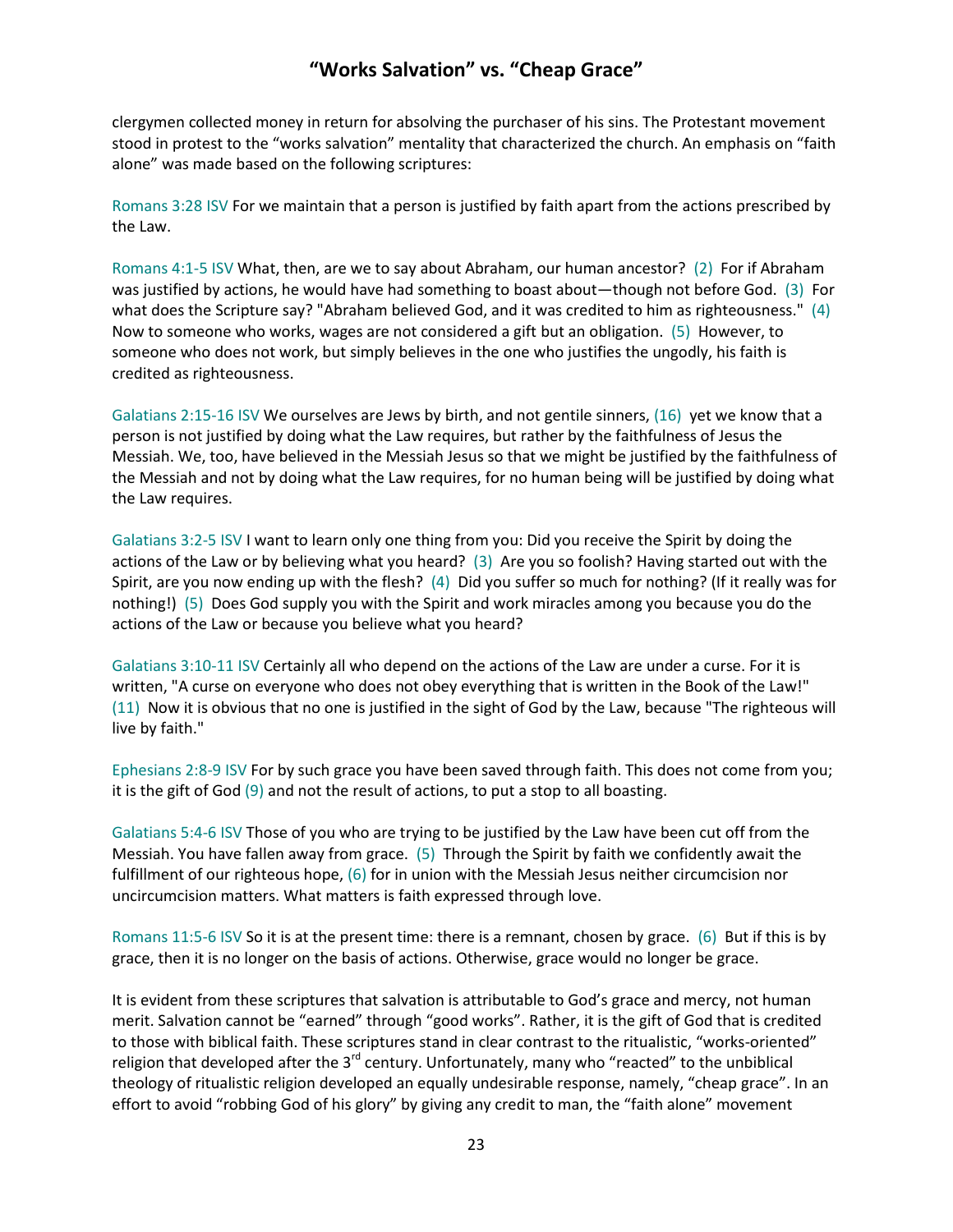clergymen collected money in return for absolving the purchaser of his sins. The Protestant movement stood in protest to the "works salvation" mentality that characterized the church. An emphasis on "faith alone" was made based on the following scriptures:

Romans 3:28 ISV For we maintain that a person is justified by faith apart from the actions prescribed by the Law.

Romans 4:1-5 ISV What, then, are we to say about Abraham, our human ancestor? (2) For if Abraham was justified by actions, he would have had something to boast about—though not before God. (3) For what does the Scripture say? "Abraham believed God, and it was credited to him as righteousness." (4) Now to someone who works, wages are not considered a gift but an obligation. (5) However, to someone who does not work, but simply believes in the one who justifies the ungodly, his faith is credited as righteousness.

Galatians 2:15-16 ISV We ourselves are Jews by birth, and not gentile sinners, (16) yet we know that a person is not justified by doing what the Law requires, but rather by the faithfulness of Jesus the Messiah. We, too, have believed in the Messiah Jesus so that we might be justified by the faithfulness of the Messiah and not by doing what the Law requires, for no human being will be justified by doing what the Law requires.

Galatians 3:2-5 ISV I want to learn only one thing from you: Did you receive the Spirit by doing the actions of the Law or by believing what you heard? (3) Are you so foolish? Having started out with the Spirit, are you now ending up with the flesh? (4) Did you suffer so much for nothing? (If it really was for nothing!) (5) Does God supply you with the Spirit and work miracles among you because you do the actions of the Law or because you believe what you heard?

Galatians 3:10-11 ISV Certainly all who depend on the actions of the Law are under a curse. For it is written, "A curse on everyone who does not obey everything that is written in the Book of the Law!" (11) Now it is obvious that no one is justified in the sight of God by the Law, because "The righteous will live by faith."

Ephesians 2:8-9 ISV For by such grace you have been saved through faith. This does not come from you; it is the gift of God (9) and not the result of actions, to put a stop to all boasting.

Galatians 5:4-6 ISV Those of you who are trying to be justified by the Law have been cut off from the Messiah. You have fallen away from grace. (5) Through the Spirit by faith we confidently await the fulfillment of our righteous hope, (6) for in union with the Messiah Jesus neither circumcision nor uncircumcision matters. What matters is faith expressed through love.

Romans 11:5-6 ISV So it is at the present time: there is a remnant, chosen by grace. (6) But if this is by grace, then it is no longer on the basis of actions. Otherwise, grace would no longer be grace.

It is evident from these scriptures that salvation is attributable to God's grace and mercy, not human merit. Salvation cannot be "earned" through "good works". Rather, it is the gift of God that is credited to those with biblical faith. These scriptures stand in clear contrast to the ritualistic, "works-oriented" religion that developed after the 3rd century. Unfortunately, many who "reacted" to the unbiblical theology of ritualistic religion developed an equally undesirable response, namely, "cheap grace". In an effort to avoid "robbing God of his glory" by giving any credit to man, the "faith alone" movement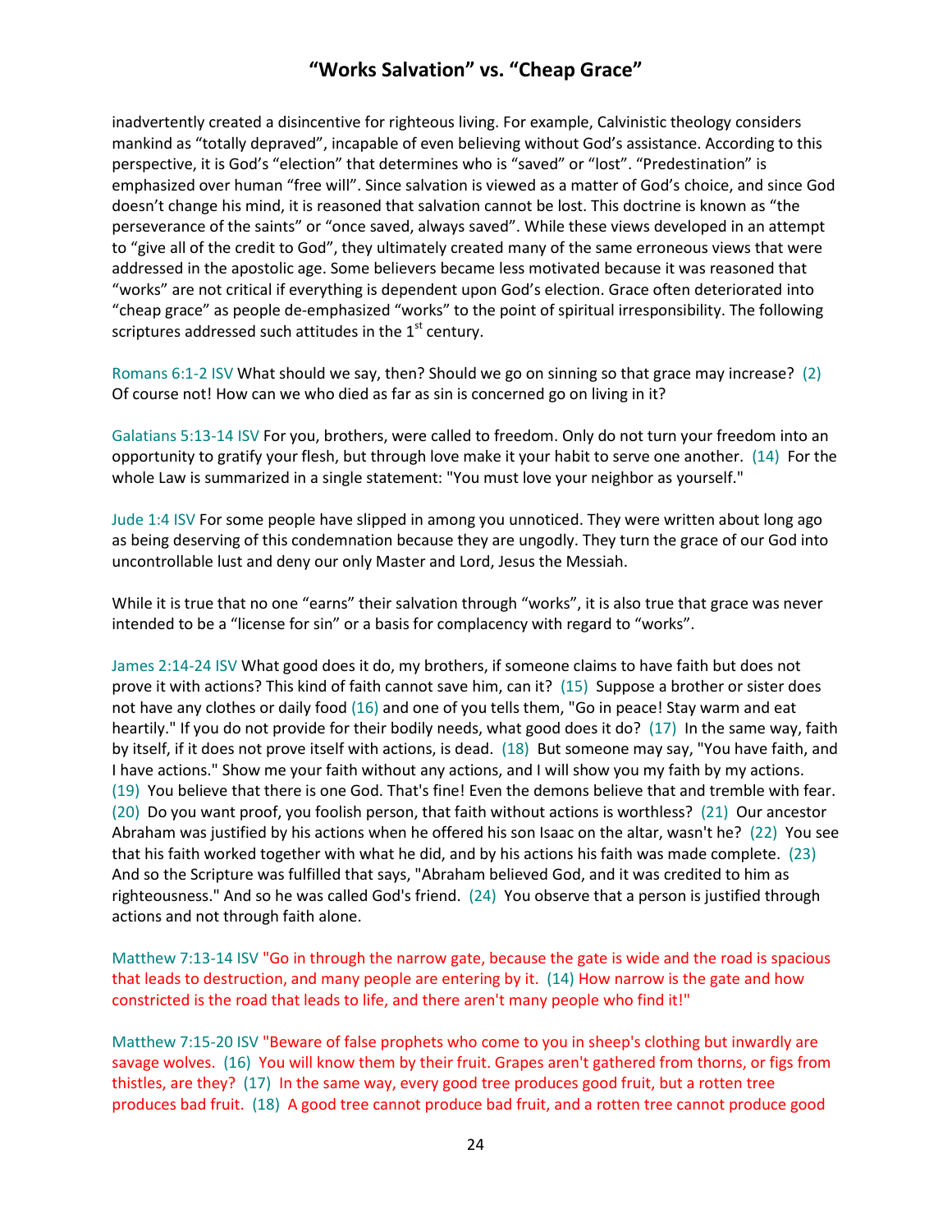inadvertently created a disincentive for righteous living. For example, Calvinistic theology considers mankind as “totally depraved”, incapable of even believing without God’s assistance. According to this perspective, it is God’s “election” that determines who is “saved” or “lost”. “Predestination” is emphasized over human “free will”. Since salvation is viewed as a matter of God’s choice, and since God doesn’t change his mind, it is reasoned that salvation cannot be lost. This doctrine is known as “the perseverance of the saints” or “once saved, always saved”. While these views developed in an attempt to “give all of the credit to God”, they ultimately created many of the same erroneous views that were addressed in the apostolic age. Some believers became less motivated because it was reasoned that “works” are not critical if everything is dependent upon God’s election. Grace often deteriorated into “cheap grace” as people de-emphasized “works” to the point of spiritual irresponsibility. The following scriptures addressed such attitudes in the 1st century.

Romans 6:1-2 ISV What should we say, then? Should we go on sinning so that grace may increase? (2) Of course not! How can we who died as far as sin is concerned go on living in it?

Galatians 5:13-14 ISV For you, brothers, were called to freedom. Only do not turn your freedom into an opportunity to gratify your flesh, but through love make it your habit to serve one another. (14) For the whole Law is summarized in a single statement: "You must love your neighbor as yourself."

Jude 1:4 ISV For some people have slipped in among you unnoticed. They were written about long ago as being deserving of this condemnation because they are ungodly. They turn the grace of our God into uncontrollable lust and deny our only Master and Lord, Jesus the Messiah.

While it is true that no one “earns” their salvation through “works”, it is also true that grace was never intended to be a “license for sin” or a basis for complacency with regard to “works”.

James 2:14-24 ISV What good does it do, my brothers, if someone claims to have faith but does not prove it with actions? This kind of faith cannot save him, can it? (15) Suppose a brother or sister does not have any clothes or daily food (16) and one of you tells them, "Go in peace! Stay warm and eat heartily." If you do not provide for their bodily needs, what good does it do? (17) In the same way, faith by itself, if it does not prove itself with actions, is dead. (18) But someone may say, "You have faith, and I have actions." Show me your faith without any actions, and I will show you my faith by my actions. (19) You believe that there is one God. That's fine! Even the demons believe that and tremble with fear. (20) Do you want proof, you foolish person, that faith without actions is worthless? (21) Our ancestor Abraham was justified by his actions when he offered his son Isaac on the altar, wasn't he? (22) You see that his faith worked together with what he did, and by his actions his faith was made complete. (23) And so the Scripture was fulfilled that says, "Abraham believed God, and it was credited to him as righteousness." And so he was called God's friend. (24) You observe that a person is justified through actions and not through faith alone.

Matthew 7:13-14 ISV "Go in through the narrow gate, because the gate is wide and the road is spacious that leads to destruction, and many people are entering by it. (14) How narrow is the gate and how constricted is the road that leads to life, and there aren't many people who find it!"

Matthew 7:15-20 ISV "Beware of false prophets who come to you in sheep's clothing but inwardly are savage wolves. (16) You will know them by their fruit. Grapes aren't gathered from thorns, or figs from thistles, are they? (17) In the same way, every good tree produces good fruit, but a rotten tree produces bad fruit. (18) A good tree cannot produce bad fruit, and a rotten tree cannot produce good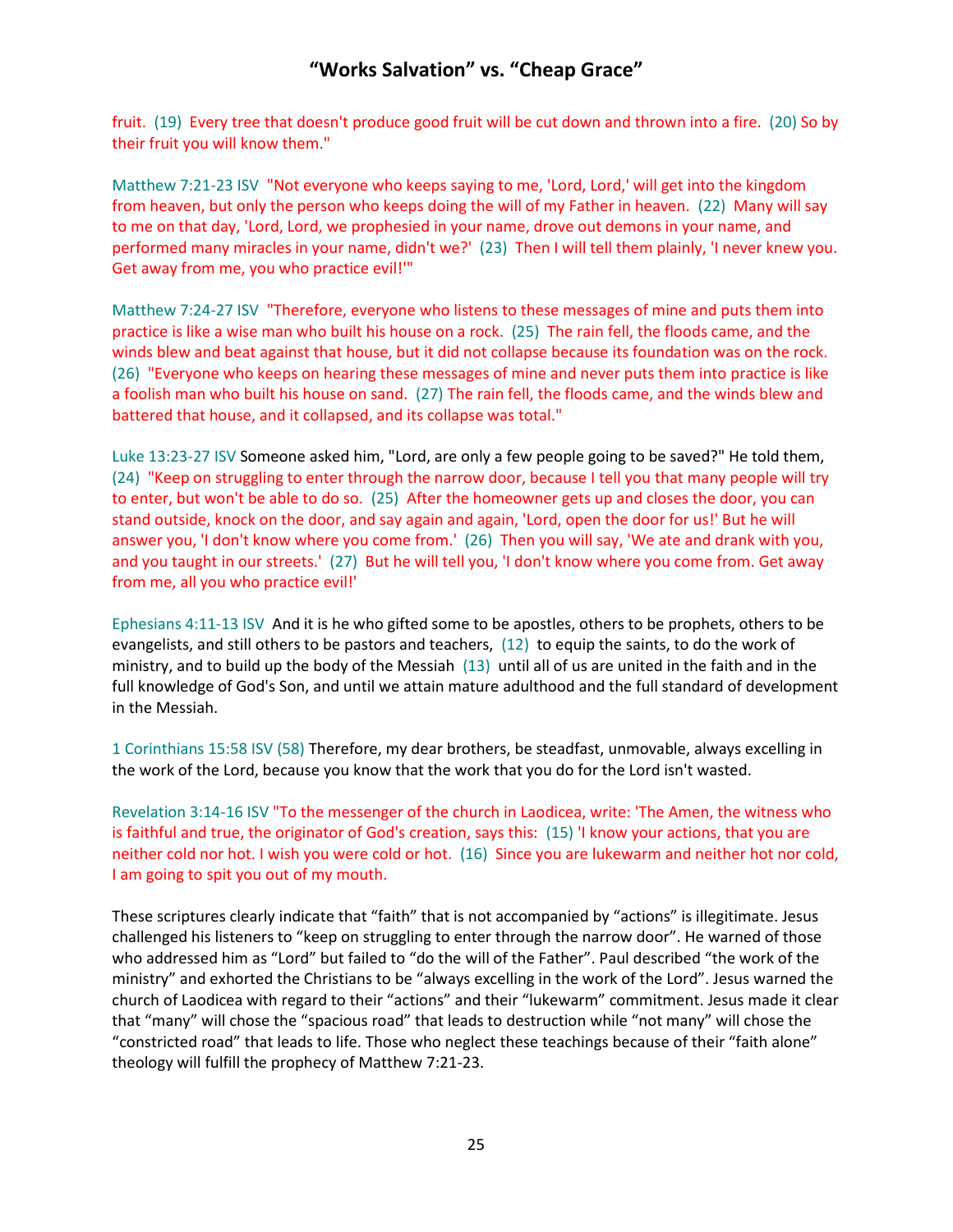fruit. (19) Every tree that doesn't produce good fruit will be cut down and thrown into a fire. (20) So by their fruit you will know them."

Matthew 7:21-23 ISV "Not everyone who keeps saying to me, 'Lord, Lord,' will get into the kingdom from heaven, but only the person who keeps doing the will of my Father in heaven. (22) Many will say to me on that day, 'Lord, Lord, we prophesied in your name, drove out demons in your name, and performed many miracles in your name, didn't we?' (23) Then I will tell them plainly, 'I never knew you. Get away from me, you who practice evil!'"

Matthew 7:24-27 ISV "Therefore, everyone who listens to these messages of mine and puts them into practice is like a wise man who built his house on a rock. (25) The rain fell, the floods came, and the winds blew and beat against that house, but it did not collapse because its foundation was on the rock. (26) "Everyone who keeps on hearing these messages of mine and never puts them into practice is like a foolish man who built his house on sand. (27) The rain fell, the floods came, and the winds blew and battered that house, and it collapsed, and its collapse was total."

Luke 13:23-27 ISV Someone asked him, "Lord, are only a few people going to be saved?" He told them, (24) "Keep on struggling to enter through the narrow door, because I tell you that many people will try to enter, but won't be able to do so. (25) After the homeowner gets up and closes the door, you can stand outside, knock on the door, and say again and again, 'Lord, open the door for us!' But he will answer you, 'I don't know where you come from.' (26) Then you will say, 'We ate and drank with you, and you taught in our streets.' (27) But he will tell you, 'I don't know where you come from. Get away from me, all you who practice evil!'

Ephesians 4:11-13 ISV And it is he who gifted some to be apostles, others to be prophets, others to be evangelists, and still others to be pastors and teachers, (12) to equip the saints, to do the work of ministry, and to build up the body of the Messiah (13) until all of us are united in the faith and in the full knowledge of God's Son, and until we attain mature adulthood and the full standard of development in the Messiah.

1 Corinthians 15:58 ISV (58) Therefore, my dear brothers, be steadfast, unmovable, always excelling in the work of the Lord, because you know that the work that you do for the Lord isn't wasted.

Revelation 3:14-16 ISV "To the messenger of the church in Laodicea, write: 'The Amen, the witness who is faithful and true, the originator of God's creation, says this: (15) 'I know your actions, that you are neither cold nor hot. I wish you were cold or hot. (16) Since you are lukewarm and neither hot nor cold, I am going to spit you out of my mouth.

These scriptures clearly indicate that "faith" that is not accompanied by "actions" is illegitimate. Jesus challenged his listeners to "keep on struggling to enter through the narrow door". He warned of those who addressed him as "Lord" but failed to "do the will of the Father". Paul described "the work of the ministry" and exhorted the Christians to be "always excelling in the work of the Lord". Jesus warned the church of Laodicea with regard to their "actions" and their "lukewarm" commitment. Jesus made it clear that "many" will chose the "spacious road" that leads to destruction while "not many" will chose the "constricted road" that leads to life. Those who neglect these teachings because of their "faith alone" theology will fulfill the prophecy of Matthew 7:21-23.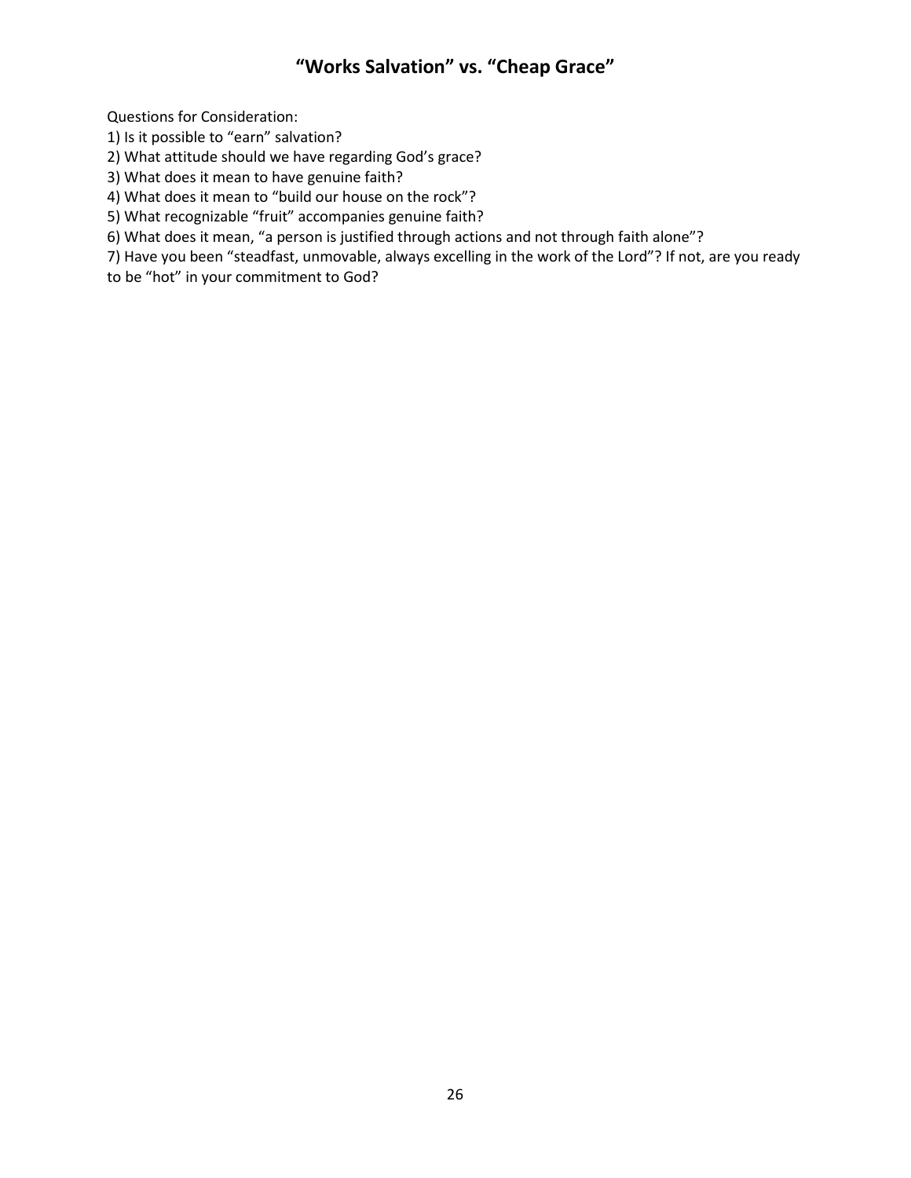# "Works Salvation" vs. "Cheap Grace"

Questions for Consideration:

1) Is it possible to "earn" salvation?
2) What attitude should we have regarding God's grace?
3) What does it mean to have genuine faith?
4) What does it mean to "build our house on the rock"?
5) What recognizable "fruit" accompanies genuine faith?
6) What does it mean, "a person is justified through actions and not through faith alone"?
7) Have you been "steadfast, unmovable, always excelling in the work of the Lord"? If not, are you ready to be "hot" in your commitment to God?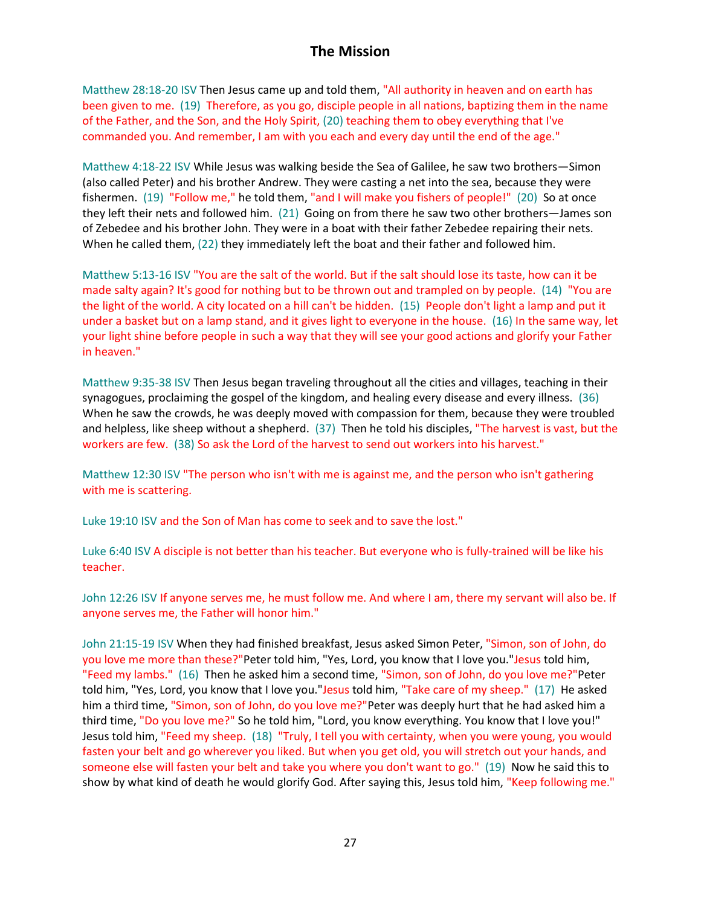# The Mission

Matthew 28:18-20 ISV Then Jesus came up and told them, "All authority in heaven and on earth has been given to me. (19) Therefore, as you go, disciple people in all nations, baptizing them in the name of the Father, and the Son, and the Holy Spirit, (20) teaching them to obey everything that I've commanded you. And remember, I am with you each and every day until the end of the age."

Matthew 4:18-22 ISV While Jesus was walking beside the Sea of Galilee, he saw two brothers—Simon (also called Peter) and his brother Andrew. They were casting a net into the sea, because they were fishermen. (19) "Follow me," he told them, "and I will make you fishers of people!" (20) So at once they left their nets and followed him. (21) Going on from there he saw two other brothers—James son of Zebedee and his brother John. They were in a boat with their father Zebedee repairing their nets. When he called them, (22) they immediately left the boat and their father and followed him.

Matthew 5:13-16 ISV "You are the salt of the world. But if the salt should lose its taste, how can it be made salty again? It's good for nothing but to be thrown out and trampled on by people. (14) "You are the light of the world. A city located on a hill can't be hidden. (15) People don't light a lamp and put it under a basket but on a lamp stand, and it gives light to everyone in the house. (16) In the same way, let your light shine before people in such a way that they will see your good actions and glorify your Father in heaven."

Matthew 9:35-38 ISV Then Jesus began traveling throughout all the cities and villages, teaching in their synagogues, proclaiming the gospel of the kingdom, and healing every disease and every illness. (36) When he saw the crowds, he was deeply moved with compassion for them, because they were troubled and helpless, like sheep without a shepherd. (37) Then he told his disciples, "The harvest is vast, but the workers are few. (38) So ask the Lord of the harvest to send out workers into his harvest."

Matthew 12:30 ISV "The person who isn't with me is against me, and the person who isn't gathering with me is scattering.

Luke 19:10 ISV and the Son of Man has come to seek and to save the lost."

Luke 6:40 ISV A disciple is not better than his teacher. But everyone who is fully-trained will be like his teacher.

John 12:26 ISV If anyone serves me, he must follow me. And where I am, there my servant will also be. If anyone serves me, the Father will honor him."

John 21:15-19 ISV When they had finished breakfast, Jesus asked Simon Peter, "Simon, son of John, do you love me more than these?"Peter told him, "Yes, Lord, you know that I love you."Jesus told him, "Feed my lambs." (16) Then he asked him a second time, "Simon, son of John, do you love me?"Peter told him, "Yes, Lord, you know that I love you."Jesus told him, "Take care of my sheep." (17) He asked him a third time, "Simon, son of John, do you love me?"Peter was deeply hurt that he had asked him a third time, "Do you love me?" So he told him, "Lord, you know everything. You know that I love you!" Jesus told him, "Feed my sheep. (18) "Truly, I tell you with certainty, when you were young, you would fasten your belt and go wherever you liked. But when you get old, you will stretch out your hands, and someone else will fasten your belt and take you where you don't want to go." (19) Now he said this to show by what kind of death he would glorify God. After saying this, Jesus told him, "Keep following me."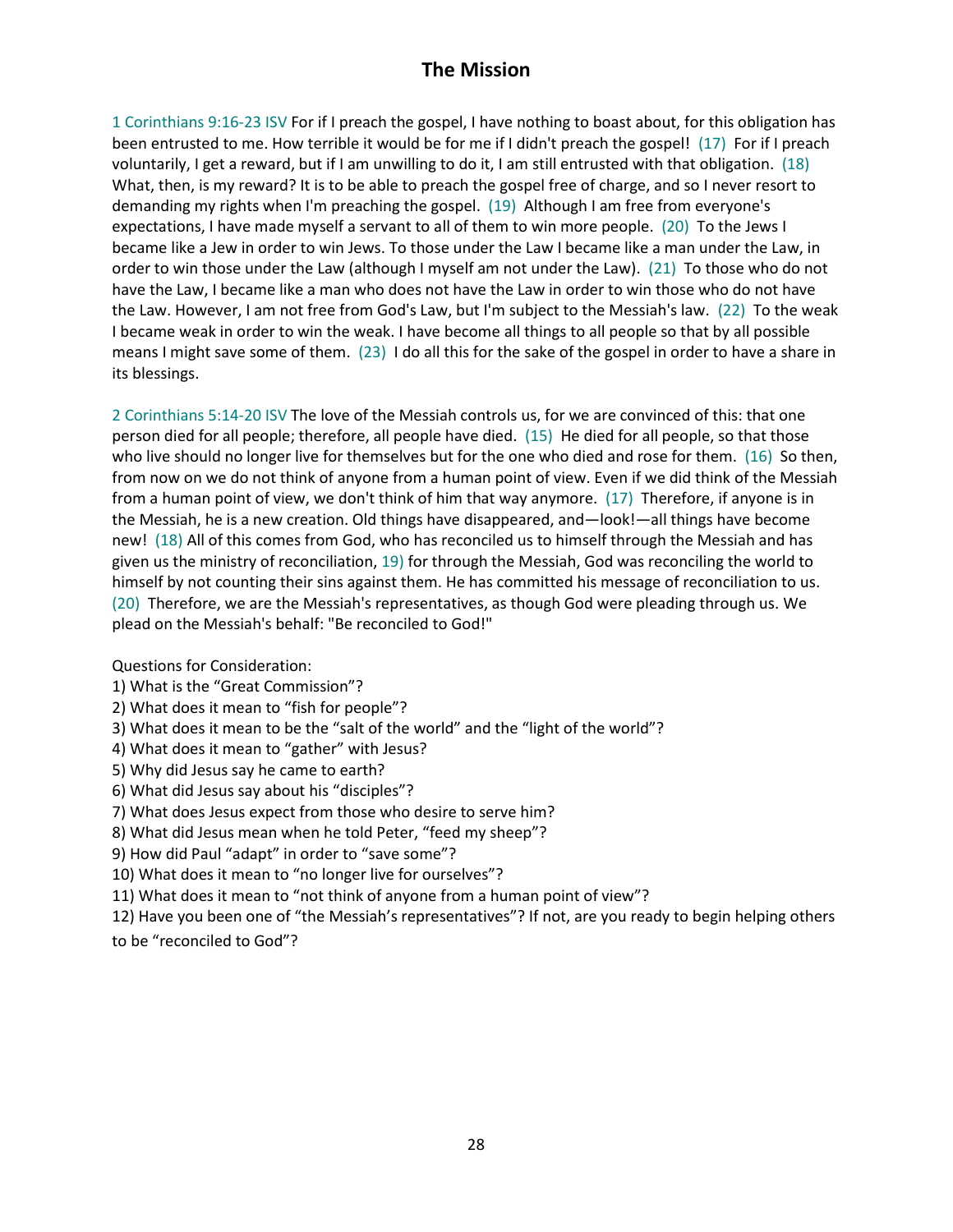# The Mission

1 Corinthians 9:16-23 ISV For if I preach the gospel, I have nothing to boast about, for this obligation has been entrusted to me. How terrible it would be for me if I didn't preach the gospel! (17) For if I preach voluntarily, I get a reward, but if I am unwilling to do it, I am still entrusted with that obligation. (18) What, then, is my reward? It is to be able to preach the gospel free of charge, and so I never resort to demanding my rights when I'm preaching the gospel. (19) Although I am free from everyone's expectations, I have made myself a servant to all of them to win more people. (20) To the Jews I became like a Jew in order to win Jews. To those under the Law I became like a man under the Law, in order to win those under the Law (although I myself am not under the Law). (21) To those who do not have the Law, I became like a man who does not have the Law in order to win those who do not have the Law. However, I am not free from God's Law, but I'm subject to the Messiah's law. (22) To the weak I became weak in order to win the weak. I have become all things to all people so that by all possible means I might save some of them. (23) I do all this for the sake of the gospel in order to have a share in its blessings.

2 Corinthians 5:14-20 ISV The love of the Messiah controls us, for we are convinced of this: that one person died for all people; therefore, all people have died. (15) He died for all people, so that those who live should no longer live for themselves but for the one who died and rose for them. (16) So then, from now on we do not think of anyone from a human point of view. Even if we did think of the Messiah from a human point of view, we don't think of him that way anymore. (17) Therefore, if anyone is in the Messiah, he is a new creation. Old things have disappeared, and—look!—all things have become new! (18) All of this comes from God, who has reconciled us to himself through the Messiah and has given us the ministry of reconciliation, 19) for through the Messiah, God was reconciling the world to himself by not counting their sins against them. He has committed his message of reconciliation to us. (20) Therefore, we are the Messiah's representatives, as though God were pleading through us. We plead on the Messiah's behalf: "Be reconciled to God!"

Questions for Consideration:

1) What is the "Great Commission"?
2) What does it mean to "fish for people"?
3) What does it mean to be the "salt of the world" and the "light of the world"?
4) What does it mean to "gather" with Jesus?
5) Why did Jesus say he came to earth?
6) What did Jesus say about his "disciples"?
7) What does Jesus expect from those who desire to serve him?
8) What did Jesus mean when he told Peter, "feed my sheep"?
9) How did Paul "adapt" in order to "save some"?
10) What does it mean to "no longer live for ourselves"?
11) What does it mean to "not think of anyone from a human point of view"?
12) Have you been one of "the Messiah's representatives"? If not, are you ready to begin helping others to be "reconciled to God"?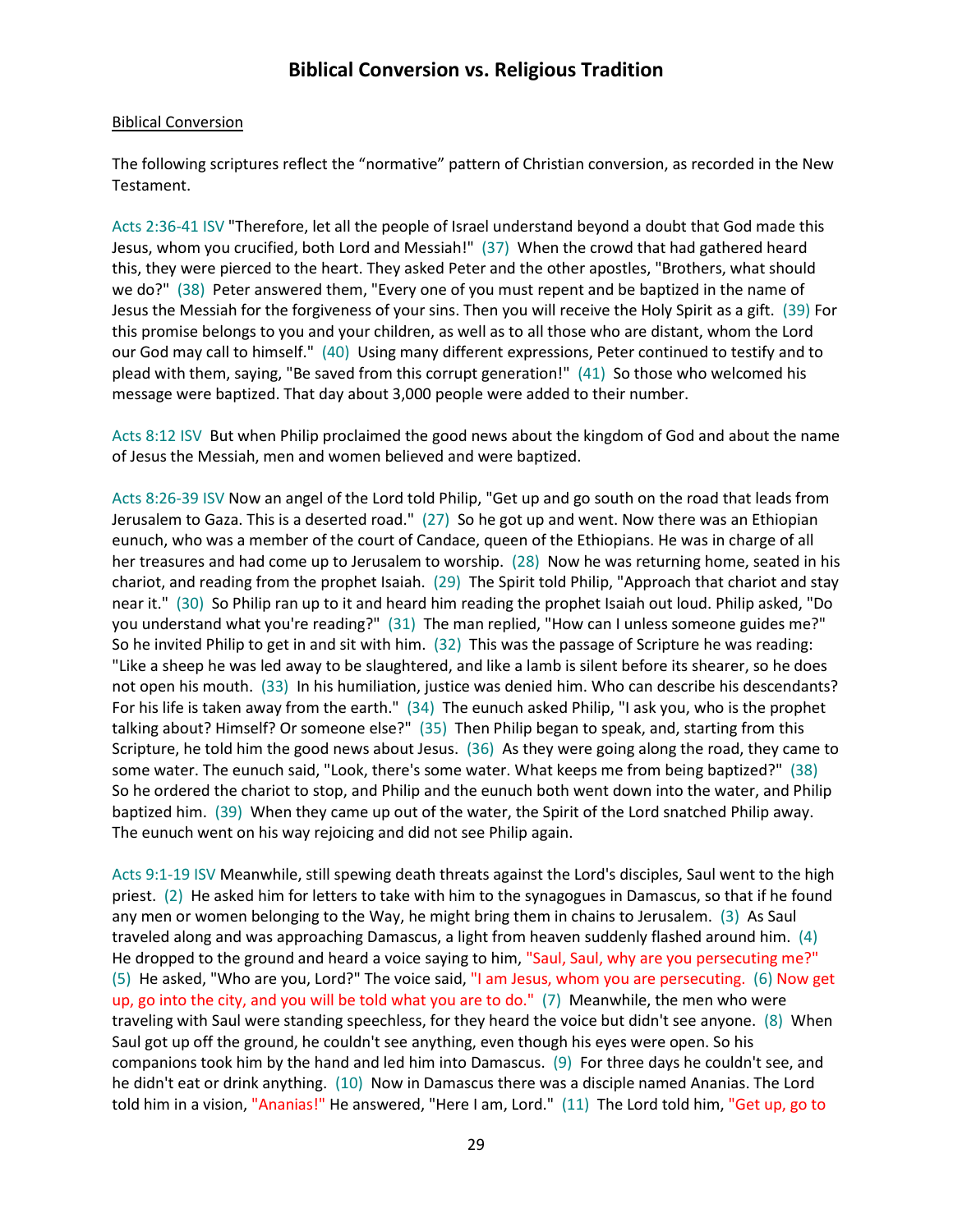# Biblical Conversion vs. Religious Tradition

<u>Biblical Conversion</u>

The following scriptures reflect the “normative” pattern of Christian conversion, as recorded in the New Testament.

Acts 2:36-41 ISV "Therefore, let all the people of Israel understand beyond a doubt that God made this Jesus, whom you crucified, both Lord and Messiah!" (37) When the crowd that had gathered heard this, they were pierced to the heart. They asked Peter and the other apostles, "Brothers, what should we do?" (38) Peter answered them, "Every one of you must repent and be baptized in the name of Jesus the Messiah for the forgiveness of your sins. Then you will receive the Holy Spirit as a gift. (39) For this promise belongs to you and your children, as well as to all those who are distant, whom the Lord our God may call to himself." (40) Using many different expressions, Peter continued to testify and to plead with them, saying, "Be saved from this corrupt generation!" (41) So those who welcomed his message were baptized. That day about 3,000 people were added to their number.

Acts 8:12 ISV But when Philip proclaimed the good news about the kingdom of God and about the name of Jesus the Messiah, men and women believed and were baptized.

Acts 8:26-39 ISV Now an angel of the Lord told Philip, "Get up and go south on the road that leads from Jerusalem to Gaza. This is a deserted road." (27) So he got up and went. Now there was an Ethiopian eunuch, who was a member of the court of Candace, queen of the Ethiopians. He was in charge of all her treasures and had come up to Jerusalem to worship. (28) Now he was returning home, seated in his chariot, and reading from the prophet Isaiah. (29) The Spirit told Philip, "Approach that chariot and stay near it." (30) So Philip ran up to it and heard him reading the prophet Isaiah out loud. Philip asked, "Do you understand what you're reading?" (31) The man replied, "How can I unless someone guides me?" So he invited Philip to get in and sit with him. (32) This was the passage of Scripture he was reading: "Like a sheep he was led away to be slaughtered, and like a lamb is silent before its shearer, so he does not open his mouth. (33) In his humiliation, justice was denied him. Who can describe his descendants? For his life is taken away from the earth." (34) The eunuch asked Philip, "I ask you, who is the prophet talking about? Himself? Or someone else?" (35) Then Philip began to speak, and, starting from this Scripture, he told him the good news about Jesus. (36) As they were going along the road, they came to some water. The eunuch said, "Look, there's some water. What keeps me from being baptized?" (38) So he ordered the chariot to stop, and Philip and the eunuch both went down into the water, and Philip baptized him. (39) When they came up out of the water, the Spirit of the Lord snatched Philip away. The eunuch went on his way rejoicing and did not see Philip again.

Acts 9:1-19 ISV Meanwhile, still spewing death threats against the Lord's disciples, Saul went to the high priest. (2) He asked him for letters to take with him to the synagogues in Damascus, so that if he found any men or women belonging to the Way, he might bring them in chains to Jerusalem. (3) As Saul traveled along and was approaching Damascus, a light from heaven suddenly flashed around him. (4) He dropped to the ground and heard a voice saying to him, "Saul, Saul, why are you persecuting me?" (5) He asked, "Who are you, Lord?" The voice said, "I am Jesus, whom you are persecuting. (6) Now get up, go into the city, and you will be told what you are to do." (7) Meanwhile, the men who were traveling with Saul were standing speechless, for they heard the voice but didn't see anyone. (8) When Saul got up off the ground, he couldn't see anything, even though his eyes were open. So his companions took him by the hand and led him into Damascus. (9) For three days he couldn't see, and he didn't eat or drink anything. (10) Now in Damascus there was a disciple named Ananias. The Lord told him in a vision, "Ananias!" He answered, "Here I am, Lord." (11) The Lord told him, "Get up, go to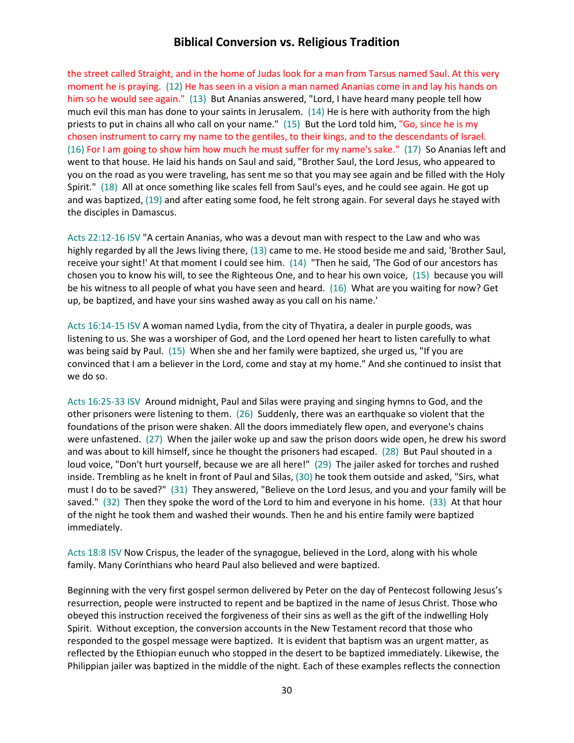the street called Straight, and in the home of Judas look for a man from Tarsus named Saul. At this very moment he is praying. (12) He has seen in a vision a man named Ananias come in and lay his hands on him so he would see again." (13) But Ananias answered, "Lord, I have heard many people tell how much evil this man has done to your saints in Jerusalem. (14) He is here with authority from the high priests to put in chains all who call on your name." (15) But the Lord told him, "Go, since he is my chosen instrument to carry my name to the gentiles, to their kings, and to the descendants of Israel. (16) For I am going to show him how much he must suffer for my name's sake." (17) So Ananias left and went to that house. He laid his hands on Saul and said, "Brother Saul, the Lord Jesus, who appeared to you on the road as you were traveling, has sent me so that you may see again and be filled with the Holy Spirit." (18) All at once something like scales fell from Saul's eyes, and he could see again. He got up and was baptized, (19) and after eating some food, he felt strong again. For several days he stayed with the disciples in Damascus.

Acts 22:12-16 ISV "A certain Ananias, who was a devout man with respect to the Law and who was highly regarded by all the Jews living there, (13) came to me. He stood beside me and said, 'Brother Saul, receive your sight!' At that moment I could see him. (14) "Then he said, 'The God of our ancestors has chosen you to know his will, to see the Righteous One, and to hear his own voice, (15) because you will be his witness to all people of what you have seen and heard. (16) What are you waiting for now? Get up, be baptized, and have your sins washed away as you call on his name.'

Acts 16:14-15 ISV A woman named Lydia, from the city of Thyatira, a dealer in purple goods, was listening to us. She was a worshiper of God, and the Lord opened her heart to listen carefully to what was being said by Paul. (15) When she and her family were baptized, she urged us, "If you are convinced that I am a believer in the Lord, come and stay at my home." And she continued to insist that we do so.

Acts 16:25-33 ISV Around midnight, Paul and Silas were praying and singing hymns to God, and the other prisoners were listening to them. (26) Suddenly, there was an earthquake so violent that the foundations of the prison were shaken. All the doors immediately flew open, and everyone's chains were unfastened. (27) When the jailer woke up and saw the prison doors wide open, he drew his sword and was about to kill himself, since he thought the prisoners had escaped. (28) But Paul shouted in a loud voice, "Don't hurt yourself, because we are all here!" (29) The jailer asked for torches and rushed inside. Trembling as he knelt in front of Paul and Silas, (30) he took them outside and asked, "Sirs, what must I do to be saved?" (31) They answered, "Believe on the Lord Jesus, and you and your family will be saved." (32) Then they spoke the word of the Lord to him and everyone in his home. (33) At that hour of the night he took them and washed their wounds. Then he and his entire family were baptized immediately.

Acts 18:8 ISV Now Crispus, the leader of the synagogue, believed in the Lord, along with his whole family. Many Corinthians who heard Paul also believed and were baptized.

Beginning with the very first gospel sermon delivered by Peter on the day of Pentecost following Jesus's resurrection, people were instructed to repent and be baptized in the name of Jesus Christ. Those who obeyed this instruction received the forgiveness of their sins as well as the gift of the indwelling Holy Spirit. Without exception, the conversion accounts in the New Testament record that those who responded to the gospel message were baptized. It is evident that baptism was an urgent matter, as reflected by the Ethiopian eunuch who stopped in the desert to be baptized immediately. Likewise, the Philippian jailer was baptized in the middle of the night. Each of these examples reflects the connection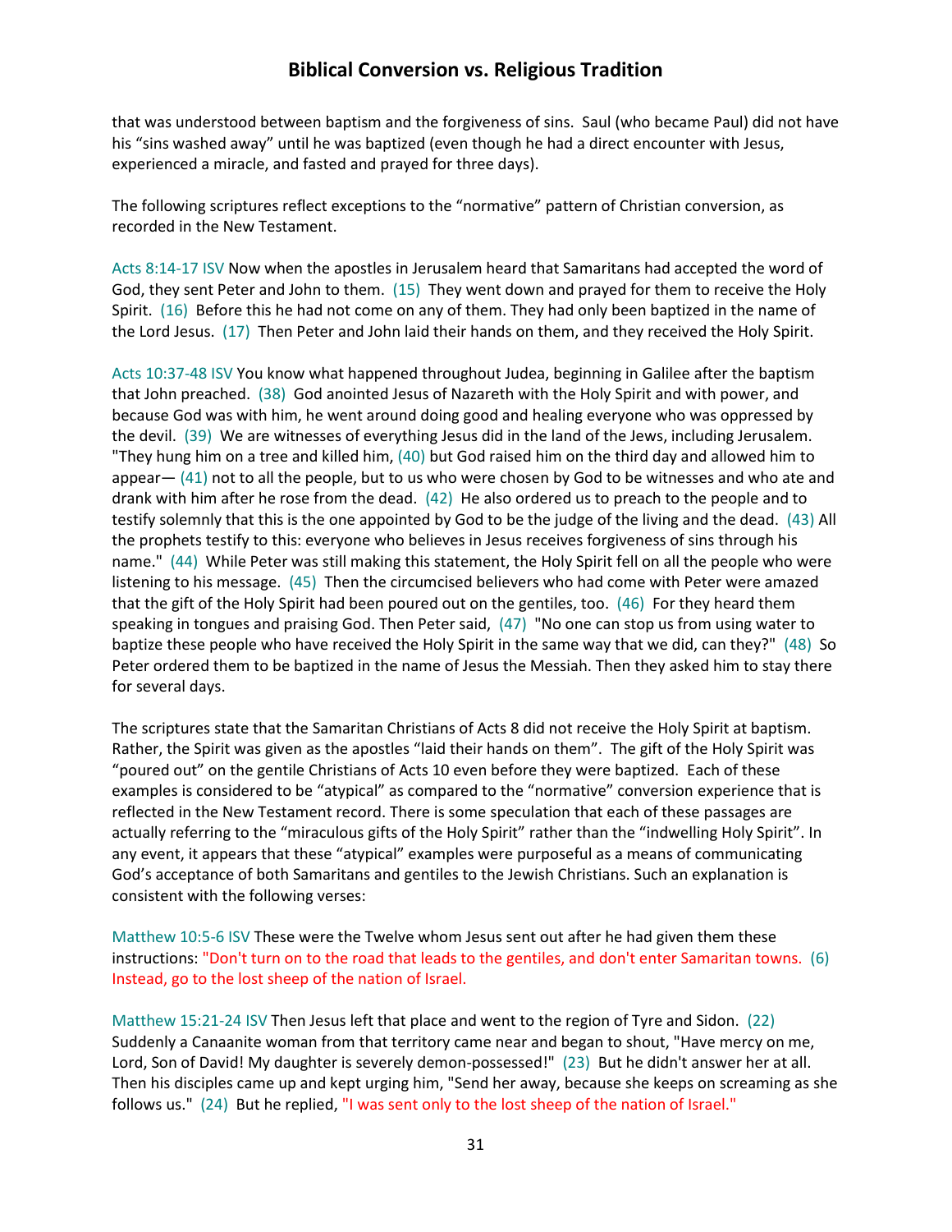that was understood between baptism and the forgiveness of sins. Saul (who became Paul) did not have his "sins washed away" until he was baptized (even though he had a direct encounter with Jesus, experienced a miracle, and fasted and prayed for three days).

The following scriptures reflect exceptions to the "normative" pattern of Christian conversion, as recorded in the New Testament.

Acts 8:14-17 ISV Now when the apostles in Jerusalem heard that Samaritans had accepted the word of God, they sent Peter and John to them. (15) They went down and prayed for them to receive the Holy Spirit. (16) Before this he had not come on any of them. They had only been baptized in the name of the Lord Jesus. (17) Then Peter and John laid their hands on them, and they received the Holy Spirit.

Acts 10:37-48 ISV You know what happened throughout Judea, beginning in Galilee after the baptism that John preached. (38) God anointed Jesus of Nazareth with the Holy Spirit and with power, and because God was with him, he went around doing good and healing everyone who was oppressed by the devil. (39) We are witnesses of everything Jesus did in the land of the Jews, including Jerusalem. "They hung him on a tree and killed him, (40) but God raised him on the third day and allowed him to appear— (41) not to all the people, but to us who were chosen by God to be witnesses and who ate and drank with him after he rose from the dead. (42) He also ordered us to preach to the people and to testify solemnly that this is the one appointed by God to be the judge of the living and the dead. (43) All the prophets testify to this: everyone who believes in Jesus receives forgiveness of sins through his name." (44) While Peter was still making this statement, the Holy Spirit fell on all the people who were listening to his message. (45) Then the circumcised believers who had come with Peter were amazed that the gift of the Holy Spirit had been poured out on the gentiles, too. (46) For they heard them speaking in tongues and praising God. Then Peter said, (47) "No one can stop us from using water to baptize these people who have received the Holy Spirit in the same way that we did, can they?" (48) So Peter ordered them to be baptized in the name of Jesus the Messiah. Then they asked him to stay there for several days.

The scriptures state that the Samaritan Christians of Acts 8 did not receive the Holy Spirit at baptism. Rather, the Spirit was given as the apostles "laid their hands on them". The gift of the Holy Spirit was "poured out" on the gentile Christians of Acts 10 even before they were baptized. Each of these examples is considered to be "atypical" as compared to the "normative" conversion experience that is reflected in the New Testament record. There is some speculation that each of these passages are actually referring to the "miraculous gifts of the Holy Spirit" rather than the "indwelling Holy Spirit". In any event, it appears that these "atypical" examples were purposeful as a means of communicating God's acceptance of both Samaritans and gentiles to the Jewish Christians. Such an explanation is consistent with the following verses:

Matthew 10:5-6 ISV These were the Twelve whom Jesus sent out after he had given them these instructions: "Don't turn on to the road that leads to the gentiles, and don't enter Samaritan towns. (6) Instead, go to the lost sheep of the nation of Israel.

Matthew 15:21-24 ISV Then Jesus left that place and went to the region of Tyre and Sidon. (22) Suddenly a Canaanite woman from that territory came near and began to shout, "Have mercy on me, Lord, Son of David! My daughter is severely demon-possessed!" (23) But he didn't answer her at all. Then his disciples came up and kept urging him, "Send her away, because she keeps on screaming as she follows us." (24) But he replied, "I was sent only to the lost sheep of the nation of Israel."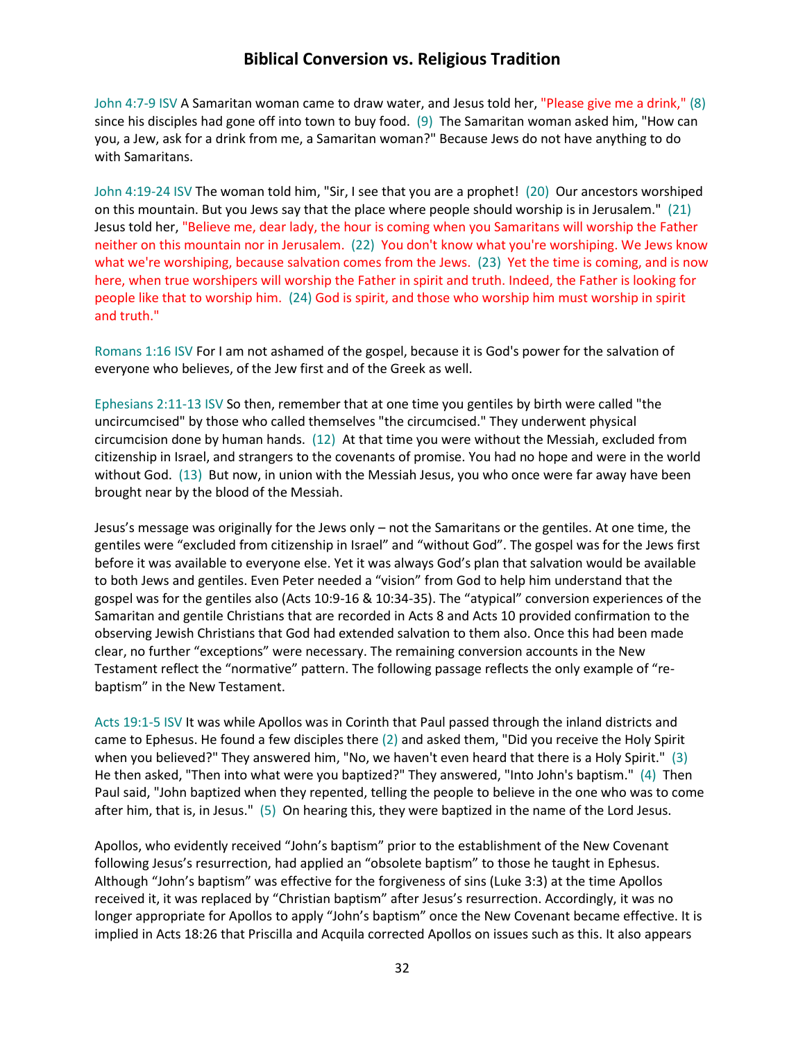John 4:7-9 ISV A Samaritan woman came to draw water, and Jesus told her, "Please give me a drink," (8) since his disciples had gone off into town to buy food. (9) The Samaritan woman asked him, "How can you, a Jew, ask for a drink from me, a Samaritan woman?" Because Jews do not have anything to do with Samaritans.

John 4:19-24 ISV The woman told him, "Sir, I see that you are a prophet! (20) Our ancestors worshiped on this mountain. But you Jews say that the place where people should worship is in Jerusalem." (21) Jesus told her, "Believe me, dear lady, the hour is coming when you Samaritans will worship the Father neither on this mountain nor in Jerusalem. (22) You don't know what you're worshiping. We Jews know what we're worshiping, because salvation comes from the Jews. (23) Yet the time is coming, and is now here, when true worshipers will worship the Father in spirit and truth. Indeed, the Father is looking for people like that to worship him. (24) God is spirit, and those who worship him must worship in spirit and truth."

Romans 1:16 ISV For I am not ashamed of the gospel, because it is God's power for the salvation of everyone who believes, of the Jew first and of the Greek as well.

Ephesians 2:11-13 ISV So then, remember that at one time you gentiles by birth were called "the uncircumcised" by those who called themselves "the circumcised." They underwent physical circumcision done by human hands. (12) At that time you were without the Messiah, excluded from citizenship in Israel, and strangers to the covenants of promise. You had no hope and were in the world without God. (13) But now, in union with the Messiah Jesus, you who once were far away have been brought near by the blood of the Messiah.

Jesus's message was originally for the Jews only – not the Samaritans or the gentiles. At one time, the gentiles were "excluded from citizenship in Israel" and "without God". The gospel was for the Jews first before it was available to everyone else. Yet it was always God's plan that salvation would be available to both Jews and gentiles. Even Peter needed a "vision" from God to help him understand that the gospel was for the gentiles also (Acts 10:9-16 & 10:34-35). The "atypical" conversion experiences of the Samaritan and gentile Christians that are recorded in Acts 8 and Acts 10 provided confirmation to the observing Jewish Christians that God had extended salvation to them also. Once this had been made clear, no further "exceptions" were necessary. The remaining conversion accounts in the New Testament reflect the "normative" pattern. The following passage reflects the only example of "re-baptism" in the New Testament.

Acts 19:1-5 ISV It was while Apollos was in Corinth that Paul passed through the inland districts and came to Ephesus. He found a few disciples there (2) and asked them, "Did you receive the Holy Spirit when you believed?" They answered him, "No, we haven't even heard that there is a Holy Spirit." (3) He then asked, "Then into what were you baptized?" They answered, "Into John's baptism." (4) Then Paul said, "John baptized when they repented, telling the people to believe in the one who was to come after him, that is, in Jesus." (5) On hearing this, they were baptized in the name of the Lord Jesus.

Apollos, who evidently received "John's baptism" prior to the establishment of the New Covenant following Jesus's resurrection, had applied an "obsolete baptism" to those he taught in Ephesus. Although "John's baptism" was effective for the forgiveness of sins (Luke 3:3) at the time Apollos received it, it was replaced by "Christian baptism" after Jesus's resurrection. Accordingly, it was no longer appropriate for Apollos to apply "John's baptism" once the New Covenant became effective. It is implied in Acts 18:26 that Priscilla and Acquila corrected Apollos on issues such as this. It also appears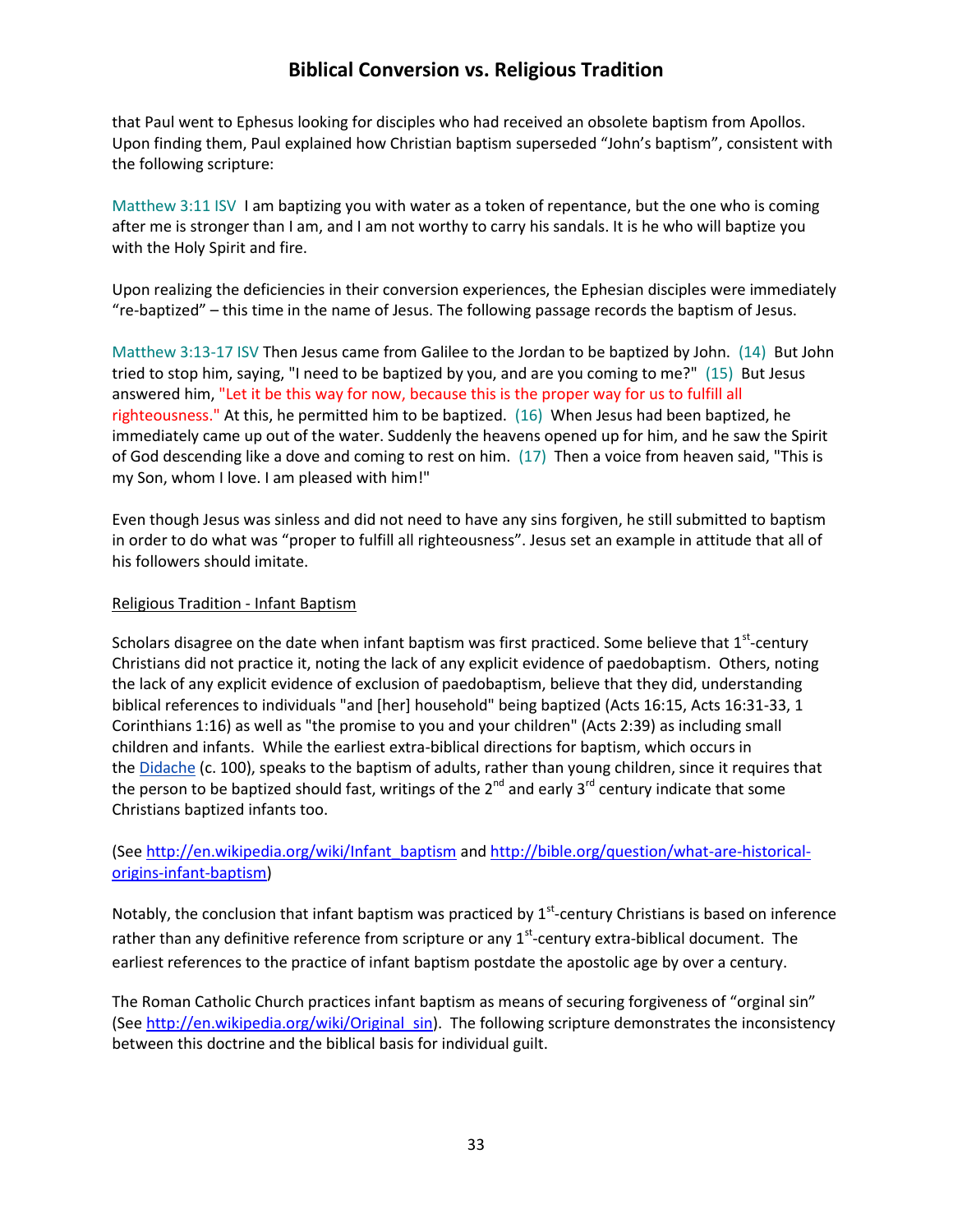that Paul went to Ephesus looking for disciples who had received an obsolete baptism from Apollos. Upon finding them, Paul explained how Christian baptism superseded "John's baptism", consistent with the following scripture:

Matthew 3:11 ISV I am baptizing you with water as a token of repentance, but the one who is coming after me is stronger than I am, and I am not worthy to carry his sandals. It is he who will baptize you with the Holy Spirit and fire.

Upon realizing the deficiencies in their conversion experiences, the Ephesian disciples were immediately "re-baptized" – this time in the name of Jesus. The following passage records the baptism of Jesus.

Matthew 3:13-17 ISV Then Jesus came from Galilee to the Jordan to be baptized by John. (14) But John tried to stop him, saying, "I need to be baptized by you, and are you coming to me?" (15) But Jesus answered him, "Let it be this way for now, because this is the proper way for us to fulfill all righteousness." At this, he permitted him to be baptized. (16) When Jesus had been baptized, he immediately came up out of the water. Suddenly the heavens opened up for him, and he saw the Spirit of God descending like a dove and coming to rest on him. (17) Then a voice from heaven said, "This is my Son, whom I love. I am pleased with him!"

Even though Jesus was sinless and did not need to have any sins forgiven, he still submitted to baptism in order to do what was "proper to fulfill all righteousness". Jesus set an example in attitude that all of his followers should imitate.

Religious Tradition - Infant Baptism

Scholars disagree on the date when infant baptism was first practiced. Some believe that 1st-century Christians did not practice it, noting the lack of any explicit evidence of paedobaptism. Others, noting the lack of any explicit evidence of exclusion of paedobaptism, believe that they did, understanding biblical references to individuals "and [her] household" being baptized (Acts 16:15, Acts 16:31-33, 1 Corinthians 1:16) as well as "the promise to you and your children" (Acts 2:39) as including small children and infants. While the earliest extra-biblical directions for baptism, which occurs in the Didache (c. 100), speaks to the baptism of adults, rather than young children, since it requires that the person to be baptized should fast, writings of the 2nd and early 3rd century indicate that some Christians baptized infants too.

(See http://en.wikipedia.org/wiki/Infant_baptism and http://bible.org/question/what-are-historical-origins-infant-baptism)

Notably, the conclusion that infant baptism was practiced by 1st-century Christians is based on inference rather than any definitive reference from scripture or any 1st-century extra-biblical document. The earliest references to the practice of infant baptism postdate the apostolic age by over a century.

The Roman Catholic Church practices infant baptism as means of securing forgiveness of "orginal sin" (See http://en.wikipedia.org/wiki/Original_sin). The following scripture demonstrates the inconsistency between this doctrine and the biblical basis for individual guilt.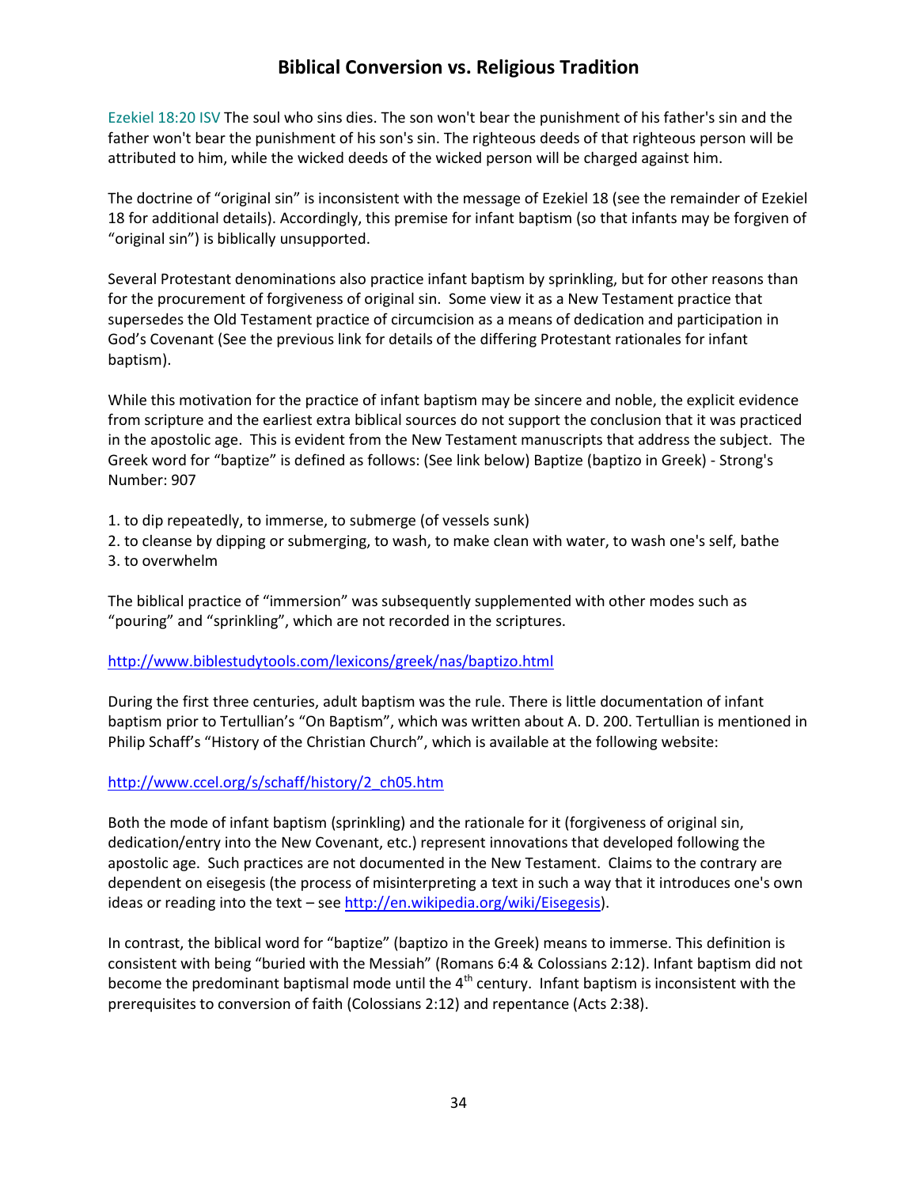# Biblical Conversion vs. Religious Tradition

Ezekiel 18:20 ISV The soul who sins dies. The son won't bear the punishment of his father's sin and the father won't bear the punishment of his son's sin. The righteous deeds of that righteous person will be attributed to him, while the wicked deeds of the wicked person will be charged against him.

The doctrine of "original sin" is inconsistent with the message of Ezekiel 18 (see the remainder of Ezekiel 18 for additional details). Accordingly, this premise for infant baptism (so that infants may be forgiven of "original sin") is biblically unsupported.

Several Protestant denominations also practice infant baptism by sprinkling, but for other reasons than for the procurement of forgiveness of original sin. Some view it as a New Testament practice that supersedes the Old Testament practice of circumcision as a means of dedication and participation in God's Covenant (See the previous link for details of the differing Protestant rationales for infant baptism).

While this motivation for the practice of infant baptism may be sincere and noble, the explicit evidence from scripture and the earliest extra biblical sources do not support the conclusion that it was practiced in the apostolic age. This is evident from the New Testament manuscripts that address the subject. The Greek word for "baptize" is defined as follows: (See link below) Baptize (baptizo in Greek) - Strong's Number: 907

1. to dip repeatedly, to immerse, to submerge (of vessels sunk)
2. to cleanse by dipping or submerging, to wash, to make clean with water, to wash one's self, bathe
3. to overwhelm

The biblical practice of "immersion" was subsequently supplemented with other modes such as "pouring" and "sprinkling", which are not recorded in the scriptures.

http://www.biblestudytools.com/lexicons/greek/nas/baptizo.html

During the first three centuries, adult baptism was the rule. There is little documentation of infant baptism prior to Tertullian's "On Baptism", which was written about A. D. 200. Tertullian is mentioned in Philip Schaff's "History of the Christian Church", which is available at the following website:

http://www.ccel.org/s/schaff/history/2_ch05.htm

Both the mode of infant baptism (sprinkling) and the rationale for it (forgiveness of original sin, dedication/entry into the New Covenant, etc.) represent innovations that developed following the apostolic age. Such practices are not documented in the New Testament. Claims to the contrary are dependent on eisegesis (the process of misinterpreting a text in such a way that it introduces one's own ideas or reading into the text – see http://en.wikipedia.org/wiki/Eisegesis).

In contrast, the biblical word for "baptize" (baptizo in the Greek) means to immerse. This definition is consistent with being "buried with the Messiah" (Romans 6:4 & Colossians 2:12). Infant baptism did not become the predominant baptismal mode until the 4th century. Infant baptism is inconsistent with the prerequisites to conversion of faith (Colossians 2:12) and repentance (Acts 2:38).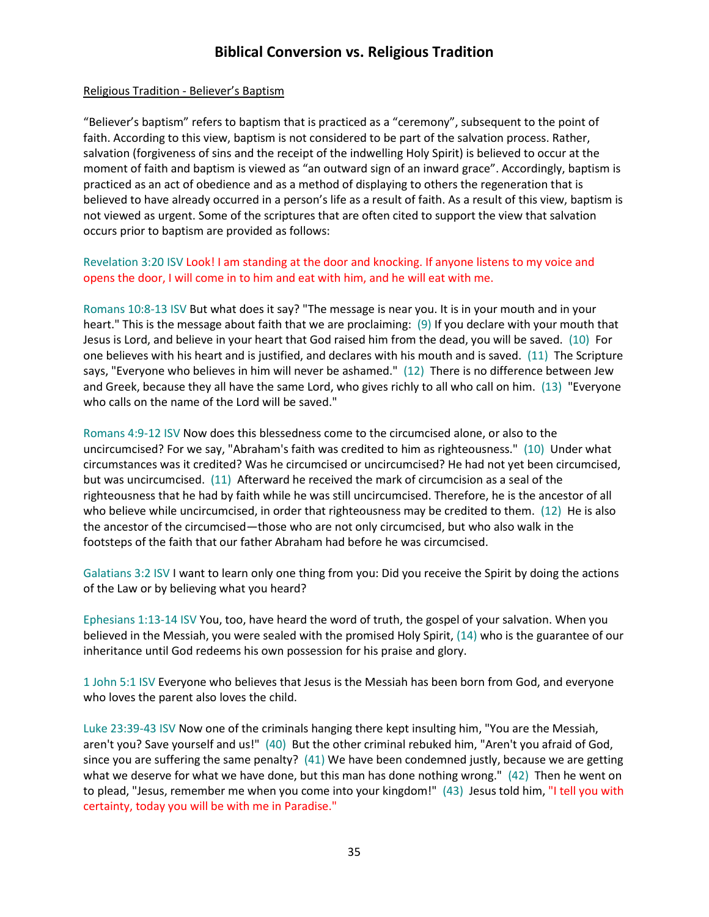# Biblical Conversion vs. Religious Tradition

Religious Tradition - Believer's Baptism

"Believer's baptism" refers to baptism that is practiced as a "ceremony", subsequent to the point of faith. According to this view, baptism is not considered to be part of the salvation process. Rather, salvation (forgiveness of sins and the receipt of the indwelling Holy Spirit) is believed to occur at the moment of faith and baptism is viewed as "an outward sign of an inward grace". Accordingly, baptism is practiced as an act of obedience and as a method of displaying to others the regeneration that is believed to have already occurred in a person's life as a result of faith. As a result of this view, baptism is not viewed as urgent. Some of the scriptures that are often cited to support the view that salvation occurs prior to baptism are provided as follows:

Revelation 3:20 ISV Look! I am standing at the door and knocking. If anyone listens to my voice and opens the door, I will come in to him and eat with him, and he will eat with me.

Romans 10:8-13 ISV But what does it say? "The message is near you. It is in your mouth and in your heart." This is the message about faith that we are proclaiming: (9) If you declare with your mouth that Jesus is Lord, and believe in your heart that God raised him from the dead, you will be saved. (10) For one believes with his heart and is justified, and declares with his mouth and is saved. (11) The Scripture says, "Everyone who believes in him will never be ashamed." (12) There is no difference between Jew and Greek, because they all have the same Lord, who gives richly to all who call on him. (13) "Everyone who calls on the name of the Lord will be saved."

Romans 4:9-12 ISV Now does this blessedness come to the circumcised alone, or also to the uncircumcised? For we say, "Abraham's faith was credited to him as righteousness." (10) Under what circumstances was it credited? Was he circumcised or uncircumcised? He had not yet been circumcised, but was uncircumcised. (11) Afterward he received the mark of circumcision as a seal of the righteousness that he had by faith while he was still uncircumcised. Therefore, he is the ancestor of all who believe while uncircumcised, in order that righteousness may be credited to them. (12) He is also the ancestor of the circumcised—those who are not only circumcised, but who also walk in the footsteps of the faith that our father Abraham had before he was circumcised.

Galatians 3:2 ISV I want to learn only one thing from you: Did you receive the Spirit by doing the actions of the Law or by believing what you heard?

Ephesians 1:13-14 ISV You, too, have heard the word of truth, the gospel of your salvation. When you believed in the Messiah, you were sealed with the promised Holy Spirit, (14) who is the guarantee of our inheritance until God redeems his own possession for his praise and glory.

1 John 5:1 ISV Everyone who believes that Jesus is the Messiah has been born from God, and everyone who loves the parent also loves the child.

Luke 23:39-43 ISV Now one of the criminals hanging there kept insulting him, "You are the Messiah, aren't you? Save yourself and us!" (40) But the other criminal rebuked him, "Aren't you afraid of God, since you are suffering the same penalty? (41) We have been condemned justly, because we are getting what we deserve for what we have done, but this man has done nothing wrong." (42) Then he went on to plead, "Jesus, remember me when you come into your kingdom!" (43) Jesus told him, "I tell you with certainty, today you will be with me in Paradise."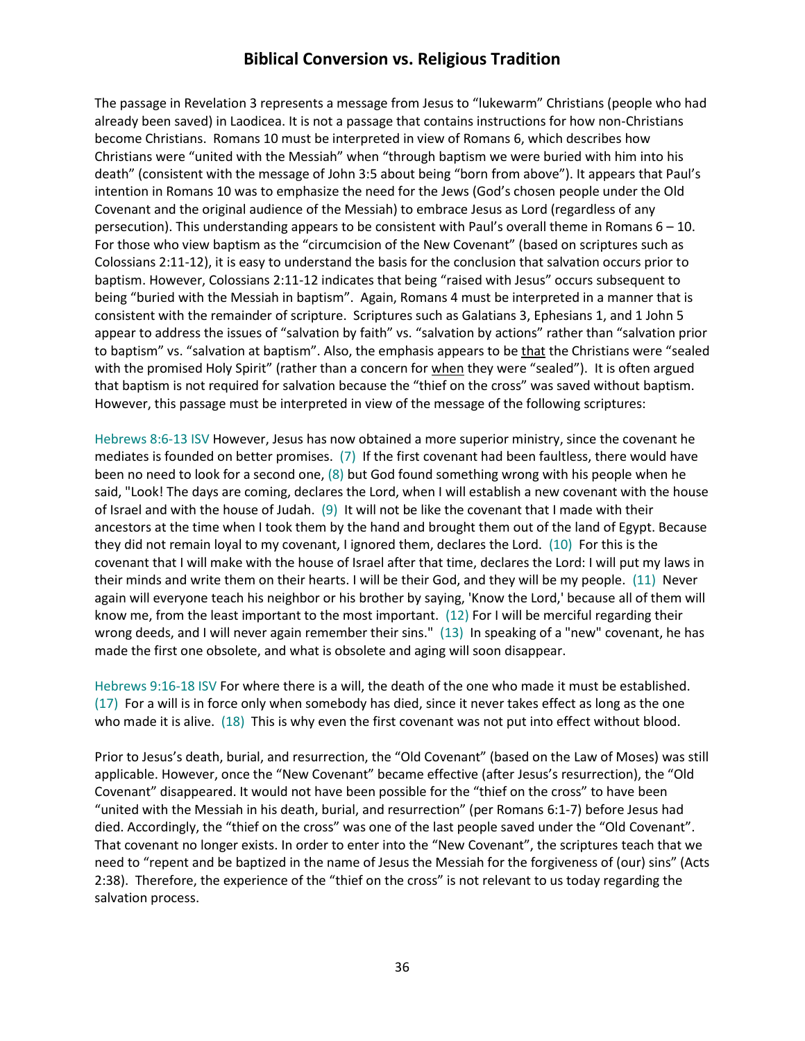The passage in Revelation 3 represents a message from Jesus to "lukewarm" Christians (people who had already been saved) in Laodicea. It is not a passage that contains instructions for how non-Christians become Christians. Romans 10 must be interpreted in view of Romans 6, which describes how Christians were "united with the Messiah" when "through baptism we were buried with him into his death" (consistent with the message of John 3:5 about being "born from above"). It appears that Paul's intention in Romans 10 was to emphasize the need for the Jews (God's chosen people under the Old Covenant and the original audience of the Messiah) to embrace Jesus as Lord (regardless of any persecution). This understanding appears to be consistent with Paul's overall theme in Romans 6 – 10. For those who view baptism as the "circumcision of the New Covenant" (based on scriptures such as Colossians 2:11-12), it is easy to understand the basis for the conclusion that salvation occurs prior to baptism. However, Colossians 2:11-12 indicates that being "raised with Jesus" occurs subsequent to being "buried with the Messiah in baptism". Again, Romans 4 must be interpreted in a manner that is consistent with the remainder of scripture. Scriptures such as Galatians 3, Ephesians 1, and 1 John 5 appear to address the issues of "salvation by faith" vs. "salvation by actions" rather than "salvation prior to baptism" vs. "salvation at baptism". Also, the emphasis appears to be <u>that</u> the Christians were "sealed with the promised Holy Spirit" (rather than a concern for <u>when</u> they were "sealed"). It is often argued that baptism is not required for salvation because the "thief on the cross" was saved without baptism. However, this passage must be interpreted in view of the message of the following scriptures:

Hebrews 8:6-13 ISV However, Jesus has now obtained a more superior ministry, since the covenant he mediates is founded on better promises. (7) If the first covenant had been faultless, there would have been no need to look for a second one, (8) but God found something wrong with his people when he said, "Look! The days are coming, declares the Lord, when I will establish a new covenant with the house of Israel and with the house of Judah. (9) It will not be like the covenant that I made with their ancestors at the time when I took them by the hand and brought them out of the land of Egypt. Because they did not remain loyal to my covenant, I ignored them, declares the Lord. (10) For this is the covenant that I will make with the house of Israel after that time, declares the Lord: I will put my laws in their minds and write them on their hearts. I will be their God, and they will be my people. (11) Never again will everyone teach his neighbor or his brother by saying, 'Know the Lord,' because all of them will know me, from the least important to the most important. (12) For I will be merciful regarding their wrong deeds, and I will never again remember their sins." (13) In speaking of a "new" covenant, he has made the first one obsolete, and what is obsolete and aging will soon disappear.

Hebrews 9:16-18 ISV For where there is a will, the death of the one who made it must be established. (17) For a will is in force only when somebody has died, since it never takes effect as long as the one who made it is alive. (18) This is why even the first covenant was not put into effect without blood.

Prior to Jesus's death, burial, and resurrection, the "Old Covenant" (based on the Law of Moses) was still applicable. However, once the "New Covenant" became effective (after Jesus's resurrection), the "Old Covenant" disappeared. It would not have been possible for the "thief on the cross" to have been "united with the Messiah in his death, burial, and resurrection" (per Romans 6:1-7) before Jesus had died. Accordingly, the "thief on the cross" was one of the last people saved under the "Old Covenant". That covenant no longer exists. In order to enter into the "New Covenant", the scriptures teach that we need to "repent and be baptized in the name of Jesus the Messiah for the forgiveness of (our) sins" (Acts 2:38). Therefore, the experience of the "thief on the cross" is not relevant to us today regarding the salvation process.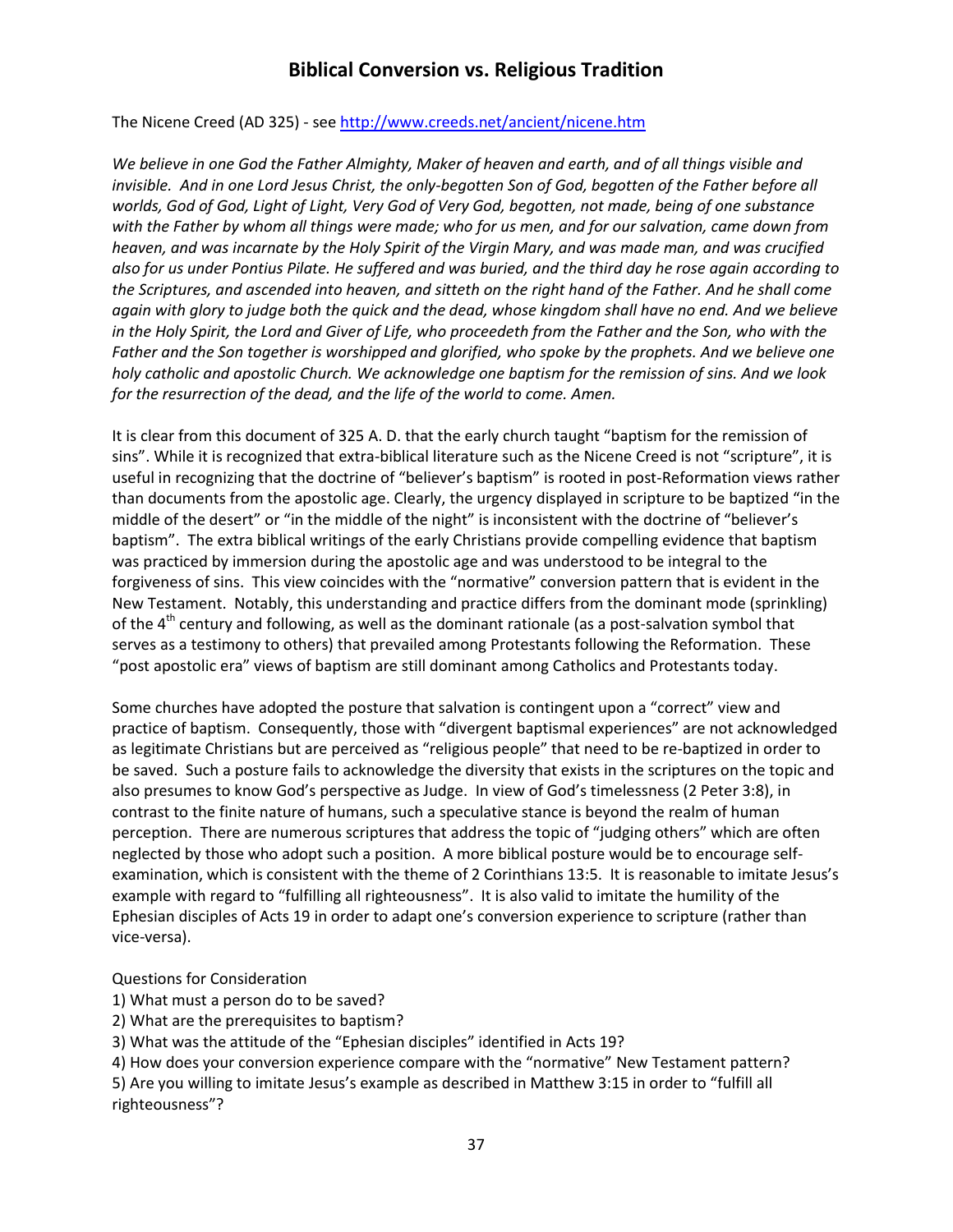# Biblical Conversion vs. Religious Tradition

The Nicene Creed (AD 325) - see http://www.creeds.net/ancient/nicene.htm

*We believe in one God the Father Almighty, Maker of heaven and earth, and of all things visible and invisible. And in one Lord Jesus Christ, the only-begotten Son of God, begotten of the Father before all worlds, God of God, Light of Light, Very God of Very God, begotten, not made, being of one substance with the Father by whom all things were made; who for us men, and for our salvation, came down from heaven, and was incarnate by the Holy Spirit of the Virgin Mary, and was made man, and was crucified also for us under Pontius Pilate. He suffered and was buried, and the third day he rose again according to the Scriptures, and ascended into heaven, and sitteth on the right hand of the Father. And he shall come again with glory to judge both the quick and the dead, whose kingdom shall have no end. And we believe in the Holy Spirit, the Lord and Giver of Life, who proceedeth from the Father and the Son, who with the Father and the Son together is worshipped and glorified, who spoke by the prophets. And we believe one holy catholic and apostolic Church. We acknowledge one baptism for the remission of sins. And we look for the resurrection of the dead, and the life of the world to come. Amen.*

It is clear from this document of 325 A. D. that the early church taught "baptism for the remission of sins". While it is recognized that extra-biblical literature such as the Nicene Creed is not "scripture", it is useful in recognizing that the doctrine of "believer's baptism" is rooted in post-Reformation views rather than documents from the apostolic age. Clearly, the urgency displayed in scripture to be baptized "in the middle of the desert" or "in the middle of the night" is inconsistent with the doctrine of "believer's baptism". The extra biblical writings of the early Christians provide compelling evidence that baptism was practiced by immersion during the apostolic age and was understood to be integral to the forgiveness of sins. This view coincides with the "normative" conversion pattern that is evident in the New Testament. Notably, this understanding and practice differs from the dominant mode (sprinkling) of the 4th century and following, as well as the dominant rationale (as a post-salvation symbol that serves as a testimony to others) that prevailed among Protestants following the Reformation. These "post apostolic era" views of baptism are still dominant among Catholics and Protestants today.

Some churches have adopted the posture that salvation is contingent upon a "correct" view and practice of baptism. Consequently, those with "divergent baptismal experiences" are not acknowledged as legitimate Christians but are perceived as "religious people" that need to be re-baptized in order to be saved. Such a posture fails to acknowledge the diversity that exists in the scriptures on the topic and also presumes to know God's perspective as Judge. In view of God's timelessness (2 Peter 3:8), in contrast to the finite nature of humans, such a speculative stance is beyond the realm of human perception. There are numerous scriptures that address the topic of "judging others" which are often neglected by those who adopt such a position. A more biblical posture would be to encourage self-examination, which is consistent with the theme of 2 Corinthians 13:5. It is reasonable to imitate Jesus's example with regard to "fulfilling all righteousness". It is also valid to imitate the humility of the Ephesian disciples of Acts 19 in order to adapt one's conversion experience to scripture (rather than vice-versa).

Questions for Consideration

1) What must a person do to be saved?
2) What are the prerequisites to baptism?
3) What was the attitude of the "Ephesian disciples" identified in Acts 19?
4) How does your conversion experience compare with the "normative" New Testament pattern?
5) Are you willing to imitate Jesus's example as described in Matthew 3:15 in order to "fulfill all righteousness"?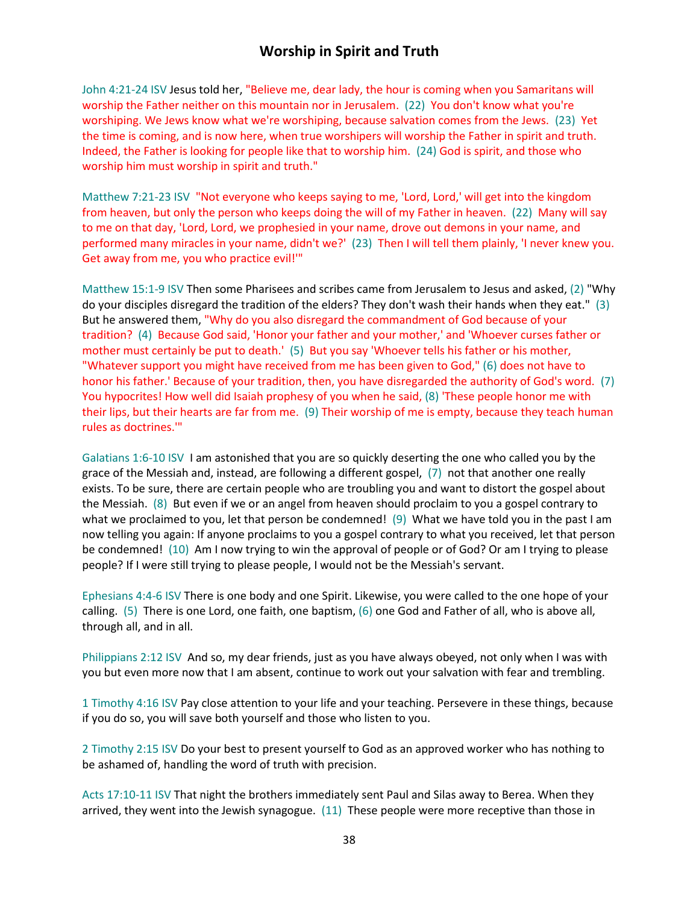# Worship in Spirit and Truth

John 4:21-24 ISV Jesus told her, "Believe me, dear lady, the hour is coming when you Samaritans will worship the Father neither on this mountain nor in Jerusalem. (22) You don't know what you're worshiping. We Jews know what we're worshiping, because salvation comes from the Jews. (23) Yet the time is coming, and is now here, when true worshipers will worship the Father in spirit and truth. Indeed, the Father is looking for people like that to worship him. (24) God is spirit, and those who worship him must worship in spirit and truth."

Matthew 7:21-23 ISV "Not everyone who keeps saying to me, 'Lord, Lord,' will get into the kingdom from heaven, but only the person who keeps doing the will of my Father in heaven. (22) Many will say to me on that day, 'Lord, Lord, we prophesied in your name, drove out demons in your name, and performed many miracles in your name, didn't we?' (23) Then I will tell them plainly, 'I never knew you. Get away from me, you who practice evil!'"

Matthew 15:1-9 ISV Then some Pharisees and scribes came from Jerusalem to Jesus and asked, (2) "Why do your disciples disregard the tradition of the elders? They don't wash their hands when they eat." (3) But he answered them, "Why do you also disregard the commandment of God because of your tradition? (4) Because God said, 'Honor your father and your mother,' and 'Whoever curses father or mother must certainly be put to death.' (5) But you say 'Whoever tells his father or his mother, "Whatever support you might have received from me has been given to God," (6) does not have to honor his father.' Because of your tradition, then, you have disregarded the authority of God's word. (7) You hypocrites! How well did Isaiah prophesy of you when he said, (8) 'These people honor me with their lips, but their hearts are far from me. (9) Their worship of me is empty, because they teach human rules as doctrines.'"

Galatians 1:6-10 ISV I am astonished that you are so quickly deserting the one who called you by the grace of the Messiah and, instead, are following a different gospel, (7) not that another one really exists. To be sure, there are certain people who are troubling you and want to distort the gospel about the Messiah. (8) But even if we or an angel from heaven should proclaim to you a gospel contrary to what we proclaimed to you, let that person be condemned! (9) What we have told you in the past I am now telling you again: If anyone proclaims to you a gospel contrary to what you received, let that person be condemned! (10) Am I now trying to win the approval of people or of God? Or am I trying to please people? If I were still trying to please people, I would not be the Messiah's servant.

Ephesians 4:4-6 ISV There is one body and one Spirit. Likewise, you were called to the one hope of your calling. (5) There is one Lord, one faith, one baptism, (6) one God and Father of all, who is above all, through all, and in all.

Philippians 2:12 ISV And so, my dear friends, just as you have always obeyed, not only when I was with you but even more now that I am absent, continue to work out your salvation with fear and trembling.

1 Timothy 4:16 ISV Pay close attention to your life and your teaching. Persevere in these things, because if you do so, you will save both yourself and those who listen to you.

2 Timothy 2:15 ISV Do your best to present yourself to God as an approved worker who has nothing to be ashamed of, handling the word of truth with precision.

Acts 17:10-11 ISV That night the brothers immediately sent Paul and Silas away to Berea. When they arrived, they went into the Jewish synagogue. (11) These people were more receptive than those in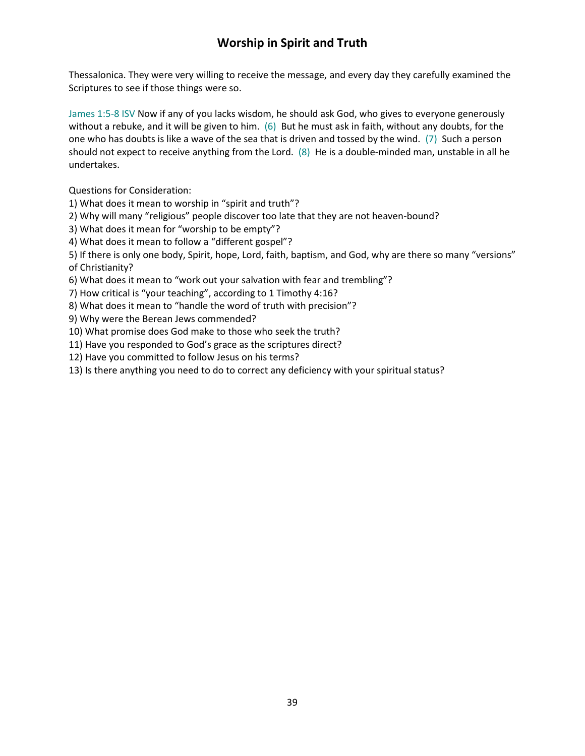Thessalonica. They were very willing to receive the message, and every day they carefully examined the Scriptures to see if those things were so.

James 1:5-8 ISV Now if any of you lacks wisdom, he should ask God, who gives to everyone generously without a rebuke, and it will be given to him. (6) But he must ask in faith, without any doubts, for the one who has doubts is like a wave of the sea that is driven and tossed by the wind. (7) Such a person should not expect to receive anything from the Lord. (8) He is a double-minded man, unstable in all he undertakes.

Questions for Consideration:

1) What does it mean to worship in "spirit and truth"?
2) Why will many "religious" people discover too late that they are not heaven-bound?
3) What does it mean for "worship to be empty"?
4) What does it mean to follow a "different gospel"?
5) If there is only one body, Spirit, hope, Lord, faith, baptism, and God, why are there so many "versions" of Christianity?
6) What does it mean to "work out your salvation with fear and trembling"?
7) How critical is "your teaching", according to 1 Timothy 4:16?
8) What does it mean to "handle the word of truth with precision"?
9) Why were the Berean Jews commended?
10) What promise does God make to those who seek the truth?
11) Have you responded to God's grace as the scriptures direct?
12) Have you committed to follow Jesus on his terms?
13) Is there anything you need to do to correct any deficiency with your spiritual status?